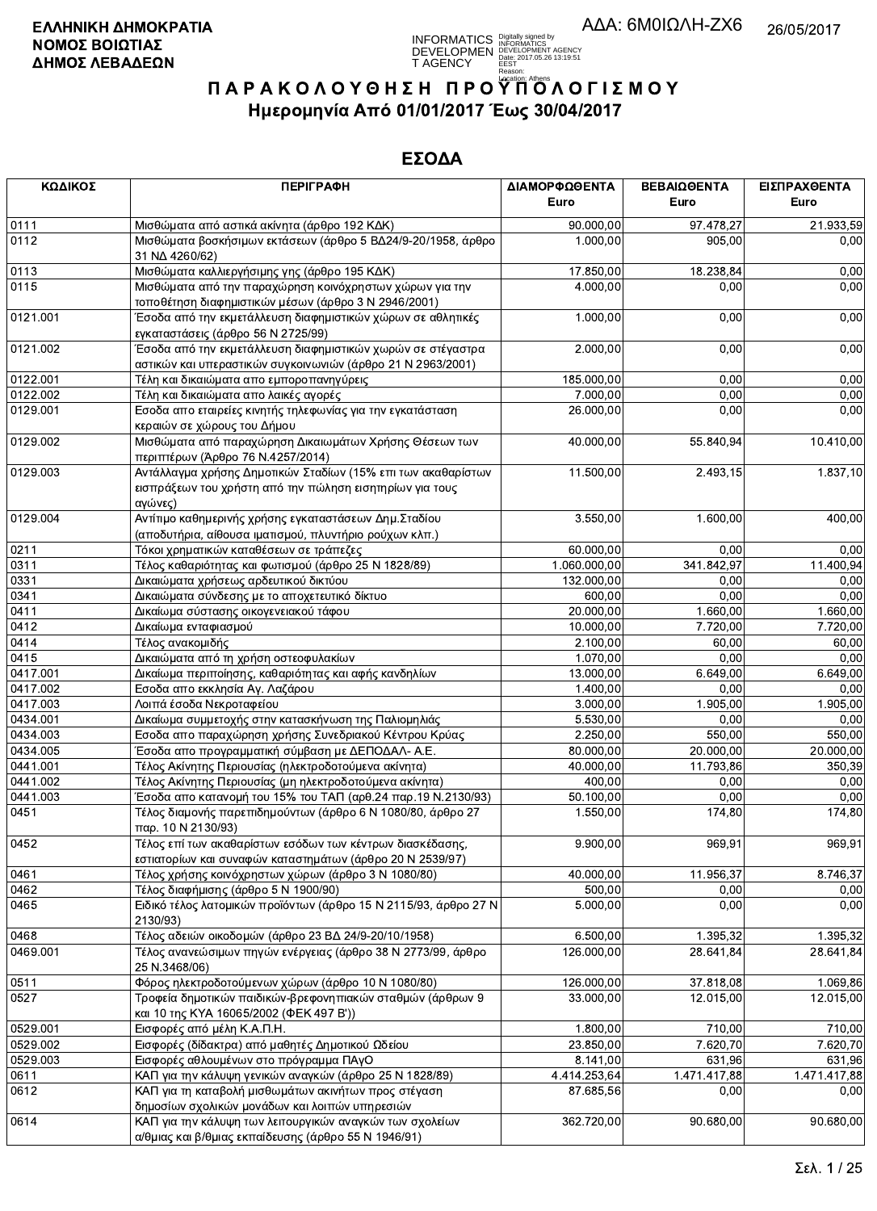**ΕΛΛΗΝΙΚΗ ΔΗΜΟΚΡΑΤΙΑ**
**ΝΟΜΟΣ ΒΟΙΩΤΙΑΣ**
**ΔΗΜΟΣ ΛΕΒΑΔΕΩΝ**

ΑΔΑ: 6Μ0ΙΩΛΗ-ΖΧ6 26/05/2017

# ΠΑΡΑΚΟΛΟΥΘΗΣΗ ΠΡΟΫΠΟΛΟΓΙΣΜΟΥ

## Ημερομηνία Από 01/01/2017 Έως 30/04/2017

## ΕΣΟΔΑ

| ΚΩΔΙΚΟΣ | ΠΕΡΙΓΡΑΦΗ | ΔΙΑΜΟΡΦΩΘΕΝΤΑ Euro | ΒΕΒΑΙΩΘΕΝΤΑ Euro | ΕΙΣΠΡΑΧΘΕΝΤΑ Euro |
|---|---|---|---|---|
| 0111 | Μισθώματα από αστικά ακίνητα (άρθρο 192 ΚΔΚ) | 90.000,00 | 97.478,27 | 21.933,59 |
| 0112 | Μισθώματα βοσκήσιμων εκτάσεων (άρθρο 5 ΒΔ24/9-20/1958, άρθρο 31 ΝΔ 4260/62) | 1.000,00 | 905,00 | 0,00 |
| 0113 | Μισθώματα καλλιεργήσιμης γης (άρθρο 195 ΚΔΚ) | 17.850,00 | 18.238,84 | 0,00 |
| 0115 | Μισθώματα από την παραχώρηση κοινόχρηστων χώρων για την τοποθέτηση διαφημιστικών μέσων (άρθρο 3 Ν 2946/2001) | 4.000,00 | 0,00 | 0,00 |
| 0121.001 | Έσοδα από την εκμετάλλευση διαφημιστικών χώρων σε αθλητικές εγκαταστάσεις (άρθρο 56 Ν 2725/99) | 1.000,00 | 0,00 | 0,00 |
| 0121.002 | Έσοδα από την εκμετάλλευση διαφημιστικών χωρών σε στέγαστρα αστικών και υπεραστικών συγκοινωνιών (άρθρο 21 Ν 2963/2001) | 2.000,00 | 0,00 | 0,00 |
| 0122.001 | Τέλη και δικαιώματα απο εμποροπανηγύρεις | 185.000,00 | 0,00 | 0,00 |
| 0122.002 | Τέλη και δικαιώματα απο λαικές αγορές | 7.000,00 | 0,00 | 0,00 |
| 0129.001 | Εσοδα απο εταιρείες κινητής τηλεφωνίας για την εγκατάσταση κεραιών σε χώρους του Δήμου | 26.000,00 | 0,00 | 0,00 |
| 0129.002 | Μισθώματα από παραχώρηση Δικαιωμάτων Χρήσης Θέσεων των περιπτέρων (Άρθρο 76 Ν.4257/2014) | 40.000,00 | 55.840,94 | 10.410,00 |
| 0129.003 | Αντάλλαγμα χρήσης Δημοτικών Σταδίων (15% επι των ακαθαρίστων εισπράξεων του χρήστη από την πώληση εισητηρίων για τους αγώνες) | 11.500,00 | 2.493,15 | 1.837,10 |
| 0129.004 | Αντίτιμο καθημερινής χρήσης εγκαταστάσεων Δημ.Σταδίου (αποδυτήρια, αίθουσα ιματισμού, πλυντήριο ρούχων κλπ.) | 3.550,00 | 1.600,00 | 400,00 |
| 0211 | Τόκοι χρηματικών καταθέσεων σε τράπεζες | 60.000,00 | 0,00 | 0,00 |
| 0311 | Τέλος καθαριότητας και φωτισμού (άρθρο 25 Ν 1828/89) | 1.060.000,00 | 341.842,97 | 11.400,94 |
| 0331 | Δικαιώματα χρήσεως αρδευτικού δικτύου | 132.000,00 | 0,00 | 0,00 |
| 0341 | Δικαιώματα σύνδεσης με το αποχετευτικό δίκτυο | 600,00 | 0,00 | 0,00 |
| 0411 | Δικαίωμα σύστασης οικογενειακού τάφου | 20.000,00 | 1.660,00 | 1.660,00 |
| 0412 | Δικαίωμα ενταφιασμού | 10.000,00 | 7.720,00 | 7.720,00 |
| 0414 | Τέλος ανακομιδής | 2.100,00 | 60,00 | 60,00 |
| 0415 | Δικαιώματα από τη χρήση οστεοφυλακίων | 1.070,00 | 0,00 | 0,00 |
| 0417.001 | Δικαίωμα περιποίησης, καθαριότητας και αφής κανδηλίων | 13.000,00 | 6.649,00 | 6.649,00 |
| 0417.002 | Εσοδα απο εκκλησία Αγ. Λαζάρου | 1.400,00 | 0,00 | 0,00 |
| 0417.003 | Λοιπά έσοδα Νεκροταφείου | 3.000,00 | 1.905,00 | 1.905,00 |
| 0434.001 | Δικαίωμα συμμετοχής στην κατασκήνωση της Παλιομηλιάς | 5.530,00 | 0,00 | 0,00 |
| 0434.003 | Εσοδα απο παραχώρηση χρήσης Συνεδριακού Κέντρου Κρύας | 2.250,00 | 550,00 | 550,00 |
| 0434.005 | Έσοδα απο προγραμματική σύμβαση με ΔΕΠΟΔΑΛ- Α.Ε. | 80.000,00 | 20.000,00 | 20.000,00 |
| 0441.001 | Τέλος Ακίνητης Περιουσίας (ηλεκτροδοτούμενα ακίνητα) | 40.000,00 | 11.793,86 | 350,39 |
| 0441.002 | Τέλος Ακίνητης Περιουσίας (μη ηλεκτροδοτούμενα ακίνητα) | 400,00 | 0,00 | 0,00 |
| 0441.003 | Έσοδα απο κατανομή του 15% του ΤΑΠ (αρθ.24 παρ.19 Ν.2130/93) | 50.100,00 | 0,00 | 0,00 |
| 0451 | Τέλος διαμονής παρεπιδημούντων (άρθρο 6 Ν 1080/80, άρθρο 27 παρ. 10 Ν 2130/93) | 1.550,00 | 174,80 | 174,80 |
| 0452 | Τέλος επί των ακαθαρίστων εσόδων των κέντρων διασκέδασης, εστιατορίων και συναφών καταστημάτων (άρθρο 20 Ν 2539/97) | 9.900,00 | 969,91 | 969,91 |
| 0461 | Τέλος χρήσης κοινόχρηστων χώρων (άρθρο 3 Ν 1080/80) | 40.000,00 | 11.956,37 | 8.746,37 |
| 0462 | Τέλος διαφήμισης (άρθρο 5 Ν 1900/90) | 500,00 | 0,00 | 0,00 |
| 0465 | Ειδικό τέλος λατομικών προϊόντων (άρθρο 15 Ν 2115/93, άρθρο 27 Ν 2130/93) | 5.000,00 | 0,00 | 0,00 |
| 0468 | Τέλος αδειών οικοδομών (άρθρο 23 ΒΔ 24/9-20/10/1958) | 6.500,00 | 1.395,32 | 1.395,32 |
| 0469.001 | Τέλος ανανεώσιμων πηγών ενέργειας (άρθρο 38 Ν 2773/99, άρθρο 25 Ν.3468/06) | 126.000,00 | 28.641,84 | 28.641,84 |
| 0511 | Φόρος ηλεκτροδοτούμενων χώρων (άρθρο 10 Ν 1080/80) | 126.000,00 | 37.818,08 | 1.069,86 |
| 0527 | Τροφεία δημοτικών παιδικών-βρεφονηπιακών σταθμών (άρθρων 9 και 10 της ΚΥΑ 16065/2002 (ΦΕΚ 497 Β')) | 33.000,00 | 12.015,00 | 12.015,00 |
| 0529.001 | Εισφορές από μέλη Κ.Α.Π.Η. | 1.800,00 | 710,00 | 710,00 |
| 0529.002 | Εισφορές (δίδακτρα) από μαθητές Δημοτικού Ωδείου | 23.850,00 | 7.620,70 | 7.620,70 |
| 0529.003 | Εισφορές αθλουμένων στο πρόγραμμα ΠΑγΟ | 8.141,00 | 631,96 | 631,96 |
| 0611 | ΚΑΠ για την κάλυψη γενικών αναγκών (άρθρο 25 Ν 1828/89) | 4.414.253,64 | 1.471.417,88 | 1.471.417,88 |
| 0612 | ΚΑΠ για τη καταβολή μισθωμάτων ακινήτων προς στέγαση δημοσίων σχολικών μονάδων και λοιπών υπηρεσιών | 87.685,56 | 0,00 | 0,00 |
| 0614 | ΚΑΠ για την κάλυψη των λειτουργικών αναγκών των σχολείων α/θμιας και β/θμιας εκπαίδευσης (άρθρο 55 Ν 1946/91) | 362.720,00 | 90.680,00 | 90.680,00 |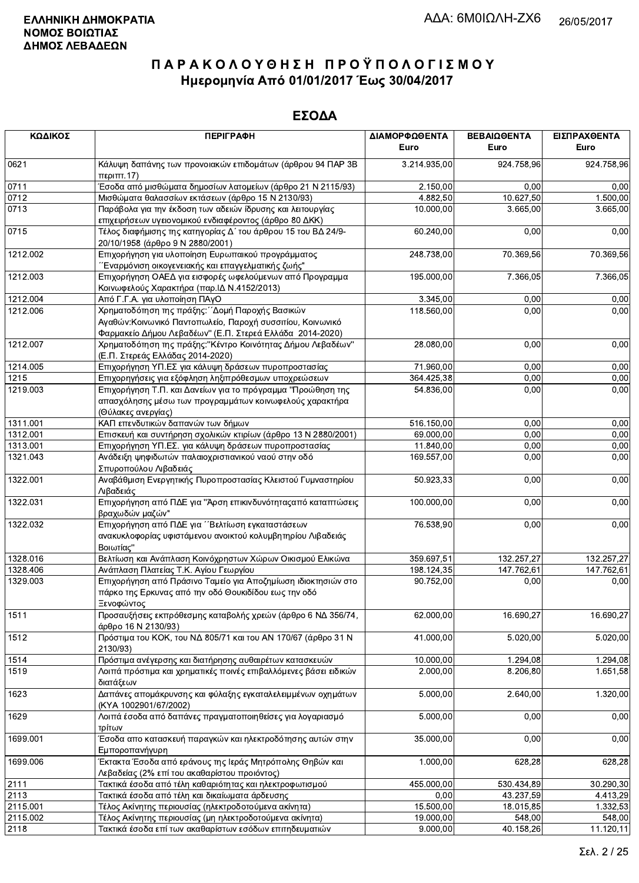ΕΛΛΗΝΙΚΗ ΔΗΜΟΚΡΑΤΙΑ
ΝΟΜΟΣ ΒΟΙΩΤΙΑΣ
ΔΗΜΟΣ ΛΕΒΑΔΕΩΝ

ΑΔΑ: 6Μ0ΙΩΛΗ-ΖΧ6 26/05/2017

# ΠΑΡΑΚΟΛΟΥΘΗΣΗ ΠΡΟΫΠΟΛΟΓΙΣΜΟΥ
## Ημερομηνία Από 01/01/2017 Έως 30/04/2017

## ΕΣΟΔΑ

| ΚΩΔΙΚΟΣ | ΠΕΡΙΓΡΑΦΗ | ΔΙΑΜΟΡΦΩΘΕΝΤΑ Euro | ΒΕΒΑΙΩΘΕΝΤΑ Euro | ΕΙΣΠΡΑΧΘΕΝΤΑ Euro |
|---|---|---|---|---|
| 0621 | Κάλυψη δαπάνης των προνοιακών επιδομάτων (άρθρου 94 ΠΑΡ 3Β περιπτ.17) | 3.214.935,00 | 924.758,96 | 924.758,96 |
| 0711 | Έσοδα από μισθώματα δημοσίων λατομείων (άρθρο 21 Ν 2115/93) | 2.150,00 | 0,00 | 0,00 |
| 0712 | Μισθώματα θαλασσίων εκτάσεων (άρθρο 15 Ν 2130/93) | 4.882,50 | 10.627,50 | 1.500,00 |
| 0713 | Παράβολα για την έκδοση των αδειών ίδρυσης και λειτουργίας επιχειρήσεων υγειονομικού ενδιαφέροντος (άρθρο 80 ΔΚΚ) | 10.000,00 | 3.665,00 | 3.665,00 |
| 0715 | Τέλος διαφήμισης της κατηγορίας Δ΄ του άρθρου 15 του ΒΔ 24/9-20/10/1958 (άρθρο 9 Ν 2880/2001) | 60.240,00 | 0,00 | 0,00 |
| 1212.002 | Επιχορήγηση για υλοποίηση Ευρωπαικού προγράμματος ΄΄Εναρμόνιση οικογενειακής και επαγγελματικής ζωής" | 248.738,00 | 70.369,56 | 70.369,56 |
| 1212.003 | Επιχορήγηση ΟΑΕΔ για εισφορές ωφελούμενων από Προγραμμα Κοινωφελούς Χαρακτήρα (παρ.ΙΔ Ν.4152/2013) | 195.000,00 | 7.366,05 | 7.366,05 |
| 1212.004 | Από Γ.Γ.Α. για υλοποίηση ΠΑγΟ | 3.345,00 | 0,00 | 0,00 |
| 1212.006 | Χρηματοδότηση της πράξης:΄΄Δομή Παροχής Βασικών Αγαθών:Κοινωνικό Παντοπωλείο, Παροχή συσσιτίου, Κοινωνικό Φαρμακείο Δήμου Λεβαδέων" (Ε.Π. Στερεά Ελλάδα 2014-2020) | 118.560,00 | 0,00 | 0,00 |
| 1212.007 | Χρηματοδότηση της πράξης:"Κέντρο Κοινότητας Δήμου Λεβαδέων" (Ε.Π. Στερεάς Ελλάδας 2014-2020) | 28.080,00 | 0,00 | 0,00 |
| 1214.005 | Επιχορήγηση ΥΠ.ΕΣ για κάλυψη δράσεων πυροπροστασίας | 71.960,00 | 0,00 | 0,00 |
| 1215 | Επιχορηγήσεις για εξόφληση ληξιπρόθεσμων υποχρεώσεων | 364.425,38 | 0,00 | 0,00 |
| 1219.003 | Επιχορήγηση Τ.Π. και Δανείων για το πρόγραμμα "Προώθηση της απασχόλησης μέσω των προγραμμάτων κοινωφελούς χαρακτήρα (Θύλακες ανεργίας) | 54.836,00 | 0,00 | 0,00 |
| 1311.001 | ΚΑΠ επενδυτικών δαπανών των δήμων | 516.150,00 | 0,00 | 0,00 |
| 1312.001 | Επισκευή και συντήρηση σχολικών κτιρίων (άρθρο 13 Ν 2880/2001) | 69.000,00 | 0,00 | 0,00 |
| 1313.001 | Επιχορήγηση ΥΠ.ΕΣ. για κάλυψη δράσεων πυροπροστασίας | 11.840,00 | 0,00 | 0,00 |
| 1321.043 | Ανάδειξη ψηφιδωτών παλαιοχριστιανικού ναού στην οδό Σπυροπούλου Λιβαδειάς | 169.557,00 | 0,00 | 0,00 |
| 1322.001 | Αναβάθμιση Ενεργητικής Πυροπροστασίας Κλειστού Γυμναστηρίου Λιβαδειάς | 50.923,33 | 0,00 | 0,00 |
| 1322.031 | Επιχορήγηση από ΠΔΕ για "Άρση επικινδυνότηταςαπό καταπτώσεις βραχωδών μαζών" | 100.000,00 | 0,00 | 0,00 |
| 1322.032 | Επιχορήγηση από ΠΔΕ για ΄΄Βελτίωση εγκαταστάσεων ανακυκλοφορίας υφιστάμενου ανοικτού κολυμβητηρίου Λιβαδειάς Βοιωτίας" | 76.538,90 | 0,00 | 0,00 |
| 1328.016 | Βελτίωση και Ανάπλαση Κοινόχρηστων Χώρων Οικισμού Ελικώνα | 359.697,51 | 132.257,27 | 132.257,27 |
| 1328.406 | Ανάπλαση Πλατείας Τ.Κ. Αγίου Γεωργίου | 198.124,35 | 147.762,61 | 147.762,61 |
| 1329.003 | Επιχορήγηση από Πράσινο Ταμείο για Αποζημίωση ιδιοκτησιών στο πάρκο της Ερκυνας από την οδό Θουκιδίδου εως την οδό Ξενοφώντος | 90.752,00 | 0,00 | 0,00 |
| 1511 | Προσαυξήσεις εκπρόθεσμης καταβολής χρεών (άρθρο 6 ΝΔ 356/74, άρθρο 16 Ν 2130/93) | 62.000,00 | 16.690,27 | 16.690,27 |
| 1512 | Πρόστιμα του ΚΟΚ, του ΝΔ 805/71 και του ΑΝ 170/67 (άρθρο 31 Ν 2130/93) | 41.000,00 | 5.020,00 | 5.020,00 |
| 1514 | Πρόστιμα ανέγερσης και διατήρησης αυθαιρέτων κατασκευών | 10.000,00 | 1.294,08 | 1.294,08 |
| 1519 | Λοιπά πρόστιμα και χρηματικές ποινές επιβαλλόμενες βάσει ειδικών διατάξεων | 2.000,00 | 8.206,80 | 1.651,58 |
| 1623 | Δαπάνες απομάκρυνσης και φύλαξης εγκαταλελειμμένων οχημάτων (ΚΥΑ 1002901/67/2002) | 5.000,00 | 2.640,00 | 1.320,00 |
| 1629 | Λοιπά έσοδα από δαπάνες πραγματοποιηθείσες για λογαριασμό τρίτων | 5.000,00 | 0,00 | 0,00 |
| 1699.001 | Έσοδα απο κατασκευή παραγκών και ηλεκτροδότησης αυτών στην Εμποροπανήγυρη | 35.000,00 | 0,00 | 0,00 |
| 1699.006 | Έκτακτα Έσοδα από εράνους της Ιεράς Μητρόπολης Θηβών και Λεβαδείας (2% επί του ακαθαρίστου προιόντος) | 1.000,00 | 628,28 | 628,28 |
| 2111 | Τακτικά έσοδα από τέλη καθαριότητας και ηλεκτροφωτισμού | 455.000,00 | 530.434,89 | 30.290,30 |
| 2113 | Τακτικά έσοδα από τέλη και δικαιώματα άρδευσης | 0,00 | 43.237,59 | 4.413,29 |
| 2115.001 | Τέλος Ακίνητης περιουσίας (ηλεκτροδοτούμενα ακίνητα) | 15.500,00 | 18.015,85 | 1.332,53 |
| 2115.002 | Τέλος Ακίνητης περιουσίας (μη ηλεκτροδοτούμενα ακίνητα) | 19.000,00 | 548,00 | 548,00 |
| 2118 | Τακτικά έσοδα επί των ακαθαρίστων εσόδων επιτηδευματιών | 9.000,00 | 40.158,26 | 11.120,11 |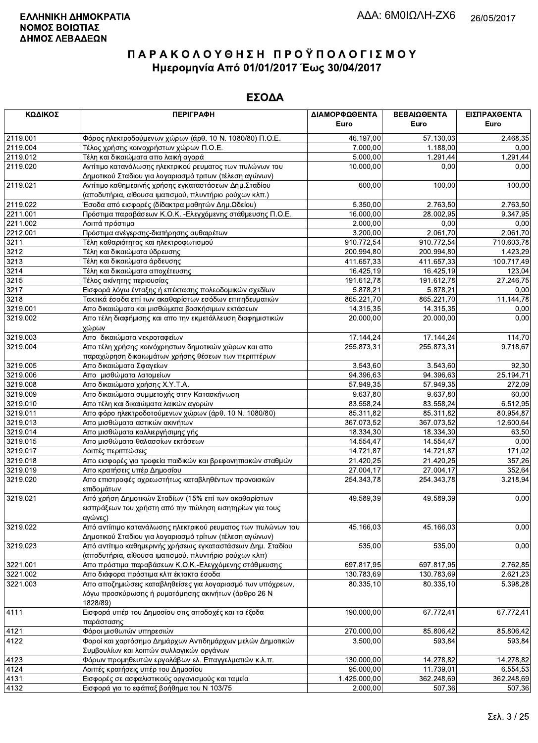ΕΛΛΗΝΙΚΗ ΔΗΜΟΚΡΑΤΙΑ
ΝΟΜΟΣ ΒΟΙΩΤΙΑΣ
ΔΗΜΟΣ ΛΕΒΑΔΕΩΝ

ΑΔΑ: 6Μ0ΙΩΛΗ-ΖΧ6 26/05/2017

# ΠΑΡΑΚΟΛΟΥΘΗΣΗ ΠΡΟΫΠΟΛΟΓΙΣΜΟΥ
## Ημερομηνία Από 01/01/2017 Έως 30/04/2017

## ΕΣΟΔΑ

| ΚΩΔΙΚΟΣ | ΠΕΡΙΓΡΑΦΗ | ΔΙΑΜΟΡΦΩΘΕΝΤΑ Euro | ΒΕΒΑΙΩΘΕΝΤΑ Euro | ΕΙΣΠΡΑΧΘΕΝΤΑ Euro |
|---|---|---|---|---|
| 2119.001 | Φόρος ηλεκτροδούμενων χώρων (άρθ. 10 Ν. 1080/80) Π.Ο.Ε. | 46.197,00 | 57.130,03 | 2.468,35 |
| 2119.004 | Τέλος χρήσης κοινοχρήστων χώρων Π.Ο.Ε. | 7.000,00 | 1.188,00 | 0,00 |
| 2119.012 | Τέλη και δικαιώματα απο λαική αγορά | 5.000,00 | 1.291,44 | 1.291,44 |
| 2119.020 | Αντίτιμο κατανάλωσης ηλεκτρικού ρευματος των πυλώνων του Δημοτικού Σταδιου για λογαριασμό τριτων (τέλεση αγώνων) | 10.000,00 | 0,00 | 0,00 |
| 2119.021 | Αντίτιμο καθημερινής χρήσης εγκαταστάσεων Δημ.Σταδίου (αποδυτήρια, αίθουσα ιματισμού, πλυντήριο ρούχων κλπ.) | 600,00 | 100,00 | 100,00 |
| 2119.022 | Έσοδα από εισφορές (δίδακτρα μαθητών Δημ.Ωδείου) | 5.350,00 | 2.763,50 | 2.763,50 |
| 2211.001 | Πρόστιμα παραβάσεων Κ.Ο.Κ. -Ελεγχόμενης στάθμευσης Π.Ο.Ε. | 16.000,00 | 28.002,95 | 9.347,95 |
| 2211.002 | Λοιπά πρόστιμα | 2.000,00 | 0,00 | 0,00 |
| 2212.001 | Πρόστιμα ανέγερσης-διατήρησης αυθαιρέτων | 3.200,00 | 2.061,70 | 2.061,70 |
| 3211 | Τέλη καθαριότητας και ηλεκτροφωτισμού | 910.772,54 | 910.772,54 | 710.603,78 |
| 3212 | Τέλη και δικαιώματα ύδρευσης | 200.994,80 | 200.994,80 | 1.423,29 |
| 3213 | Τέλη και δικαιώματα άρδευσης | 411.657,33 | 411.657,33 | 100.717,49 |
| 3214 | Τέλη και δικαιώματα αποχέτευσης | 16.425,19 | 16.425,19 | 123,04 |
| 3215 | Τέλος ακίνητης περιουσίας | 191.612,78 | 191.612,78 | 27.246,75 |
| 3217 | Εισφορά λόγω ένταξης ή επέκτασης πολεοδομικών σχεδίων | 5.878,21 | 5.878,21 | 0,00 |
| 3218 | Τακτικά έσοδα επί των ακαθαρίστων εσόδων επιτηδευματιών | 865.221,70 | 865.221,70 | 11.144,78 |
| 3219.001 | Απο δικαιώματα και μισθώματα βοσκήσιμων εκτάσεων | 14.315,35 | 14.315,35 | 0,00 |
| 3219.002 | Απο τέλη διαφήμισης και απο την εκμετάλλευση διαφημιστικών χώρων | 20.000,00 | 20.000,00 | 0,00 |
| 3219.003 | Απο δικαιώματα νεκροταφείων | 17.144,24 | 17.144,24 | 114,70 |
| 3219.004 | Απο τέλη χρήσης κοινόχρηστων δημοτικών χώρων και απο παραχώρηση δικαιωμάτων χρήσης θέσεων των περιπτέρων | 255.873,31 | 255.873,31 | 9.718,67 |
| 3219.005 | Απο δικαιώματα Σφαγείων | 3.543,60 | 3.543,60 | 92,30 |
| 3219.006 | Απο μισθώματα λατομείων | 94.396,63 | 94.396,63 | 25.194,71 |
| 3219.008 | Απο δικαιώματα χρήσης Χ.Υ.Τ.Α. | 57.949,35 | 57.949,35 | 272,09 |
| 3219.009 | Απο δικαιώματα συμμετοχής στην Κατασκήνωση | 9.637,80 | 9.637,80 | 60,00 |
| 3219.010 | Απο τέλη και δικαιώματα λαικών αγορών | 83.558,24 | 83.558,24 | 6.512,95 |
| 3219.011 | Απο φόρο ηλεκτροδοτούμενων χώρων (άρθ. 10 Ν. 1080/80) | 85.311,82 | 85.311,82 | 80.954,87 |
| 3219.013 | Απο μισθώματα αστικών ακινήτων | 367.073,52 | 367.073,52 | 12.600,64 |
| 3219.014 | Απο μισθώματα καλλιεργήσιμης γής | 18.334,30 | 18.334,30 | 63,50 |
| 3219.015 | Απο μισθώματα θαλασσίων εκτάσεων | 14.554,47 | 14.554,47 | 0,00 |
| 3219.017 | Λοιπές περιπτώσεις | 14.721,87 | 14.721,87 | 171,02 |
| 3219.018 | Απο εισφορές για τροφεία παιδικών και βρεφονηπιακών σταθμών | 21.420,25 | 21.420,25 | 357,26 |
| 3219.019 | Απο κρατήσεις υπέρ Δημοσίου | 27.004,17 | 27.004,17 | 352,64 |
| 3219.020 | Απο επιστροφές αχρεωστήτως καταβληθέντων προνοιακών επιδομάτων | 254.343,78 | 254.343,78 | 3.218,94 |
| 3219.021 | Από χρήση Δημοτικών Σταδίων (15% επί των ακαθαρίστων εισπράξεων του χρήστη από την πώληση εισιτηρίων για τους αγώνες) | 49.589,39 | 49.589,39 | 0,00 |
| 3219.022 | Από αντίιτιμο κατανάλωσης ηλεκτρικού ρευματος των πυλώνων του Δημοτικού Σταδιου για λογαριασμό τρίτων (τέλεση αγώνων) | 45.166,03 | 45.166,03 | 0,00 |
| 3219.023 | Από αντίτιμο καθημερινής χρήσεως εγκαταστάσεων Δημ. Σταδίου (αποδυτήρια, αίθουσα ιματισμού, πλυντήριο ρούχων κλπ) | 535,00 | 535,00 | 0,00 |
| 3221.001 | Απο πρόστιμα παραβάσεων Κ.Ο.Κ.-Ελεγχόμενης στάθμευσης | 697.817,95 | 697.817,95 | 2.762,85 |
| 3221.002 | Απο διάφορα πρόστιμα κλπ έκτακτα έσοδα | 130.783,69 | 130.783,69 | 2.621,23 |
| 3221.003 | Απο αποζημιώσεις καταβληθείσες για λογαριασμό των υπόχρεων, λόγω προσκύρωσης ή ρυμοτόμησης ακινήτων (άρθρο 26 Ν 1828/89) | 80.335,10 | 80.335,10 | 5.398,28 |
| 4111 | Εισφορά υπέρ του Δημοσίου στις αποδοχές και τα έξοδα παράστασης | 190.000,00 | 67.772,41 | 67.772,41 |
| 4121 | Φόροι μισθωτών υπηρεσιών | 270.000,00 | 85.806,42 | 85.806,42 |
| 4122 | Φοροί και χαρτόσημο Δημάρχων Αντιδημάρχων μελών Δημοτικών Συμβουλίων και λοιπών συλλογικών οργάνων | 3.500,00 | 593,84 | 593,84 |
| 4123 | Φόρων προμηθευτών εργολάβων ελ. Επαγγελματιών κ.λ.π. | 130.000,00 | 14.278,82 | 14.278,82 |
| 4124 | Λοιπές κρατήσεις υπέρ του Δημοσίου | 95.000,00 | 11.739,01 | 6.554,53 |
| 4131 | Εισφορές σε ασφαλιστικούς οργανισμούς και ταμεία | 1.425.000,00 | 362.248,69 | 362.248,69 |
| 4132 | Εισφορά για το εφάπαξ βοήθημα του Ν 103/75 | 2.000,00 | 507,36 | 507,36 |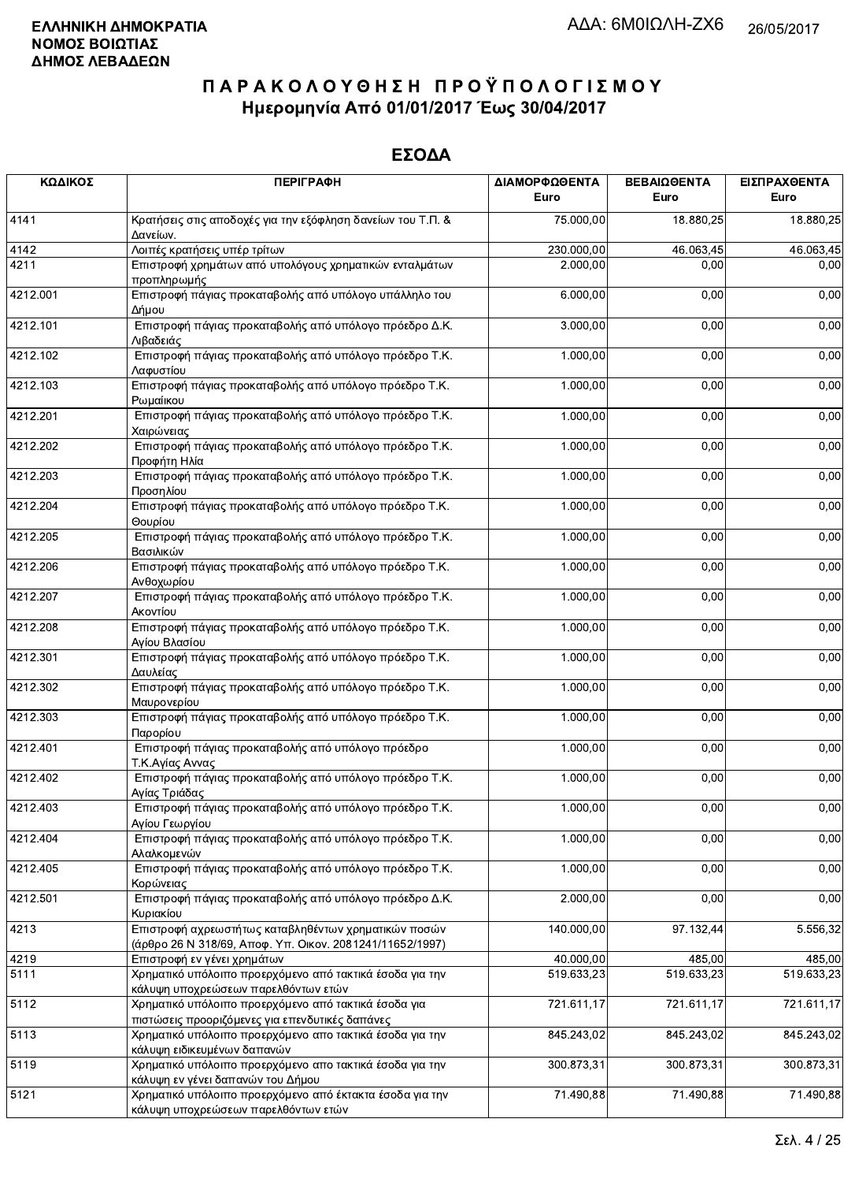**ΕΛΛΗΝΙΚΗ ΔΗΜΟΚΡΑΤΙΑ**
**ΝΟΜΟΣ ΒΟΙΩΤΙΑΣ**
**ΔΗΜΟΣ ΛΕΒΑΔΕΩΝ**

ΑΔΑ: 6Μ0ΙΩΛΗ-ΖΧ6 26/05/2017

# ΠΑΡΑΚΟΛΟΥΘΗΣΗ ΠΡΟΫΠΟΛΟΓΙΣΜΟΥ
## Ημερομηνία Από 01/01/2017 Έως 30/04/2017

## ΕΣΟΔΑ

| ΚΩΔΙΚΟΣ | ΠΕΡΙΓΡΑΦΗ | ΔΙΑΜΟΡΦΩΘΕΝΤΑ Euro | ΒΕΒΑΙΩΘΕΝΤΑ Euro | ΕΙΣΠΡΑΧΘΕΝΤΑ Euro |
|---|---|---|---|---|
| 4141 | Κρατήσεις στις αποδοχές για την εξόφληση δανείων του Τ.Π. & Δανείων. | 75.000,00 | 18.880,25 | 18.880,25 |
| 4142 | Λοιπές κρατήσεις υπέρ τρίτων | 230.000,00 | 46.063,45 | 46.063,45 |
| 4211 | Επιστροφή χρημάτων από υπολόγους χρηματικών ενταλμάτων προπληρωμής | 2.000,00 | 0,00 | 0,00 |
| 4212.001 | Επιστροφή πάγιας προκαταβολής από υπόλογο υπάλληλο του Δήμου | 6.000,00 | 0,00 | 0,00 |
| 4212.101 | Επιστροφή πάγιας προκαταβολής από υπόλογο πρόεδρο Δ.Κ. Λιβαδειάς | 3.000,00 | 0,00 | 0,00 |
| 4212.102 | Επιστροφή πάγιας προκαταβολής από υπόλογο πρόεδρο Τ.Κ. Λαφυστίου | 1.000,00 | 0,00 | 0,00 |
| 4212.103 | Επιστροφή πάγιας προκαταβολής από υπόλογο πρόεδρο Τ.Κ. Ρωμαίικου | 1.000,00 | 0,00 | 0,00 |
| 4212.201 | Επιστροφή πάγιας προκαταβολής από υπόλογο πρόεδρο Τ.Κ. Χαιρώνειας | 1.000,00 | 0,00 | 0,00 |
| 4212.202 | Επιστροφή πάγιας προκαταβολής από υπόλογο πρόεδρο Τ.Κ. Προφήτη Ηλία | 1.000,00 | 0,00 | 0,00 |
| 4212.203 | Επιστροφή πάγιας προκαταβολής από υπόλογο πρόεδρο Τ.Κ. Προσηλίου | 1.000,00 | 0,00 | 0,00 |
| 4212.204 | Επιστροφή πάγιας προκαταβολής από υπόλογο πρόεδρο Τ.Κ. Θουρίου | 1.000,00 | 0,00 | 0,00 |
| 4212.205 | Επιστροφή πάγιας προκαταβολής από υπόλογο πρόεδρο Τ.Κ. Βασιλικών | 1.000,00 | 0,00 | 0,00 |
| 4212.206 | Επιστροφή πάγιας προκαταβολής από υπόλογο πρόεδρο Τ.Κ. Ανθοχωρίου | 1.000,00 | 0,00 | 0,00 |
| 4212.207 | Επιστροφή πάγιας προκαταβολής από υπόλογο πρόεδρο Τ.Κ. Ακοντίου | 1.000,00 | 0,00 | 0,00 |
| 4212.208 | Επιστροφή πάγιας προκαταβολής από υπόλογο πρόεδρο Τ.Κ. Αγίου Βλασίου | 1.000,00 | 0,00 | 0,00 |
| 4212.301 | Επιστροφή πάγιας προκαταβολής από υπόλογο πρόεδρο Τ.Κ. Δαυλείας | 1.000,00 | 0,00 | 0,00 |
| 4212.302 | Επιστροφή πάγιας προκαταβολής από υπόλογο πρόεδρο Τ.Κ. Μαυρονερίου | 1.000,00 | 0,00 | 0,00 |
| 4212.303 | Επιστροφή πάγιας προκαταβολής από υπόλογο πρόεδρο Τ.Κ. Παρορίου | 1.000,00 | 0,00 | 0,00 |
| 4212.401 | Επιστροφή πάγιας προκαταβολής από υπόλογο πρόεδρο Τ.Κ.Αγίας Αννας | 1.000,00 | 0,00 | 0,00 |
| 4212.402 | Επιστροφή πάγιας προκαταβολής από υπόλογο πρόεδρο Τ.Κ. Αγίας Τριάδας | 1.000,00 | 0,00 | 0,00 |
| 4212.403 | Επιστροφή πάγιας προκαταβολής από υπόλογο πρόεδρο Τ.Κ. Αγίου Γεωργίου | 1.000,00 | 0,00 | 0,00 |
| 4212.404 | Επιστροφή πάγιας προκαταβολής από υπόλογο πρόεδρο Τ.Κ. Αλαλκομενών | 1.000,00 | 0,00 | 0,00 |
| 4212.405 | Επιστροφή πάγιας προκαταβολής από υπόλογο πρόεδρο Τ.Κ. Κορώνειας | 1.000,00 | 0,00 | 0,00 |
| 4212.501 | Επιστροφή πάγιας προκαταβολής από υπόλογο πρόεδρο Δ.Κ. Κυριακίου | 2.000,00 | 0,00 | 0,00 |
| 4213 | Επιστροφή αχρεωστήτως καταβληθέντων χρηματικών ποσών (άρθρο 26 Ν 318/69, Αποφ. Υπ. Οικον. 2081241/11652/1997) | 140.000,00 | 97.132,44 | 5.556,32 |
| 4219 | Επιστροφή εν γένει χρημάτων | 40.000,00 | 485,00 | 485,00 |
| 5111 | Χρηματικό υπόλοιπο προερχόμενο από τακτικά έσοδα για την κάλυψη υποχρεώσεων παρελθόντων ετών | 519.633,23 | 519.633,23 | 519.633,23 |
| 5112 | Χρηματικό υπόλοιπο προερχόμενο από τακτικά έσοδα για πιστώσεις προοριζόμενες για επενδυτικές δαπάνες | 721.611,17 | 721.611,17 | 721.611,17 |
| 5113 | Χρηματικό υπόλοιπο προερχόμενο απο τακτικά έσοδα για την κάλυψη ειδικευμένων δαπανών | 845.243,02 | 845.243,02 | 845.243,02 |
| 5119 | Χρηματικό υπόλοιπο προερχόμενο απο τακτικά έσοδα για την κάλυψη εν γένει δαπανών του Δήμου | 300.873,31 | 300.873,31 | 300.873,31 |
| 5121 | Χρηματικό υπόλοιπο προερχόμενο από έκτακτα έσοδα για την κάλυψη υποχρεώσεων παρελθόντων ετών | 71.490,88 | 71.490,88 | 71.490,88 |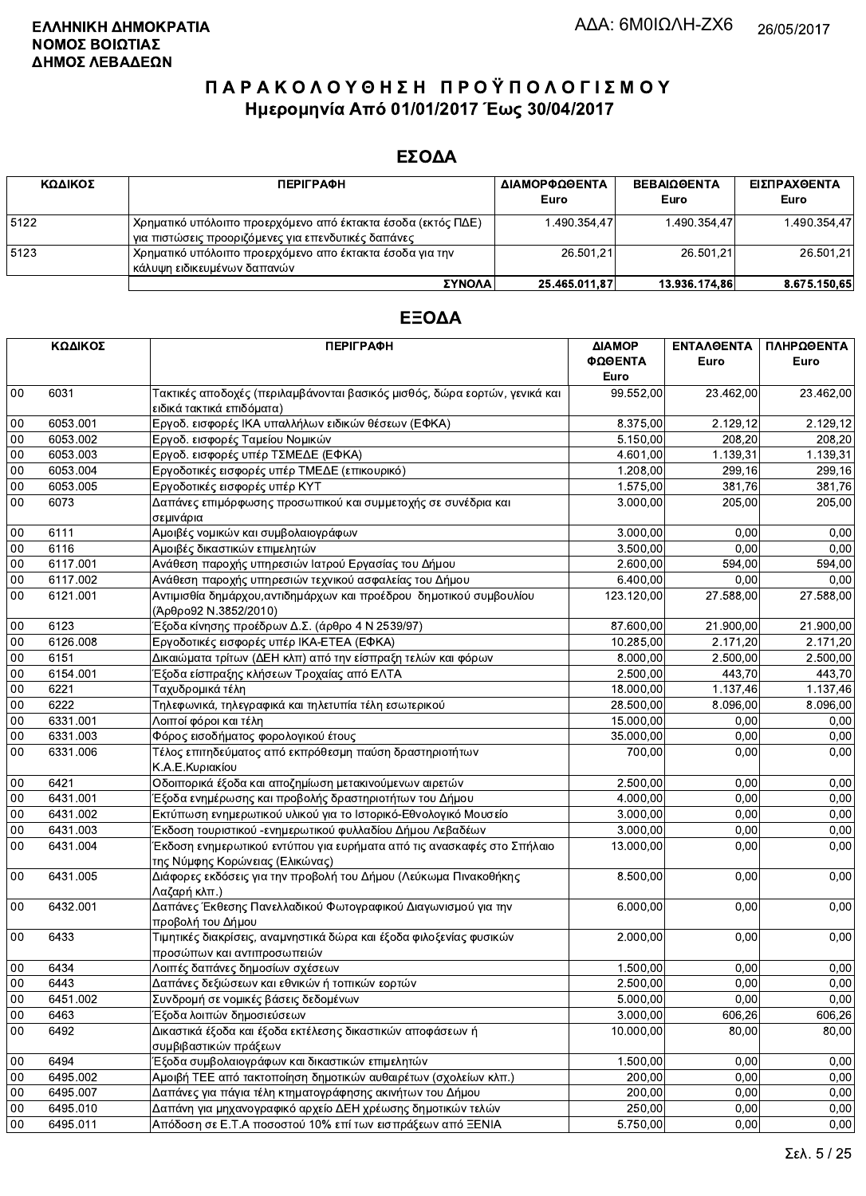**ΕΛΛΗΝΙΚΗ ΔΗΜΟΚΡΑΤΙΑ**
**ΝΟΜΟΣ ΒΟΙΩΤΙΑΣ**
**ΔΗΜΟΣ ΛΕΒΑΔΕΩΝ**

ΑΔΑ: 6Μ0ΙΩΛΗ-ΖΧ6 26/05/2017

# Π Α Ρ Α Κ Ο Λ Ο Υ Θ Η Σ Η  Π Ρ Ο Ϋ Π Ο Λ Ο Γ Ι Σ Μ Ο Υ
## Ημερομηνία Από 01/01/2017 Έως 30/04/2017

## ΕΣΟΔΑ

| ΚΩΔΙΚΟΣ | ΠΕΡΙΓΡΑΦΗ | ΔΙΑΜΟΡΦΩΘΕΝΤΑ Euro | ΒΕΒΑΙΩΘΕΝΤΑ Euro | ΕΙΣΠΡΑΧΘΕΝΤΑ Euro |
|---|---|---|---|---|
| 5122 | Χρηματικό υπόλοιπο προερχόμενο από έκτακτα έσοδα (εκτός ΠΔΕ) για πιστώσεις προοριζόμενες για επενδυτικές δαπάνες | 1.490.354,47 | 1.490.354,47 | 1.490.354,47 |
| 5123 | Χρηματικό υπόλοιπο προερχόμενο απο έκτακτα έσοδα για την κάλυψη ειδικευμένων δαπανών | 26.501,21 | 26.501,21 | 26.501,21 |
| | **ΣΥΝΟΛΑ** | **25.465.011,87** | **13.936.174,86** | **8.675.150,65** |

## ΕΞΟΔΑ

| ΚΩΔΙΚΟΣ | | ΠΕΡΙΓΡΑΦΗ | ΔΙΑΜΟΡΦΩΘΕΝΤΑ Euro | ΕΝΤΑΛΘΕΝΤΑ Euro | ΠΛΗΡΩΘΕΝΤΑ Euro |
|---|---|---|---|---|---|
| 00 | 6031 | Τακτικές αποδοχές (περιλαμβάνονται βασικός μισθός, δώρα εορτών, γενικά και ειδικά τακτικά επιδόματα) | 99.552,00 | 23.462,00 | 23.462,00 |
| 00 | 6053.001 | Εργοδ. εισφορές ΙΚΑ υπαλλήλων ειδικών θέσεων (ΕΦΚΑ) | 8.375,00 | 2.129,12 | 2.129,12 |
| 00 | 6053.002 | Εργοδ. εισφορές Ταμείου Νομικών | 5.150,00 | 208,20 | 208,20 |
| 00 | 6053.003 | Εργοδ. εισφορές υπέρ ΤΣΜΕΔΕ (ΕΦΚΑ) | 4.601,00 | 1.139,31 | 1.139,31 |
| 00 | 6053.004 | Εργοδοτικές εισφορές υπέρ ΤΜΕΔΕ (επικουρικό) | 1.208,00 | 299,16 | 299,16 |
| 00 | 6053.005 | Εργοδοτικές εισφορές υπέρ ΚΥΤ | 1.575,00 | 381,76 | 381,76 |
| 00 | 6073 | Δαπάνες επιμόρφωσης προσωπικού και συμμετοχής σε συνέδρια και σεμινάρια | 3.000,00 | 205,00 | 205,00 |
| 00 | 6111 | Αμοιβές νομικών και συμβολαιογράφων | 3.000,00 | 0,00 | 0,00 |
| 00 | 6116 | Αμοιβές δικαστικών επιμελητών | 3.500,00 | 0,00 | 0,00 |
| 00 | 6117.001 | Ανάθεση παροχής υπηρεσιών Ιατρού Εργασίας του Δήμου | 2.600,00 | 594,00 | 594,00 |
| 00 | 6117.002 | Ανάθεση παροχής υπηρεσιών τεχνικού ασφαλείας του Δήμου | 6.400,00 | 0,00 | 0,00 |
| 00 | 6121.001 | Αντιμισθία δημάρχου,αντιδημάρχων και προέδρου δημοτικού συμβουλίου (Άρθρο92 Ν.3852/2010) | 123.120,00 | 27.588,00 | 27.588,00 |
| 00 | 6123 | Έξοδα κίνησης προέδρων Δ.Σ. (άρθρο 4 Ν 2539/97) | 87.600,00 | 21.900,00 | 21.900,00 |
| 00 | 6126.008 | Εργοδοτικές εισφορές υπέρ ΙΚΑ-ΕΤΕΑ (ΕΦΚΑ) | 10.285,00 | 2.171,20 | 2.171,20 |
| 00 | 6151 | Δικαιώματα τρίτων (ΔΕΗ κλπ) από την είσπραξη τελών και φόρων | 8.000,00 | 2.500,00 | 2.500,00 |
| 00 | 6154.001 | Έξοδα είσπραξης κλήσεων Τροχαίας από ΕΛΤΑ | 2.500,00 | 443,70 | 443,70 |
| 00 | 6221 | Ταχυδρομικά τέλη | 18.000,00 | 1.137,46 | 1.137,46 |
| 00 | 6222 | Τηλεφωνικά, τηλεγραφικά και τηλετυπία τέλη εσωτερικού | 28.500,00 | 8.096,00 | 8.096,00 |
| 00 | 6331.001 | Λοιποί φόροι και τέλη | 15.000,00 | 0,00 | 0,00 |
| 00 | 6331.003 | Φόρος εισοδήματος φορολογικού έτους | 35.000,00 | 0,00 | 0,00 |
| 00 | 6331.006 | Τέλος επιτηδεύματος από εκπρόθεσμη παύση δραστηριοτήτων Κ.Α.Ε.Κυριακίου | 700,00 | 0,00 | 0,00 |
| 00 | 6421 | Οδοιπορικά έξοδα και αποζημίωση μετακινούμενων αιρετών | 2.500,00 | 0,00 | 0,00 |
| 00 | 6431.001 | Έξοδα ενημέρωσης και προβολής δραστηριοτήτων του Δήμου | 4.000,00 | 0,00 | 0,00 |
| 00 | 6431.002 | Εκτύπωση ενημερωτικού υλικού για το Ιστορικό-Εθνολογικό Μουσείο | 3.000,00 | 0,00 | 0,00 |
| 00 | 6431.003 | Έκδοση τουριστικού -ενημερωτικού φυλλαδίου Δήμου Λεβαδέων | 3.000,00 | 0,00 | 0,00 |
| 00 | 6431.004 | Έκδοση ενημερωτικού εντύπου για ευρήματα από τις ανασκαφές στο Σπήλαιο της Νύμφης Κορώνειας (Ελικώνας) | 13.000,00 | 0,00 | 0,00 |
| 00 | 6431.005 | Διάφορες εκδόσεις για την προβολή του Δήμου (Λεύκωμα Πινακοθήκης Λαζαρή κλπ.) | 8.500,00 | 0,00 | 0,00 |
| 00 | 6432.001 | Δαπάνες Έκθεσης Πανελλαδικού Φωτογραφικού Διαγωνισμού για την προβολή του Δήμου | 6.000,00 | 0,00 | 0,00 |
| 00 | 6433 | Τιμητικές διακρίσεις, αναμνηστικά δώρα και έξοδα φιλοξενίας φυσικών προσώπων και αντιπροσωπειών | 2.000,00 | 0,00 | 0,00 |
| 00 | 6434 | Λοιπές δαπάνες δημοσίων σχέσεων | 1.500,00 | 0,00 | 0,00 |
| 00 | 6443 | Δαπάνες δεξιώσεων και εθνικών ή τοπικών εορτών | 2.500,00 | 0,00 | 0,00 |
| 00 | 6451.002 | Συνδρομή σε νομικές βάσεις δεδομένων | 5.000,00 | 0,00 | 0,00 |
| 00 | 6463 | Έξοδα λοιπών δημοσιεύσεων | 3.000,00 | 606,26 | 606,26 |
| 00 | 6492 | Δικαστικά έξοδα και έξοδα εκτέλεσης δικαστικών αποφάσεων ή συμβιβαστικών πράξεων | 10.000,00 | 80,00 | 80,00 |
| 00 | 6494 | Έξοδα συμβολαιογράφων και δικαστικών επιμελητών | 1.500,00 | 0,00 | 0,00 |
| 00 | 6495.002 | Αμοιβή ΤΕΕ από τακτοποίηση δημοτικών αυθαιρέτων (σχολείων κλπ.) | 200,00 | 0,00 | 0,00 |
| 00 | 6495.007 | Δαπάνες για πάγια τέλη κτηματογράφησης ακινήτων του Δήμου | 200,00 | 0,00 | 0,00 |
| 00 | 6495.010 | Δαπάνη για μηχανογραφικό αρχείο ΔΕΗ χρέωσης δημοτικών τελών | 250,00 | 0,00 | 0,00 |
| 00 | 6495.011 | Απόδοση σε Ε.Τ.Α ποσοστού 10% επί των εισπράξεων από ΞΕΝΙΑ | 5.750,00 | 0,00 | 0,00 |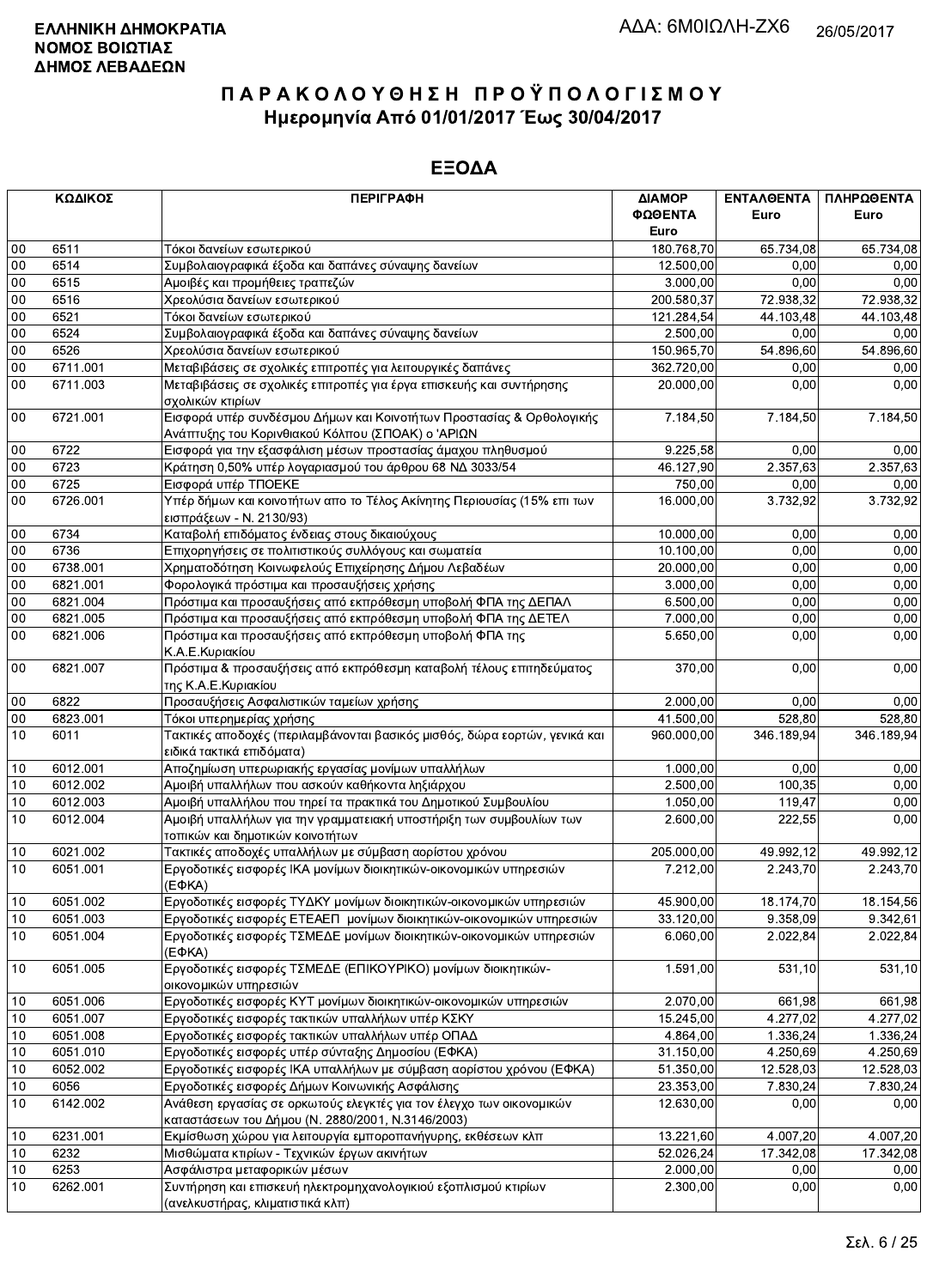**ΕΛΛΗΝΙΚΗ ΔΗΜΟΚΡΑΤΙΑ**
**ΝΟΜΟΣ ΒΟΙΩΤΙΑΣ**
**ΔΗΜΟΣ ΛΕΒΑΔΕΩΝ**

ΑΔΑ: 6Μ0ΙΩΛΗ-ΖΧ6 26/05/2017

# ΠΑΡΑΚΟΛΟΥΘΗΣΗ ΠΡΟΫΠΟΛΟΓΙΣΜΟΥ
## Ημερομηνία Από 01/01/2017 Έως 30/04/2017

## ΕΞΟΔΑ

| ΚΩΔΙΚΟΣ | | ΠΕΡΙΓΡΑΦΗ | ΔΙΑΜΟΡ ΦΩΘΕΝΤΑ Euro | ΕΝΤΑΛΘΕΝΤΑ Euro | ΠΛΗΡΩΘΕΝΤΑ Euro |
|---|---|---|---|---|---|
| 00 | 6511 | Τόκοι δανείων εσωτερικού | 180.768,70 | 65.734,08 | 65.734,08 |
| 00 | 6514 | Συμβολαιογραφικά έξοδα και δαπάνες σύναψης δανείων | 12.500,00 | 0,00 | 0,00 |
| 00 | 6515 | Αμοιβές και προμήθειες τραπεζών | 3.000,00 | 0,00 | 0,00 |
| 00 | 6516 | Χρεολύσια δανείων εσωτερικού | 200.580,37 | 72.938,32 | 72.938,32 |
| 00 | 6521 | Τόκοι δανείων εσωτερικού | 121.284,54 | 44.103,48 | 44.103,48 |
| 00 | 6524 | Συμβολαιογραφικά έξοδα και δαπάνες σύναψης δανείων | 2.500,00 | 0,00 | 0,00 |
| 00 | 6526 | Χρεολύσια δανείων εσωτερικού | 150.965,70 | 54.896,60 | 54.896,60 |
| 00 | 6711.001 | Μεταβιβάσεις σε σχολικές επιτροπές για λειτουργικές δαπάνες | 362.720,00 | 0,00 | 0,00 |
| 00 | 6711.003 | Μεταβιβάσεις σε σχολικές επιτροπές για έργα επισκευής και συντήρησης σχολικών κτιρίων | 20.000,00 | 0,00 | 0,00 |
| 00 | 6721.001 | Εισφορά υπέρ συνδέσμου Δήμων και Κοινοτήτων Προστασίας & Ορθολογικής Ανάπτυξης του Κορινθιακού Κόλπου (ΣΠΟΑΚ) ο 'ΑΡΙΩΝ | 7.184,50 | 7.184,50 | 7.184,50 |
| 00 | 6722 | Εισφορά για την εξασφάλιση μέσων προστασίας άμαχου πληθυσμού | 9.225,58 | 0,00 | 0,00 |
| 00 | 6723 | Κράτηση 0,50% υπέρ λογαριασμού του άρθρου 68 ΝΔ 3033/54 | 46.127,90 | 2.357,63 | 2.357,63 |
| 00 | 6725 | Εισφορά υπέρ ΤΠΟΕΚΕ | 750,00 | 0,00 | 0,00 |
| 00 | 6726.001 | Υπέρ δήμων και κοινοτήτων απο το Τέλος Ακίνητης Περιουσίας (15% επι των εισπράξεων - Ν. 2130/93) | 16.000,00 | 3.732,92 | 3.732,92 |
| 00 | 6734 | Καταβολή επιδόματος ένδειας στους δικαιούχους | 10.000,00 | 0,00 | 0,00 |
| 00 | 6736 | Επιχορηγήσεις σε πολιτιστικούς συλλόγους και σωματεία | 10.100,00 | 0,00 | 0,00 |
| 00 | 6738.001 | Χρηματοδότηση Κοινωφελούς Επιχείρησης Δήμου Λεβαδέων | 20.000,00 | 0,00 | 0,00 |
| 00 | 6821.001 | Φορολογικά πρόστιμα και προσαυξήσεις χρήσης | 3.000,00 | 0,00 | 0,00 |
| 00 | 6821.004 | Πρόστιμα και προσαυξήσεις από εκπρόθεσμη υποβολή ΦΠΑ της ΔΕΠΑΛ | 6.500,00 | 0,00 | 0,00 |
| 00 | 6821.005 | Πρόστιμα και προσαυξήσεις από εκπρόθεσμη υποβολή ΦΠΑ της ΔΕΤΕΛ | 7.000,00 | 0,00 | 0,00 |
| 00 | 6821.006 | Πρόστιμα και προσαυξήσεις από εκπρόθεσμη υποβολή ΦΠΑ της Κ.Α.Ε.Κυριακίου | 5.650,00 | 0,00 | 0,00 |
| 00 | 6821.007 | Πρόστιμα & προσαυξήσεις από εκπρόθεσμη καταβολή τέλους επιτηδεύματος της Κ.Α.Ε.Κυριακίου | 370,00 | 0,00 | 0,00 |
| 00 | 6822 | Προσαυξήσεις Ασφαλιστικών ταμείων χρήσης | 2.000,00 | 0,00 | 0,00 |
| 00 | 6823.001 | Τόκοι υπερημερίας χρήσης | 41.500,00 | 528,80 | 528,80 |
| 10 | 6011 | Τακτικές αποδοχές (περιλαμβάνονται βασικός μισθός, δώρα εορτών, γενικά και ειδικά τακτικά επιδόματα) | 960.000,00 | 346.189,94 | 346.189,94 |
| 10 | 6012.001 | Αποζημίωση υπερωριακής εργασίας μονίμων υπαλλήλων | 1.000,00 | 0,00 | 0,00 |
| 10 | 6012.002 | Αμοιβή υπαλλήλων που ασκούν καθήκοντα ληξιάρχου | 2.500,00 | 100,35 | 0,00 |
| 10 | 6012.003 | Αμοιβή υπαλλήλου που τηρεί τα πρακτικά του Δημοτικού Συμβουλίου | 1.050,00 | 119,47 | 0,00 |
| 10 | 6012.004 | Αμοιβή υπαλλήλων για την γραμματειακή υποστήριξη των συμβουλίων των τοπικών και δημοτικών κοινοτήτων | 2.600,00 | 222,55 | 0,00 |
| 10 | 6021.002 | Τακτικές αποδοχές υπαλλήλων με σύμβαση αορίστου χρόνου | 205.000,00 | 49.992,12 | 49.992,12 |
| 10 | 6051.001 | Εργοδοτικές εισφορές ΙΚΑ μονίμων διοικητικών-οικονομικών υπηρεσιών (ΕΦΚΑ) | 7.212,00 | 2.243,70 | 2.243,70 |
| 10 | 6051.002 | Εργοδοτικές εισφορές ΤΥΔΚΥ μονίμων διοικητικών-οικονομικών υπηρεσιών | 45.900,00 | 18.174,70 | 18.154,56 |
| 10 | 6051.003 | Εργοδοτικές εισφορές ΕΤΕΑΕΠ μονίμων διοικητικών-οικονομικών υπηρεσιών | 33.120,00 | 9.358,09 | 9.342,61 |
| 10 | 6051.004 | Εργοδοτικές εισφορές ΤΣΜΕΔΕ μονίμων διοικητικών-οικονομικών υπηρεσιών (ΕΦΚΑ) | 6.060,00 | 2.022,84 | 2.022,84 |
| 10 | 6051.005 | Εργοδοτικές εισφορές ΤΣΜΕΔΕ (ΕΠΙΚΟΥΡΙΚΟ) μονίμων διοικητικών-οικονομικών υπηρεσιών | 1.591,00 | 531,10 | 531,10 |
| 10 | 6051.006 | Εργοδοτικές εισφορές ΚΥΤ μονίμων διοικητικών-οικονομικών υπηρεσιών | 2.070,00 | 661,98 | 661,98 |
| 10 | 6051.007 | Εργοδοτικές εισφορές τακτικών υπαλλήλων υπέρ ΚΣΚΥ | 15.245,00 | 4.277,02 | 4.277,02 |
| 10 | 6051.008 | Εργοδοτικές εισφορές τακτικών υπαλλήλων υπέρ ΟΠΑΔ | 4.864,00 | 1.336,24 | 1.336,24 |
| 10 | 6051.010 | Εργοδοτικές εισφορές υπέρ σύνταξης Δημοσίου (ΕΦΚΑ) | 31.150,00 | 4.250,69 | 4.250,69 |
| 10 | 6052.002 | Εργοδοτικές εισφορές ΙΚΑ υπαλλήλων με σύμβαση αορίστου χρόνου (ΕΦΚΑ) | 51.350,00 | 12.528,03 | 12.528,03 |
| 10 | 6056 | Εργοδοτικές εισφορές Δήμων Κοινωνικής Ασφάλισης | 23.353,00 | 7.830,24 | 7.830,24 |
| 10 | 6142.002 | Ανάθεση εργασίας σε ορκωτούς ελεγκτές για τον έλεγχο των οικονομικών καταστάσεων του Δήμου (Ν. 2880/2001, Ν.3146/2003) | 12.630,00 | 0,00 | 0,00 |
| 10 | 6231.001 | Εκμίσθωση χώρου για λειτουργία εμποροπανηγύρης, εκθέσεων κλπ | 13.221,60 | 4.007,20 | 4.007,20 |
| 10 | 6232 | Μισθώματα κτιρίων - Τεχνικών έργων ακινήτων | 52.026,24 | 17.342,08 | 17.342,08 |
| 10 | 6253 | Ασφάλιστρα μεταφορικών μέσων | 2.000,00 | 0,00 | 0,00 |
| 10 | 6262.001 | Συντήρηση και επισκευή ηλεκτρομηχανολογικιού εξοπλισμού κτιρίων (ανελκυστήρας, κλιματιστικά κλπ) | 2.300,00 | 0,00 | 0,00 |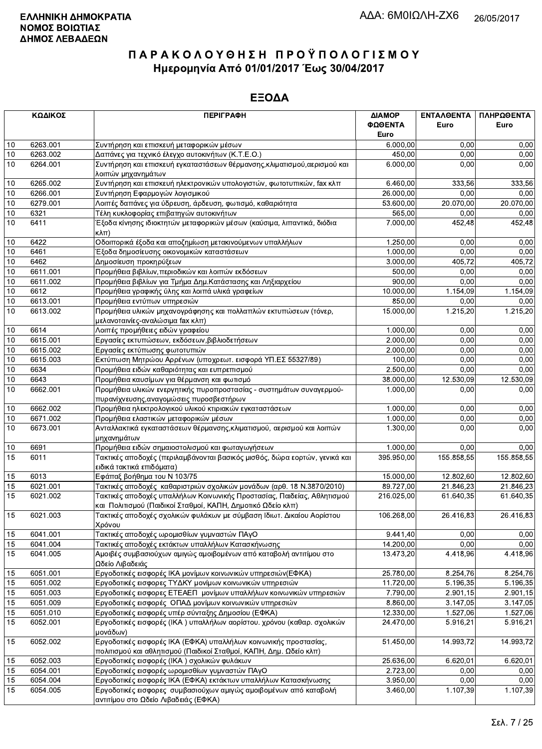**ΕΛΛΗΝΙΚΗ ΔΗΜΟΚΡΑΤΙΑ**
**ΝΟΜΟΣ ΒΟΙΩΤΙΑΣ**
**ΔΗΜΟΣ ΛΕΒΑΔΕΩΝ**

ΑΔΑ: 6Μ0ΙΩΛΗ-ΖΧ6 26/05/2017

# Π Α Ρ Α Κ Ο Λ Ο Υ Θ Η Σ Η  Π Ρ Ο Ϋ Π Ο Λ Ο Γ Ι Σ Μ Ο Υ

## Ημερομηνία Από 01/01/2017 Έως 30/04/2017

## ΕΞΟΔΑ

| ΚΩΔΙΚΟΣ | | ΠΕΡΙΓΡΑΦΗ | ΔΙΑΜΟΡΦΩΘΕΝΤΑ Euro | ΕΝΤΑΛΘΕΝΤΑ Euro | ΠΛΗΡΩΘΕΝΤΑ Euro |
|---|---|---|---|---|---|
| 10 | 6263.001 | Συντήρηση και επισκευή μεταφορικών μέσων | 6.000,00 | 0,00 | 0,00 |
| 10 | 6263.002 | Δαπάνες για τεχνικό έλεγχο αυτοκινήτων (Κ.Τ.Ε.Ο.) | 450,00 | 0,00 | 0,00 |
| 10 | 6264.001 | Συντήρηση και επισκευή εγκαταστάσεων θέρμανσης,κλιματισμού,αερισμού και λοιπών μηχανημάτων | 6.000,00 | 0,00 | 0,00 |
| 10 | 6265.002 | Συντήρηση και επισκευή ηλεκτρονικών υπολογιστών, φωτοτυπικών, fax κλπ | 6.460,00 | 333,56 | 333,56 |
| 10 | 6266.001 | Συντήρηση Εφαρμογών λογισμικού | 26.000,00 | 0,00 | 0,00 |
| 10 | 6279.001 | Λοιπές δαπάνες για ύδρευση, άρδευση, φωτισμό, καθαριότητα | 53.600,00 | 20.070,00 | 20.070,00 |
| 10 | 6321 | Τέλη κυκλοφορίας επιβατηγών αυτοκινήτων | 565,00 | 0,00 | 0,00 |
| 10 | 6411 | Έξοδα κίνησης ιδιοκτητών μεταφορικών μέσων (καύσιμα, λιπαντικά, διόδια κλπ) | 7.000,00 | 452,48 | 452,48 |
| 10 | 6422 | Οδοιπορικά έξοδα και αποζημίωση μετακινούμενων υπαλλήλων | 1.250,00 | 0,00 | 0,00 |
| 10 | 6461 | Έξοδα δημοσίευσης οικονομικών καταστάσεων | 1.000,00 | 0,00 | 0,00 |
| 10 | 6462 | Δημοσίευση προκηρύξεων | 3.000,00 | 405,72 | 405,72 |
| 10 | 6611.001 | Προμήθεια βιβλίων,περιοδικών και λοιπών εκδόσεων | 500,00 | 0,00 | 0,00 |
| 10 | 6611.002 | Προμήθεια βιβλίων για Τμήμα Δημ.Κατάστασης και Ληξιαρχείου | 900,00 | 0,00 | 0,00 |
| 10 | 6612 | Προμήθεια γραφικής ύλης και λοιπά υλικά γραφείων | 10.000,00 | 1.154,09 | 1.154,09 |
| 10 | 6613.001 | Προμήθεια εντύπων υπηρεσιών | 850,00 | 0,00 | 0,00 |
| 10 | 6613.002 | Προμήθεια υλικών μηχανογράφησης και πολλαπλών εκτυπώσεων (τόνερ, μελανοταινίες-αναλώσιμα fax κλπ) | 15.000,00 | 1.215,20 | 1.215,20 |
| 10 | 6614 | Λοιπές προμήθειες ειδών γραφείου | 1.000,00 | 0,00 | 0,00 |
| 10 | 6615.001 | Εργασίες εκτυπώσεων, εκδόσεων,βιβλιοδετήσεων | 2.000,00 | 0,00 | 0,00 |
| 10 | 6615.002 | Εργασίες εκτύπωσης φωτοτυπιών | 2.000,00 | 0,00 | 0,00 |
| 10 | 6615.003 | Εκτύπωση Μητρώου Αρρένων (υποχρεωτ. εισφορά ΥΠ.ΕΣ 55327/89) | 100,00 | 0,00 | 0,00 |
| 10 | 6634 | Προμήθεια ειδών καθαριότητας και ευπρεπισμού | 2.500,00 | 0,00 | 0,00 |
| 10 | 6643 | Προμήθεια καυσίμων για θέρμανση και φωτισμό | 38.000,00 | 12.530,09 | 12.530,09 |
| 10 | 6662.001 | Προμήθεια υλικών ενεργητικής πυροπροστασίας - συστημάτων συναγερμού-πυρανίχνευσης,αναγομώσεις πυροσβεστήρων | 1.000,00 | 0,00 | 0,00 |
| 10 | 6662.002 | Προμήθεια ηλεκτρολογικού υλικού κτιριακών εγκαταστάσεων | 1.000,00 | 0,00 | 0,00 |
| 10 | 6671.002 | Προμήθεια ελαστικών μεταφορικών μέσων | 1.000,00 | 0,00 | 0,00 |
| 10 | 6673.001 | Ανταλλακτικά εγκαταστάσεων θέρμανσης,κλιματισμού, αερισμού και λοιπών μηχανημάτων | 1.300,00 | 0,00 | 0,00 |
| 10 | 6691 | Προμήθεια ειδών σημαιοστολισμού και φωταγωγήσεων | 1.000,00 | 0,00 | 0,00 |
| 15 | 6011 | Τακτικές αποδοχές (περιλαμβάνονται βασικός μισθός, δώρα εορτών, γενικά και ειδικά τακτικά επιδόματα) | 395.950,00 | 155.858,55 | 155.858,55 |
| 15 | 6013 | Εφάπαξ βοήθημα του Ν 103/75 | 15.000,00 | 12.802,60 | 12.802,60 |
| 15 | 6021.001 | Τακτικές αποδοχές καθαριστριών σχολικών μονάδων (αρθ. 18 Ν.3870/2010) | 89.727,00 | 21.846,23 | 21.846,23 |
| 15 | 6021.002 | Τακτικές αποδοχές υπαλλήλων Κοινωνικής Προστασίας, Παιδείας, Αθλητισμού και Πολιτισμού (Παιδικοί Σταθμοί, ΚΑΠΗ, Δημοτικό Ωδείο κλπ) | 216.025,00 | 61.640,35 | 61.640,35 |
| 15 | 6021.003 | Τακτικές αποδοχές σχολικών φυλάκων με σύμβαση Ιδιωτ. Δικαίου Αορίστου Χρόνου | 106.268,00 | 26.416,83 | 26.416,83 |
| 15 | 6041.001 | Τακτικές αποδοχές ωρομισθίων γυμναστών ΠΑγΟ | 9.441,40 | 0,00 | 0,00 |
| 15 | 6041.004 | Τακτικές αποδοχές εκτάκτων υπαλλήλων Κατασκήνωσης | 14.200,00 | 0,00 | 0,00 |
| 15 | 6041.005 | Αμοιβές συμβασιούχων αμιγώς αμοιβομένων από καταβολή αντιτίμου στο Ωδείο Λιβαδειάς | 13.473,20 | 4.418,96 | 4.418,96 |
| 15 | 6051.001 | Εργοδοτικές εισφορές ΙΚΑ μονίμων κοινωνικών υπηρεσιών(ΕΦΚΑ) | 25.780,00 | 8.254,76 | 8.254,76 |
| 15 | 6051.002 | Εργοδοτικές εισφορές ΤΥΔΚΥ μονίμων κοινωνικών υπηρεσιών | 11.720,00 | 5.196,35 | 5.196,35 |
| 15 | 6051.003 | Εργοδοτικές εισφορές ΕΤΕΑΕΠ μονίμων υπαλλήλων κοινωνικών υπηρεσιών | 7.790,00 | 2.901,15 | 2.901,15 |
| 15 | 6051.009 | Εργοδοτικές εισφορές ΟΠΑΔ μονίμων κοινωνικών υπηρεσιών | 8.860,00 | 3.147,05 | 3.147,05 |
| 15 | 6051.010 | Εργοδοτικές εισφορές υπέρ σύνταξης Δημοσίου (ΕΦΚΑ) | 12.330,00 | 1.527,06 | 1.527,06 |
| 15 | 6052.001 | Εργοδοτικές εισφορές (ΙΚΑ ) υπαλλήλων αορίστου. χρόνου (καθαρ. σχολικών μονάδων) | 24.470,00 | 5.916,21 | 5.916,21 |
| 15 | 6052.002 | Εργοδοτικές εισφορές ΙΚΑ (ΕΦΚΑ) υπαλλήλων κοινωνικής προστασίας, πολιτισμού και αθλητισμού (Παιδικοί Σταθμοί, ΚΑΠΗ, Δημ. Ωδείο κλπ) | 51.450,00 | 14.993,72 | 14.993,72 |
| 15 | 6052.003 | Εργοδοτικές εισφορές (ΙΚΑ ) σχολικών φυλάκων | 25.636,00 | 6.620,01 | 6.620,01 |
| 15 | 6054.001 | Εργοδοτικές εισφορές ωρομισθίων γυμναστών ΠΑγΟ | 2.723,00 | 0,00 | 0,00 |
| 15 | 6054.004 | Εργοδοτικές εισφορές ΙΚΑ (ΕΦΚΑ) εκτάκτων υπαλλήλων Κατασκήνωσης | 3.950,00 | 0,00 | 0,00 |
| 15 | 6054.005 | Εργοδοτικές εισφορες συμβασιούχων αμιγώς αμοιβομένων από καταβολή αντιτίμου στο Ωδείο Λιβαδειάς (ΕΦΚΑ) | 3.460,00 | 1.107,39 | 1.107,39 |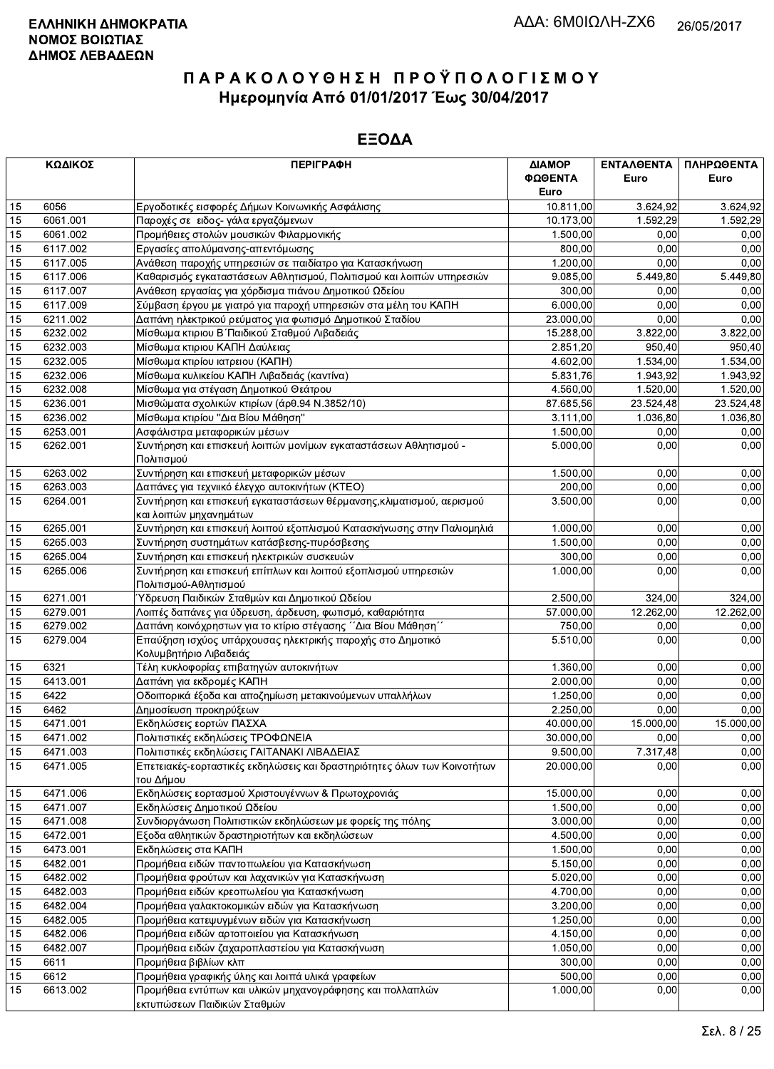**ΕΛΛΗΝΙΚΗ ΔΗΜΟΚΡΑΤΙΑ**
**ΝΟΜΟΣ ΒΟΙΩΤΙΑΣ**
**ΔΗΜΟΣ ΛΕΒΑΔΕΩΝ**

ΑΔΑ: 6Μ0ΙΩΛΗ-ΖΧ6 26/05/2017

# Π Α Ρ Α Κ Ο Λ Ο Υ Θ Η Σ Η  Π Ρ Ο Ϋ Π Ο Λ Ο Γ Ι Σ Μ Ο Υ

## Ημερομηνία Από 01/01/2017 Έως 30/04/2017

## ΕΞΟΔΑ

| ΚΩΔΙΚΟΣ | | ΠΕΡΙΓΡΑΦΗ | ΔΙΑΜΟΡ ΦΩΘΕΝΤΑ Euro | ΕΝΤΑΛΘΕΝΤΑ Euro | ΠΛΗΡΩΘΕΝΤΑ Euro |
|---|---|---|---|---|---|
| 15 | 6056 | Εργοδοτικές εισφορές Δήμων Κοινωνικής Ασφάλισης | 10.811,00 | 3.624,92 | 3.624,92 |
| 15 | 6061.001 | Παροχές σε ειδος- γάλα εργαζόμενων | 10.173,00 | 1.592,29 | 1.592,29 |
| 15 | 6061.002 | Προμήθειες στολών μουσικών Φιλαρμονικής | 1.500,00 | 0,00 | 0,00 |
| 15 | 6117.002 | Εργασίες απολύμανσης-απεντόμωσης | 800,00 | 0,00 | 0,00 |
| 15 | 6117.005 | Ανάθεση παροχής υπηρεσιών σε παιδίατρο για Κατασκήνωση | 1.200,00 | 0,00 | 0,00 |
| 15 | 6117.006 | Καθαρισμός εγκαταστάσεων Αθλητισμού, Πολιτισμού και λοιπών υπηρεσιών | 9.085,00 | 5.449,80 | 5.449,80 |
| 15 | 6117.007 | Ανάθεση εργασίας για χόρδισμα πιάνου Δημοτικού Ωδείου | 300,00 | 0,00 | 0,00 |
| 15 | 6117.009 | Σύμβαση έργου με γιατρό για παροχή υπηρεσιών στα μέλη του ΚΑΠΗ | 6.000,00 | 0,00 | 0,00 |
| 15 | 6211.002 | Δαπάνη ηλεκτρικού ρεύματος για φωτισμό Δημοτικού Σταδίου | 23.000,00 | 0,00 | 0,00 |
| 15 | 6232.002 | Μίσθωμα κτιριου Β΄Παιδικού Σταθμού Λιβαδειάς | 15.288,00 | 3.822,00 | 3.822,00 |
| 15 | 6232.003 | Μίσθωμα κτιριου ΚΑΠΗ Δαύλειας | 2.851,20 | 950,40 | 950,40 |
| 15 | 6232.005 | Μίσθωμα κτιρίου ιατρειου (ΚΑΠΗ) | 4.602,00 | 1.534,00 | 1.534,00 |
| 15 | 6232.006 | Μίσθωμα κυλικείου ΚΑΠΗ Λιβαδειάς (καντίνα) | 5.831,76 | 1.943,92 | 1.943,92 |
| 15 | 6232.008 | Μίσθωμα για στέγαση Δημοτικού Θεάτρου | 4.560,00 | 1.520,00 | 1.520,00 |
| 15 | 6236.001 | Μισθώματα σχολικών κτιρίων (άρθ.94 Ν.3852/10) | 87.685,56 | 23.524,48 | 23.524,48 |
| 15 | 6236.002 | Μίσθωμα κτιρίου "Δια Βίου Μάθηση" | 3.111,00 | 1.036,80 | 1.036,80 |
| 15 | 6253.001 | Ασφάλιστρα μεταφορικών μέσων | 1.500,00 | 0,00 | 0,00 |
| 15 | 6262.001 | Συντήρηση και επισκευή λοιπών μονίμων εγκαταστάσεων Αθλητισμού - Πολιτισμού | 5.000,00 | 0,00 | 0,00 |
| 15 | 6263.002 | Συντήρηση και επισκευή μεταφορικών μέσων | 1.500,00 | 0,00 | 0,00 |
| 15 | 6263.003 | Δαπάνες για τεχνιικό έλεγχο αυτοκινήτων (ΚΤΕΟ) | 200,00 | 0,00 | 0,00 |
| 15 | 6264.001 | Συντήρηση και επισκευή εγκαταστάσεων θέρμανσης,κλιματισμού, αερισμού και λοιπών μηχανημάτων | 3.500,00 | 0,00 | 0,00 |
| 15 | 6265.001 | Συντήρηση και επισκευή λοιπού εξοπλισμού Κατασκήνωσης στην Παλιομηλιά | 1.000,00 | 0,00 | 0,00 |
| 15 | 6265.003 | Συντήρηση συστημάτων κατάσβεσης-πυρόσβεσης | 1.500,00 | 0,00 | 0,00 |
| 15 | 6265.004 | Συντήρηση και επισκευή ηλεκτρικών συσκευών | 300,00 | 0,00 | 0,00 |
| 15 | 6265.006 | Συντήρηση και επισκευή επίπλων και λοιπού εξοπλισμού υπηρεσιών Πολιτισμού-Αθλητισμού | 1.000,00 | 0,00 | 0,00 |
| 15 | 6271.001 | Ύδρευση Παιδικών Σταθμών και Δημοτικού Ωδείου | 2.500,00 | 324,00 | 324,00 |
| 15 | 6279.001 | Λοιπές δαπάνες για ύδρευση, άρδευση, φωτισμό, καθαριότητα | 57.000,00 | 12.262,00 | 12.262,00 |
| 15 | 6279.002 | Δαπάνη κοινόχρηστων για το κτίριο στέγασης ΄΄Δια Βίου Μάθηση΄΄ | 750,00 | 0,00 | 0,00 |
| 15 | 6279.004 | Επαύξηση ισχύος υπάρχουσας ηλεκτρικής παροχής στο Δημοτικό Κολυμβητήριο Λιβαδειάς | 5.510,00 | 0,00 | 0,00 |
| 15 | 6321 | Τέλη κυκλοφορίας επιβατηγών αυτοκινήτων | 1.360,00 | 0,00 | 0,00 |
| 15 | 6413.001 | Δαπάνη για εκδρομές ΚΑΠΗ | 2.000,00 | 0,00 | 0,00 |
| 15 | 6422 | Οδοιπορικά έξοδα και αποζημίωση μετακινούμενων υπαλλήλων | 1.250,00 | 0,00 | 0,00 |
| 15 | 6462 | Δημοσίευση προκηρύξεων | 2.250,00 | 0,00 | 0,00 |
| 15 | 6471.001 | Εκδηλώσεις εορτών ΠΑΣΧΑ | 40.000,00 | 15.000,00 | 15.000,00 |
| 15 | 6471.002 | Πολιτιστικές εκδηλώσεις ΤΡΟΦΩΝΕΙΑ | 30.000,00 | 0,00 | 0,00 |
| 15 | 6471.003 | Πολιτιστικές εκδηλώσεις ΓΑΙΤΑΝΑΚΙ ΛΙΒΑΔΕΙΑΣ | 9.500,00 | 7.317,48 | 0,00 |
| 15 | 6471.005 | Επετειακές-εορταστικές εκδηλώσεις και δραστηριότητες όλων των Κοινοτήτων του Δήμου | 20.000,00 | 0,00 | 0,00 |
| 15 | 6471.006 | Εκδηλώσεις εορτασμού Χριστουγέννων & Πρωτοχρονιάς | 15.000,00 | 0,00 | 0,00 |
| 15 | 6471.007 | Εκδηλώσεις Δημοτικού Ωδείου | 1.500,00 | 0,00 | 0,00 |
| 15 | 6471.008 | Συνδιοργάνωση Πολιτιστικών εκδηλώσεων με φορείς της πόλης | 3.000,00 | 0,00 | 0,00 |
| 15 | 6472.001 | Εξοδα αθλητικών δραστηριοτήτων και εκδηλώσεων | 4.500,00 | 0,00 | 0,00 |
| 15 | 6473.001 | Εκδηλώσεις στα ΚΑΠΗ | 1.500,00 | 0,00 | 0,00 |
| 15 | 6482.001 | Προμήθεια ειδών παντοπωλείου για Κατασκήνωση | 5.150,00 | 0,00 | 0,00 |
| 15 | 6482.002 | Προμήθεια φρούτων και λαχανικών για Κατασκήνωση | 5.020,00 | 0,00 | 0,00 |
| 15 | 6482.003 | Προμήθεια ειδών κρεοπωλείου για Κατασκήνωση | 4.700,00 | 0,00 | 0,00 |
| 15 | 6482.004 | Προμήθεια γαλακτοκομικών ειδών για Κατασκήνωση | 3.200,00 | 0,00 | 0,00 |
| 15 | 6482.005 | Προμήθεια κατεψυγμένων ειδών για Κατασκήνωση | 1.250,00 | 0,00 | 0,00 |
| 15 | 6482.006 | Προμήθεια ειδών αρτοποιείου για Κατασκήνωση | 4.150,00 | 0,00 | 0,00 |
| 15 | 6482.007 | Προμήθεια ειδών ζαχαροπλαστείου για Κατασκήνωση | 1.050,00 | 0,00 | 0,00 |
| 15 | 6611 | Προμήθεια βιβλίων κλπ | 300,00 | 0,00 | 0,00 |
| 15 | 6612 | Προμήθεια γραφικής ύλης και λοιπά υλικά γραφείων | 500,00 | 0,00 | 0,00 |
| 15 | 6613.002 | Προμήθεια εντύπων και υλικών μηχανογράφησης και πολλαπλών εκτυπώσεων Παιδικών Σταθμών | 1.000,00 | 0,00 | 0,00 |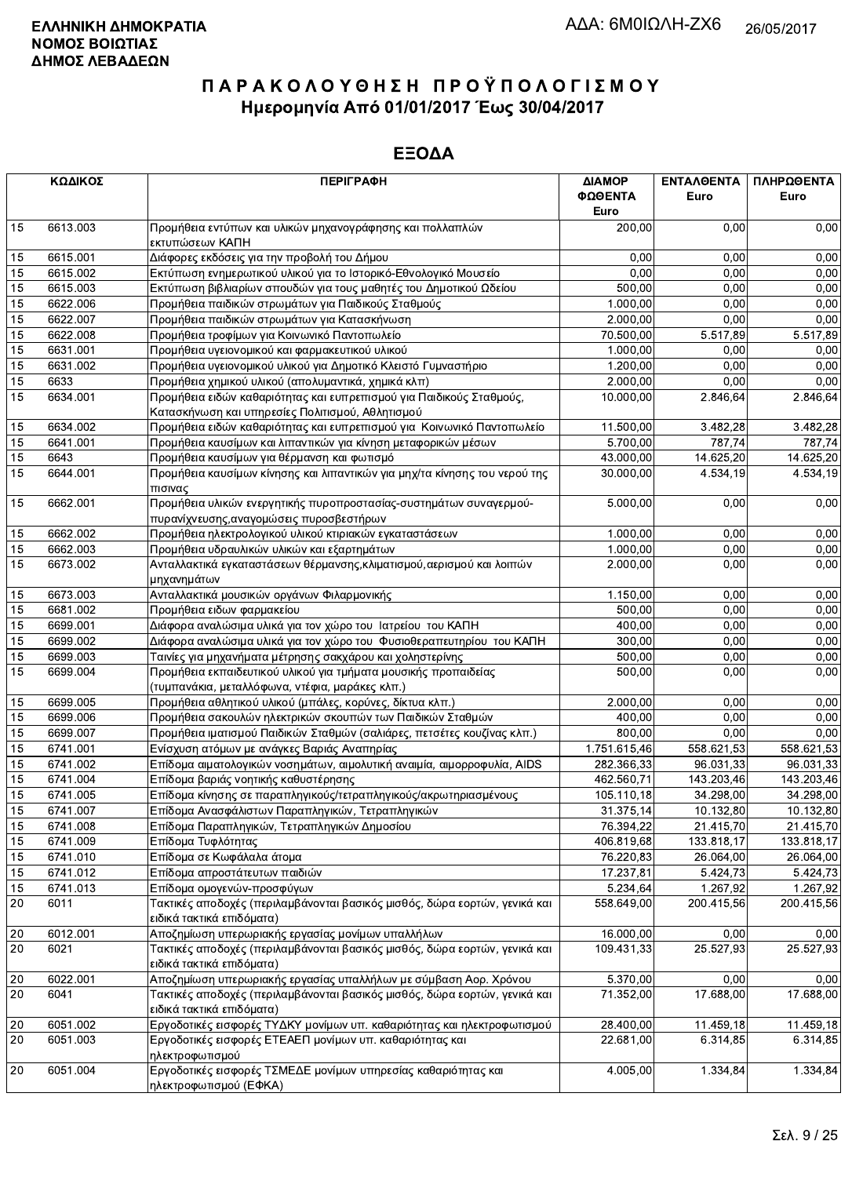**ΕΛΛΗΝΙΚΗ ΔΗΜΟΚΡΑΤΙΑ**
**ΝΟΜΟΣ ΒΟΙΩΤΙΑΣ**
**ΔΗΜΟΣ ΛΕΒΑΔΕΩΝ**

ΑΔΑ: 6Μ0ΙΩΛΗ-ΖΧ6 26/05/2017

# Π Α Ρ Α Κ Ο Λ Ο Υ Θ Η Σ Η Π Ρ Ο Ϋ Π Ο Λ Ο Γ Ι Σ Μ Ο Υ
## Ημερομηνία Από 01/01/2017 Έως 30/04/2017

## ΕΞΟΔΑ

| ΚΩΔΙΚΟΣ | | ΠΕΡΙΓΡΑΦΗ | ΔΙΑΜΟΡ ΦΩΘΕΝΤΑ Euro | ΕΝΤΑΛΘΕΝΤΑ Euro | ΠΛΗΡΩΘΕΝΤΑ Euro |
|---|---|---|---|---|---|
| 15 | 6613.003 | Προμήθεια εντύπων και υλικών μηχανογράφησης και πολλαπλών εκτυπώσεων ΚΑΠΗ | 200,00 | 0,00 | 0,00 |
| 15 | 6615.001 | Διάφορες εκδόσεις για την προβολή του Δήμου | 0,00 | 0,00 | 0,00 |
| 15 | 6615.002 | Εκτύπωση ενημερωτικού υλικού για το Ιστορικό-Εθνολογικό Μουσείο | 0,00 | 0,00 | 0,00 |
| 15 | 6615.003 | Εκτύπωση βιβλιαρίων σπουδών για τους μαθητές του Δημοτικού Ωδείου | 500,00 | 0,00 | 0,00 |
| 15 | 6622.006 | Προμήθεια παιδικών στρωμάτων για Παιδικούς Σταθμούς | 1.000,00 | 0,00 | 0,00 |
| 15 | 6622.007 | Προμήθεια παιδικών στρωμάτων για Κατασκήνωση | 2.000,00 | 0,00 | 0,00 |
| 15 | 6622.008 | Προμήθεια τροφίμων για Κοινωνικό Παντοπωλείο | 70.500,00 | 5.517,89 | 5.517,89 |
| 15 | 6631.001 | Προμήθεια υγειονομικού και φαρμακευτικού υλικού | 1.000,00 | 0,00 | 0,00 |
| 15 | 6631.002 | Προμήθεια υγειονομικού υλικού για Δημοτικό Κλειστό Γυμναστήριο | 1.200,00 | 0,00 | 0,00 |
| 15 | 6633 | Προμήθεια χημικού υλικού (απολυμαντικά, χημικά κλπ) | 2.000,00 | 0,00 | 0,00 |
| 15 | 6634.001 | Προμήθεια ειδών καθαριότητας και ευπρεπισμού για Παιδικούς Σταθμούς, Κατασκήνωση και υπηρεσίες Πολιτισμού, Αθλητισμού | 10.000,00 | 2.846,64 | 2.846,64 |
| 15 | 6634.002 | Προμήθεια ειδών καθαριότητας και ευπρεπισμού για Κοινωνικό Παντοπωλείο | 11.500,00 | 3.482,28 | 3.482,28 |
| 15 | 6641.001 | Προμήθεια καυσίμων και λιπαντικών για κίνηση μεταφορικών μέσων | 5.700,00 | 787,74 | 787,74 |
| 15 | 6643 | Προμήθεια καυσίμων για θέρμανση και φωτισμό | 43.000,00 | 14.625,20 | 14.625,20 |
| 15 | 6644.001 | Προμήθεια καυσίμων κίνησης και λιπαντικών για μηχ/τα κίνησης του νερού της πισινας | 30.000,00 | 4.534,19 | 4.534,19 |
| 15 | 6662.001 | Προμήθεια υλικών ενεργητικής πυροπροστασίας-συστημάτων συναγερμού-πυρανίχνευσης,αναγομώσεις πυροσβεστήρων | 5.000,00 | 0,00 | 0,00 |
| 15 | 6662.002 | Προμήθεια ηλεκτρολογικού υλικού κτιριακών εγκαταστάσεων | 1.000,00 | 0,00 | 0,00 |
| 15 | 6662.003 | Προμήθεια υδραυλικών υλικών και εξαρτημάτων | 1.000,00 | 0,00 | 0,00 |
| 15 | 6673.002 | Ανταλλακτικά εγκαταστάσεων θέρμανσης,κλιματισμού,αερισμού και λοιπών μηχανημάτων | 2.000,00 | 0,00 | 0,00 |
| 15 | 6673.003 | Ανταλλακτικά μουσικών οργάνων Φιλαρμονικής | 1.150,00 | 0,00 | 0,00 |
| 15 | 6681.002 | Προμήθεια ειδων φαρμακείου | 500,00 | 0,00 | 0,00 |
| 15 | 6699.001 | Διάφορα αναλώσιμα υλικά για τον χώρο του Ιατρείου του ΚΑΠΗ | 400,00 | 0,00 | 0,00 |
| 15 | 6699.002 | Διάφορα αναλώσιμα υλικά για τον χώρο του Φυσιοθεραπευτηρίου του ΚΑΠΗ | 300,00 | 0,00 | 0,00 |
| 15 | 6699.003 | Ταινίες για μηχανήματα μέτρησης σακχάρου και χοληστερίνης | 500,00 | 0,00 | 0,00 |
| 15 | 6699.004 | Προμήθεια εκπαιδευτικού υλικού για τμήματα μουσικής προπαιδείας (τυμπανάκια, μεταλλόφωνα, ντέφια, μαράκες κλπ.) | 500,00 | 0,00 | 0,00 |
| 15 | 6699.005 | Προμήθεια αθλητικού υλικού (μπάλες, κορύνες, δίκτυα κλπ.) | 2.000,00 | 0,00 | 0,00 |
| 15 | 6699.006 | Προμήθεια σακουλών ηλεκτρικών σκουπών των Παιδικών Σταθμών | 400,00 | 0,00 | 0,00 |
| 15 | 6699.007 | Προμήθεια ιματισμού Παιδικών Σταθμών (σαλιάρες, πετσέτες κουζίνας κλπ.) | 800,00 | 0,00 | 0,00 |
| 15 | 6741.001 | Ενίσχυση ατόμων με ανάγκες Βαριάς Αναπηρίας | 1.751.615,46 | 558.621,53 | 558.621,53 |
| 15 | 6741.002 | Επίδομα αιματολογικών νοσημάτων, αιμολυτική αναιμία, αιμορροφυλία, AIDS | 282.366,33 | 96.031,33 | 96.031,33 |
| 15 | 6741.004 | Επίδομα βαριάς νοητικής καθυστέρησης | 462.560,71 | 143.203,46 | 143.203,46 |
| 15 | 6741.005 | Επίδομα κίνησης σε παραπληγικούς/τετραπληγικούς/ακρωτηριασμένους | 105.110,18 | 34.298,00 | 34.298,00 |
| 15 | 6741.007 | Επίδομα Ανασφάλιστων Παραπληγικών, Τετραπληγικών | 31.375,14 | 10.132,80 | 10.132,80 |
| 15 | 6741.008 | Επίδομα Παραπληγικών, Τετραπληγικών Δημοσίου | 76.394,22 | 21.415,70 | 21.415,70 |
| 15 | 6741.009 | Επίδομα Τυφλότητας | 406.819,68 | 133.818,17 | 133.818,17 |
| 15 | 6741.010 | Επίδομα σε Κωφάλαλα άτομα | 76.220,83 | 26.064,00 | 26.064,00 |
| 15 | 6741.012 | Επίδομα απροστάτευτων παιδιών | 17.237,81 | 5.424,73 | 5.424,73 |
| 15 | 6741.013 | Επίδομα ομογενών-προσφύγων | 5.234,64 | 1.267,92 | 1.267,92 |
| 20 | 6011 | Τακτικές αποδοχές (περιλαμβάνονται βασικός μισθός, δώρα εορτών, γενικά και ειδικά τακτικά επιδόματα) | 558.649,00 | 200.415,56 | 200.415,56 |
| 20 | 6012.001 | Αποζημίωση υπερωριακής εργασίας μονίμων υπαλλήλων | 16.000,00 | 0,00 | 0,00 |
| 20 | 6021 | Τακτικές αποδοχές (περιλαμβάνονται βασικός μισθός, δώρα εορτών, γενικά και ειδικά τακτικά επιδόματα) | 109.431,33 | 25.527,93 | 25.527,93 |
| 20 | 6022.001 | Αποζημίωση υπερωριακής εργασίας υπαλλήλων με σύμβαση Αορ. Χρόνου | 5.370,00 | 0,00 | 0,00 |
| 20 | 6041 | Τακτικές αποδοχές (περιλαμβάνονται βασικός μισθός, δώρα εορτών, γενικά και ειδικά τακτικά επιδόματα) | 71.352,00 | 17.688,00 | 17.688,00 |
| 20 | 6051.002 | Εργοδοτικές εισφορές ΤΥΔΚΥ μονίμων υπ. καθαριότητας και ηλεκτροφωτισμού | 28.400,00 | 11.459,18 | 11.459,18 |
| 20 | 6051.003 | Εργοδοτικές εισφορές ΕΤΕΑΕΠ μονίμων υπ. καθαριότητας και ηλεκτροφωτισμού | 22.681,00 | 6.314,85 | 6.314,85 |
| 20 | 6051.004 | Εργοδοτικές εισφορές ΤΣΜΕΔΕ μονίμων υπηρεσίας καθαριότητας και ηλεκτροφωτισμού (ΕΦΚΑ) | 4.005,00 | 1.334,84 | 1.334,84 |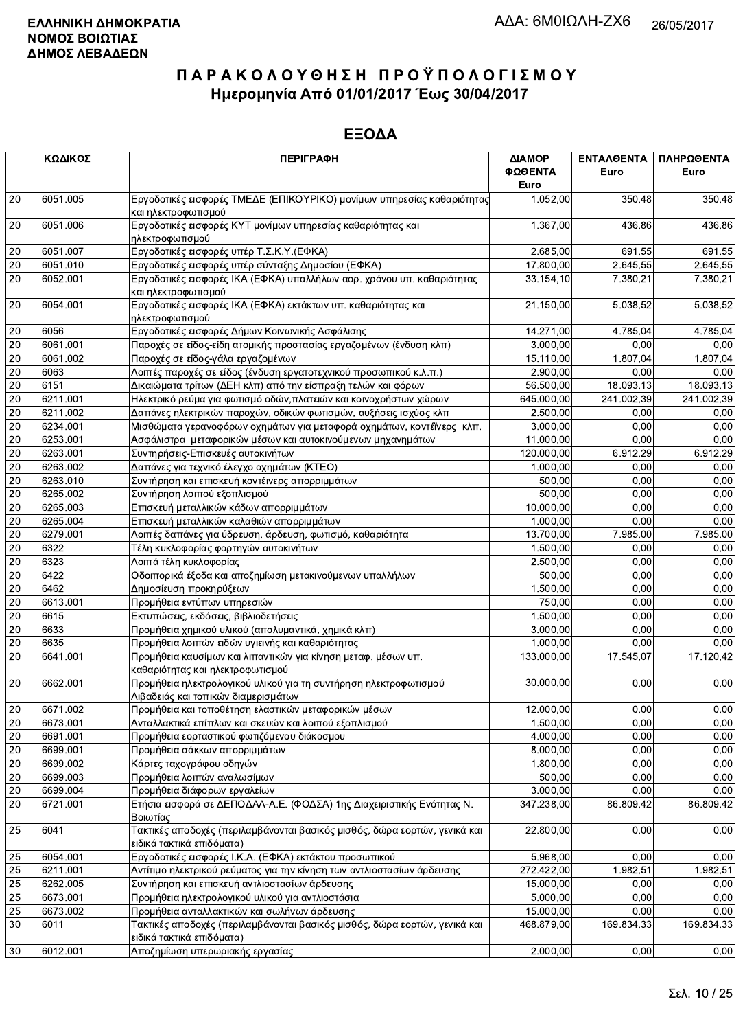**ΕΛΛΗΝΙΚΗ ΔΗΜΟΚΡΑΤΙΑ**
**ΝΟΜΟΣ ΒΟΙΩΤΙΑΣ**
**ΔΗΜΟΣ ΛΕΒΑΔΕΩΝ**

ΑΔΑ: 6Μ0ΙΩΛΗ-ΖΧ6 26/05/2017

# ΠΑΡΑΚΟΛΟΥΘΗΣΗ ΠΡΟΫΠΟΛΟΓΙΣΜΟΥ
## Ημερομηνία Από 01/01/2017 Έως 30/04/2017

## ΕΞΟΔΑ

| ΚΩΔΙΚΟΣ | | ΠΕΡΙΓΡΑΦΗ | ΔΙΑΜΟΡΦΩΘΕΝΤΑ Euro | ΕΝΤΑΛΘΕΝΤΑ Euro | ΠΛΗΡΩΘΕΝΤΑ Euro |
|---|---|---|---|---|---|
| 20 | 6051.005 | Εργοδοτικές εισφορές ΤΜΕΔΕ (ΕΠΙΚΟΥΡΙΚΟ) μονίμων υπηρεσίας καθαριότητας και ηλεκτροφωτισμού | 1.052,00 | 350,48 | 350,48 |
| 20 | 6051.006 | Εργοδοτικές εισφορές ΚΥΤ μονίμων υπηρεσίας καθαριότητας και ηλεκτροφωτισμού | 1.367,00 | 436,86 | 436,86 |
| 20 | 6051.007 | Εργοδοτικές εισφορές υπέρ Τ.Σ.Κ.Υ.(ΕΦΚΑ) | 2.685,00 | 691,55 | 691,55 |
| 20 | 6051.010 | Εργοδοτικές εισφορές υπέρ σύνταξης Δημοσίου (ΕΦΚΑ) | 17.800,00 | 2.645,55 | 2.645,55 |
| 20 | 6052.001 | Εργοδοτικές εισφορές ΙΚΑ (ΕΦΚΑ) υπαλλήλων αορ. χρόνου υπ. καθαριότητας και ηλεκτροφωτισμού | 33.154,10 | 7.380,21 | 7.380,21 |
| 20 | 6054.001 | Εργοδοτικές εισφορές ΙΚΑ (ΕΦΚΑ) εκτάκτων υπ. καθαριότητας και ηλεκτροφωτισμού | 21.150,00 | 5.038,52 | 5.038,52 |
| 20 | 6056 | Εργοδοτικές εισφορές Δήμων Κοινωνικής Ασφάλισης | 14.271,00 | 4.785,04 | 4.785,04 |
| 20 | 6061.001 | Παροχές σε είδος-είδη ατομικής προστασίας εργαζομένων (ένδυση κλπ) | 3.000,00 | 0,00 | 0,00 |
| 20 | 6061.002 | Παροχές σε είδος-γάλα εργαζομένων | 15.110,00 | 1.807,04 | 1.807,04 |
| 20 | 6063 | Λοιπές παροχές σε είδος (ένδυση εργατοτεχνικού προσωπικού κ.λ.π.) | 2.900,00 | 0,00 | 0,00 |
| 20 | 6151 | Δικαιώματα τρίτων (ΔΕΗ κλπ) από την είσπραξη τελών και φόρων | 56.500,00 | 18.093,13 | 18.093,13 |
| 20 | 6211.001 | Ηλεκτρικό ρεύμα για φωτισμό οδών,πλατειών και κοινοχρήστων χώρων | 645.000,00 | 241.002,39 | 241.002,39 |
| 20 | 6211.002 | Δαπάνες ηλεκτρικών παροχών, οδικών φωτισμών, αυξήσεις ισχύος κλπ | 2.500,00 | 0,00 | 0,00 |
| 20 | 6234.001 | Μισθώματα γερανοφόρων οχημάτων για μεταφορά οχημάτων, κοντέινερς κλπ. | 3.000,00 | 0,00 | 0,00 |
| 20 | 6253.001 | Ασφάλιστρα μεταφορικών μέσων και αυτοκινούμενων μηχανημάτων | 11.000,00 | 0,00 | 0,00 |
| 20 | 6263.001 | Συντηρήσεις-Επισκευές αυτοκινήτων | 120.000,00 | 6.912,29 | 6.912,29 |
| 20 | 6263.002 | Δαπάνες για τεχνικό έλεγχο οχημάτων (ΚΤΕΟ) | 1.000,00 | 0,00 | 0,00 |
| 20 | 6263.010 | Συντήρηση και επισκευή κοντέινερς απορριμμάτων | 500,00 | 0,00 | 0,00 |
| 20 | 6265.002 | Συντήρηση λοιπού εξοπλισμού | 500,00 | 0,00 | 0,00 |
| 20 | 6265.003 | Επισκευή μεταλλικών κάδων απορριμμάτων | 10.000,00 | 0,00 | 0,00 |
| 20 | 6265.004 | Επισκευή μεταλλικών καλαθιών απορριμμάτων | 1.000,00 | 0,00 | 0,00 |
| 20 | 6279.001 | Λοιπές δαπάνες για ύδρευση, άρδευση, φωτισμό, καθαριότητα | 13.700,00 | 7.985,00 | 7.985,00 |
| 20 | 6322 | Τέλη κυκλοφορίας φορτηγών αυτοκινήτων | 1.500,00 | 0,00 | 0,00 |
| 20 | 6323 | Λοιπά τέλη κυκλοφορίας | 2.500,00 | 0,00 | 0,00 |
| 20 | 6422 | Οδοιπορικά έξοδα και αποζημίωση μετακινούμενων υπαλλήλων | 500,00 | 0,00 | 0,00 |
| 20 | 6462 | Δημοσίευση προκηρύξεων | 1.500,00 | 0,00 | 0,00 |
| 20 | 6613.001 | Προμήθεια εντύπων υπηρεσιών | 750,00 | 0,00 | 0,00 |
| 20 | 6615 | Εκτυπώσεις, εκδόσεις, βιβλιοδετήσεις | 1.500,00 | 0,00 | 0,00 |
| 20 | 6633 | Προμήθεια χημικού υλικού (απολυμαντικά, χημικά κλπ) | 3.000,00 | 0,00 | 0,00 |
| 20 | 6635 | Προμήθεια λοιπών ειδών υγιεινής και καθαριότητας | 1.000,00 | 0,00 | 0,00 |
| 20 | 6641.001 | Προμήθεια καυσίμων και λιπαντικών για κίνηση μεταφ. μέσων υπ. καθαριότητας και ηλεκτροφωτισμού | 133.000,00 | 17.545,07 | 17.120,42 |
| 20 | 6662.001 | Προμήθεια ηλεκτρολογικού υλικού για τη συντήρηση ηλεκτροφωτισμού Λιβαδειάς και τοπικών διαμερισμάτων | 30.000,00 | 0,00 | 0,00 |
| 20 | 6671.002 | Προμήθεια και τοποθέτηση ελαστικών μεταφορικών μέσων | 12.000,00 | 0,00 | 0,00 |
| 20 | 6673.001 | Ανταλλακτικά επίπλων και σκευών και λοιπού εξοπλισμού | 1.500,00 | 0,00 | 0,00 |
| 20 | 6691.001 | Προμήθεια εορταστικού φωτιζόμενου διάκοσμου | 4.000,00 | 0,00 | 0,00 |
| 20 | 6699.001 | Προμήθεια σάκκων απορριμμάτων | 8.000,00 | 0,00 | 0,00 |
| 20 | 6699.002 | Κάρτες ταχογράφου οδηγών | 1.800,00 | 0,00 | 0,00 |
| 20 | 6699.003 | Προμήθεια λοιπών αναλωσίμων | 500,00 | 0,00 | 0,00 |
| 20 | 6699.004 | Προμήθεια διάφορων εργαλείων | 3.000,00 | 0,00 | 0,00 |
| 20 | 6721.001 | Ετήσια εισφορά σε ΔΕΠΟΔΑΛ-Α.Ε. (ΦΟΔΣΑ) 1ης Διαχειριστικής Ενότητας Ν. Βοιωτίας | 347.238,00 | 86.809,42 | 86.809,42 |
| 25 | 6041 | Τακτικές αποδοχές (περιλαμβάνονται βασικός μισθός, δώρα εορτών, γενικά και ειδικά τακτικά επιδόματα) | 22.800,00 | 0,00 | 0,00 |
| 25 | 6054.001 | Εργοδοτικές εισφορές Ι.Κ.Α. (ΕΦΚΑ) εκτάκτου προσωπικού | 5.968,00 | 0,00 | 0,00 |
| 25 | 6211.001 | Αντίτιμο ηλεκτρικού ρεύματος για την κίνηση των αντλιοστασίων άρδευσης | 272.422,00 | 1.982,51 | 1.982,51 |
| 25 | 6262.005 | Συντήρηση και επισκευή αντλιοστασίων άρδευσης | 15.000,00 | 0,00 | 0,00 |
| 25 | 6673.001 | Προμήθεια ηλεκτρολογικού υλικού για αντλιοστάσια | 5.000,00 | 0,00 | 0,00 |
| 25 | 6673.002 | Προμήθεια ανταλλακτικών και σωλήνων άρδευσης | 15.000,00 | 0,00 | 0,00 |
| 30 | 6011 | Τακτικές αποδοχές (περιλαμβάνονται βασικός μισθός, δώρα εορτών, γενικά και ειδικά τακτικά επιδόματα) | 468.879,00 | 169.834,33 | 169.834,33 |
| 30 | 6012.001 | Αποζημίωση υπερωριακής εργασίας | 2.000,00 | 0,00 | 0,00 |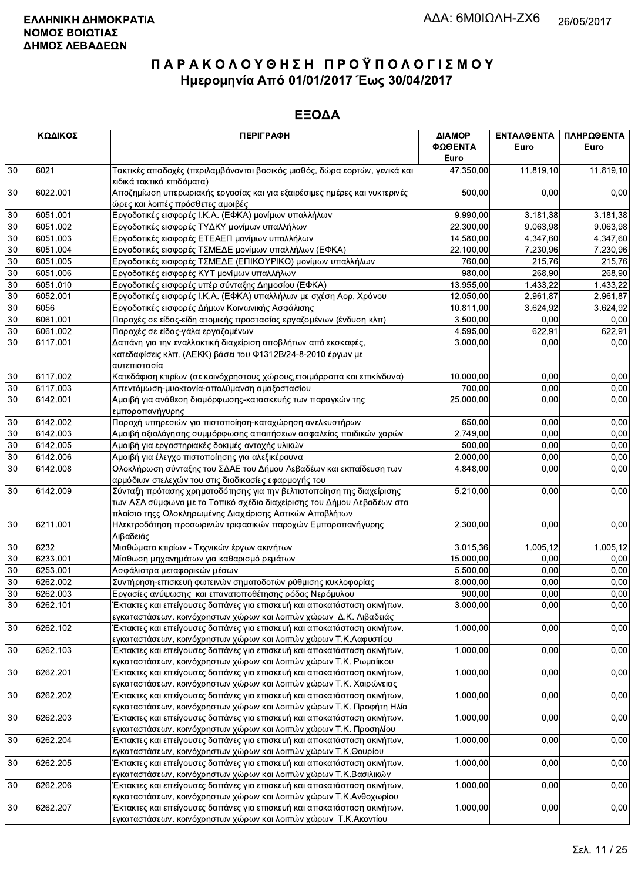**ΕΛΛΗΝΙΚΗ ΔΗΜΟΚΡΑΤΙΑ**
**ΝΟΜΟΣ ΒΟΙΩΤΙΑΣ**
**ΔΗΜΟΣ ΛΕΒΑΔΕΩΝ**

ΑΔΑ: 6Μ0ΙΩΛΗ-ΖΧ6 26/05/2017

# ΠΑΡΑΚΟΛΟΥΘΗΣΗ ΠΡΟΫΠΟΛΟΓΙΣΜΟΥ
## Ημερομηνία Από 01/01/2017 Έως 30/04/2017

## ΕΞΟΔΑ

| ΚΩΔΙΚΟΣ | | ΠΕΡΙΓΡΑΦΗ | ΔΙΑΜΟΡΦΩΘΕΝΤΑ Euro | ΕΝΤΑΛΘΕΝΤΑ Euro | ΠΛΗΡΩΘΕΝΤΑ Euro |
|---|---|---|---|---|---|
| 30 | 6021 | Τακτικές αποδοχές (περιλαμβάνονται βασικός μισθός, δώρα εορτών, γενικά και ειδικά τακτικά επιδόματα) | 47.350,00 | 11.819,10 | 11.819,10 |
| 30 | 6022.001 | Αποζημίωση υπερωριακής εργασίας και για εξαιρέσιμες ημέρες και νυκτερινές ώρες και λοιπές πρόσθετες αμοιβές | 500,00 | 0,00 | 0,00 |
| 30 | 6051.001 | Εργοδοτικές εισφορές Ι.Κ.Α. (ΕΦΚΑ) μονίμων υπαλλήλων | 9.990,00 | 3.181,38 | 3.181,38 |
| 30 | 6051.002 | Εργοδοτικές εισφορές ΤΥΔΚΥ μονίμων υπαλλήλων | 22.300,00 | 9.063,98 | 9.063,98 |
| 30 | 6051.003 | Εργοδοτικές εισφορές ΕΤΕΑΕΠ μονίμων υπαλλήλων | 14.580,00 | 4.347,60 | 4.347,60 |
| 30 | 6051.004 | Εργοδοτικές εισφορές ΤΣΜΕΔΕ μονίμων υπαλλήλων (ΕΦΚΑ) | 22.100,00 | 7.230,96 | 7.230,96 |
| 30 | 6051.005 | Εργοδοτικές εισφορές ΤΣΜΕΔΕ (ΕΠΙΚΟΥΡΙΚΟ) μονίμων υπαλλήλων | 760,00 | 215,76 | 215,76 |
| 30 | 6051.006 | Εργοδοτικές εισφορές ΚΥΤ μονίμων υπαλλήλων | 980,00 | 268,90 | 268,90 |
| 30 | 6051.010 | Εργοδοτικές εισφορές υπέρ σύνταξης Δημοσίου (ΕΦΚΑ) | 13.955,00 | 1.433,22 | 1.433,22 |
| 30 | 6052.001 | Εργοδοτικές εισφορές Ι.Κ.Α. (ΕΦΚΑ) υπαλλήλων με σχέση Αορ. Χρόνου | 12.050,00 | 2.961,87 | 2.961,87 |
| 30 | 6056 | Εργοδοτικές εισφορές Δήμων Κοινωνικής Ασφάλισης | 10.811,00 | 3.624,92 | 3.624,92 |
| 30 | 6061.001 | Παροχές σε είδος-είδη ατομικής προστασίας εργαζομένων (ένδυση κλπ) | 3.500,00 | 0,00 | 0,00 |
| 30 | 6061.002 | Παροχές σε είδος-γάλα εργαζομένων | 4.595,00 | 622,91 | 622,91 |
| 30 | 6117.001 | Δαπάνη για την εναλλακτική διαχείριση αποβλήτων από εκσκαφές, κατεδαφίσεις κλπ. (ΑΕΚΚ) βάσει του Φ1312Β/24-8-2010 έργων με αυτεπιστασία | 3.000,00 | 0,00 | 0,00 |
| 30 | 6117.002 | Κατεδάφιση κτιρίων (σε κοινόχρηστους χώρους,ετοιμόρροπα και επικίνδυνα) | 10.000,00 | 0,00 | 0,00 |
| 30 | 6117.003 | Απεντόμωση-μυοκτονία-απολύμανση αμαξοστασίου | 700,00 | 0,00 | 0,00 |
| 30 | 6142.001 | Αμοιβή για ανάθεση διαμόρφωσης-κατασκευής των παραγκών της εμποροπανήγυρης | 25.000,00 | 0,00 | 0,00 |
| 30 | 6142.002 | Παροχή υπηρεσιών για πιστοποίηση-καταχώρηση ανελκυστήρων | 650,00 | 0,00 | 0,00 |
| 30 | 6142.003 | Αμοιβή αξιολόγησης συμμόρφωσης απαιτήσεων ασφαλείας παιδικών χαρών | 2.749,00 | 0,00 | 0,00 |
| 30 | 6142.005 | Αμοιβή για εργαστηριακές δοκιμές αντοχής υλικών | 500,00 | 0,00 | 0,00 |
| 30 | 6142.006 | Αμοιβή για έλεγχο πιστοποίησης για αλεξικέραυνα | 2.000,00 | 0,00 | 0,00 |
| 30 | 6142.008 | Ολοκλήρωση σύνταξης του ΣΔΑΕ του Δήμου Λεβαδέων και εκπαίδευση των αρμόδιων στελεχών του στις διαδικασίες εφαρμογής του | 4.848,00 | 0,00 | 0,00 |
| 30 | 6142.009 | Σύνταξη πρότασης χρηματοδότησης για την βελτιστοποίηση της διαχείρισης των ΑΣΑ σύμφωνα με το Τοπικό σχέδιο διαχείρισης του Δήμου Λεβαδέων στα πλαίσιο τηςς Ολοκληρωμένης Διαχείρισης Αστικών Αποβλήτων | 5.210,00 | 0,00 | 0,00 |
| 30 | 6211.001 | Ηλεκτροδότηση προσωρινών τριφασικών παροχών Εμποροπανήγυρης Λιβαδειάς | 2.300,00 | 0,00 | 0,00 |
| 30 | 6232 | Μισθώματα κτιρίων - Τεχνικών έργων ακινήτων | 3.015,36 | 1.005,12 | 1.005,12 |
| 30 | 6233.001 | Μίσθωση μηχανημάτων για καθαρισμό ρεμάτων | 15.000,00 | 0,00 | 0,00 |
| 30 | 6253.001 | Ασφάλιστρα μεταφορικών μέσων | 5.500,00 | 0,00 | 0,00 |
| 30 | 6262.002 | Συντήρηση-επισκευή φωτεινών σηματοδοτών ρύθμισης κυκλοφορίας | 8.000,00 | 0,00 | 0,00 |
| 30 | 6262.003 | Εργασίες ανύψωσης και επανατοποθέτησης ρόδας Νερόμυλου | 900,00 | 0,00 | 0,00 |
| 30 | 6262.101 | Έκτακτες και επείγουσες δαπάνες για επισκευή και αποκατάσταση ακινήτων, εγκαταστάσεων, κοινόχρηστων χώρων και λοιπών χώρων Δ.Κ. Λιβαδειάς | 3.000,00 | 0,00 | 0,00 |
| 30 | 6262.102 | Έκτακτες και επείγουσες δαπάνες για επισκευή και αποκατάσταση ακινήτων, εγκαταστάσεων, κοινόχρηστων χώρων και λοιπών χώρων Τ.Κ.Λαφυστίου | 1.000,00 | 0,00 | 0,00 |
| 30 | 6262.103 | Έκτακτες και επείγουσες δαπάνες για επισκευή και αποκατάσταση ακινήτων, εγκαταστάσεων, κοινόχρηστων χώρων και λοιπών χώρων Τ.Κ. Ρωμαίικου | 1.000,00 | 0,00 | 0,00 |
| 30 | 6262.201 | Έκτακτες και επείγουσες δαπάνες για επισκευή και αποκατάσταση ακινήτων, εγκαταστάσεων, κοινόχρηστων χώρων και λοιπών χώρων Τ.Κ. Χαιρώνειας | 1.000,00 | 0,00 | 0,00 |
| 30 | 6262.202 | Έκτακτες και επείγουσες δαπάνες για επισκευή και αποκατάσταση ακινήτων, εγκαταστάσεων, κοινόχρηστων χώρων και λοιπών χώρων Τ.Κ. Προφήτη Ηλία | 1.000,00 | 0,00 | 0,00 |
| 30 | 6262.203 | Έκτακτες και επείγουσες δαπάνες για επισκευή και αποκατάσταση ακινήτων, εγκαταστάσεων, κοινόχρηστων χώρων και λοιπών χώρων Τ.Κ. Προσηλίου | 1.000,00 | 0,00 | 0,00 |
| 30 | 6262.204 | Έκτακτες και επείγουσες δαπάνες για επισκευή και αποκατάσταση ακινήτων, εγκαταστάσεων, κοινόχρηστων χώρων και λοιπών χώρων Τ.Κ.Θουρίου | 1.000,00 | 0,00 | 0,00 |
| 30 | 6262.205 | Έκτακτες και επείγουσες δαπάνες για επισκευή και αποκατάσταση ακινήτων, εγκαταστάσεων, κοινόχρηστων χώρων και λοιπών χώρων Τ.Κ.Βασιλικών | 1.000,00 | 0,00 | 0,00 |
| 30 | 6262.206 | Έκτακτες και επείγουσες δαπάνες για επισκευή και αποκατάσταση ακινήτων, εγκαταστάσεων, κοινόχρηστων χώρων και λοιπών χώρων Τ.Κ.Ανθοχωρίου | 1.000,00 | 0,00 | 0,00 |
| 30 | 6262.207 | Έκτακτες και επείγουσες δαπάνες για επισκευή και αποκατάσταση ακινήτων, εγκαταστάσεων, κοινόχρηστων χώρων και λοιπών χώρων Τ.Κ.Ακοντίου | 1.000,00 | 0,00 | 0,00 |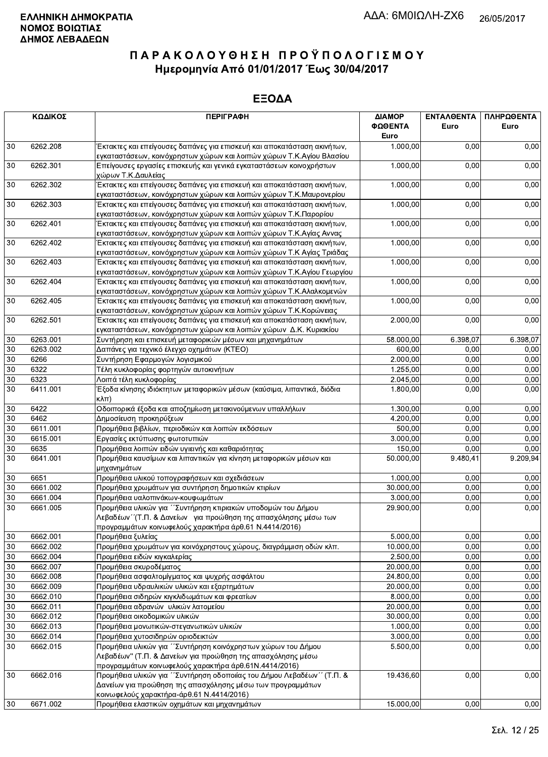**ΕΛΛΗΝΙΚΗ ΔΗΜΟΚΡΑΤΙΑ**
**ΝΟΜΟΣ ΒΟΙΩΤΙΑΣ**
**ΔΗΜΟΣ ΛΕΒΑΔΕΩΝ**

ΑΔΑ: 6Μ0ΙΩΛΗ-ΖΧ6 26/05/2017

# ΠΑΡΑΚΟΛΟΥΘΗΣΗ ΠΡΟΫΠΟΛΟΓΙΣΜΟΥ
## Ημερομηνία Από 01/01/2017 Έως 30/04/2017

## ΕΞΟΔΑ

| ΚΩΔΙΚΟΣ | | ΠΕΡΙΓΡΑΦΗ | ΔΙΑΜΟΡΦΩΘΕΝΤΑ Euro | ΕΝΤΑΛΘΕΝΤΑ Euro | ΠΛΗΡΩΘΕΝΤΑ Euro |
|---|---|---|---|---|---|
| 30 | 6262.208 | Έκτακτες και επείγουσες δαπάνες για επισκευή και αποκατάσταση ακινήτων, εγκαταστάσεων, κοινόχρηστων χώρων και λοιπών χώρων Τ.Κ.Αγίου Βλασίου | 1.000,00 | 0,00 | 0,00 |
| 30 | 6262.301 | Επείγουσες εργασίες επισκευής και γενικά εγκαταστάσεων κοινοχρήστων χώρων Τ.Κ.Δαυλείας | 1.000,00 | 0,00 | 0,00 |
| 30 | 6262.302 | Έκτακτες και επείγουσες δαπάνες για επισκευή και αποκατάσταση ακινήτων, εγκαταστάσεων, κοινόχρηστων χώρων και λοιπών χώρων Τ.Κ.Μαυρονερίου | 1.000,00 | 0,00 | 0,00 |
| 30 | 6262.303 | Έκτακτες και επείγουσες δαπάνες για επισκευή και αποκατάσταση ακινήτων, εγκαταστάσεων, κοινόχρηστων χώρων και λοιπών χώρων Τ.Κ.Παρορίου | 1.000,00 | 0,00 | 0,00 |
| 30 | 6262.401 | Έκτακτες και επείγουσες δαπάνες για επισκευή και αποκατάσταση ακινήτων, εγκαταστάσεων, κοινόχρηστων χώρων και λοιπών χώρων Τ.Κ.Αγίας Αννας | 1.000,00 | 0,00 | 0,00 |
| 30 | 6262.402 | Έκτακτες και επείγουσες δαπάνες για επισκευή και αποκατάσταση ακινήτων, εγκαταστάσεων, κοινόχρηστων χώρων και λοιπών χώρων Τ.Κ Αγίας Τριάδας | 1.000,00 | 0,00 | 0,00 |
| 30 | 6262.403 | Έκτακτες και επείγουσες δαπάνες για επισκευή και αποκατάσταση ακινήτων, εγκαταστάσεων, κοινόχρηστων χώρων και λοιπών χώρων Τ.Κ.Αγίου Γεωργίου | 1.000,00 | 0,00 | 0,00 |
| 30 | 6262.404 | Έκτακτες και επείγουσες δαπάνες για επισκευή και αποκατάσταση ακινήτων, εγκαταστάσεων, κοινόχρηστων χώρων και λοιπών χώρων Τ.Κ.Αλαλκομενών | 1.000,00 | 0,00 | 0,00 |
| 30 | 6262.405 | Έκτακτες και επείγουσες δαπάνες για επισκευή και αποκατάσταση ακινήτων, εγκαταστάσεων, κοινόχρηστων χώρων και λοιπών χώρων Τ.Κ.Κορώνειας | 1.000,00 | 0,00 | 0,00 |
| 30 | 6262.501 | Έκτακτες και επείγουσες δαπάνες για επισκευή και αποκατάσταση ακινήτων, εγκαταστάσεων, κοινόχρηστων χώρων και λοιπών χώρων Δ.Κ. Κυριακίου | 2.000,00 | 0,00 | 0,00 |
| 30 | 6263.001 | Συντήρηση και επισκευή μεταφορικών μέσων και μηχανημάτων | 58.000,00 | 6.398,07 | 6.398,07 |
| 30 | 6263.002 | Δαπάνες για τεχνικό έλεγχο οχημάτων (ΚΤΕΟ) | 600,00 | 0,00 | 0,00 |
| 30 | 6266 | Συντήρηση Εφαρμογών λογισμικού | 2.000,00 | 0,00 | 0,00 |
| 30 | 6322 | Τέλη κυκλοφορίας φορτηγών αυτοκινήτων | 1.255,00 | 0,00 | 0,00 |
| 30 | 6323 | Λοιπά τέλη κυκλοφορίας | 2.045,00 | 0,00 | 0,00 |
| 30 | 6411.001 | Έξοδα κίνησης ιδιόκτητων μεταφορικών μέσων (καύσιμα, λιπαντικά, διόδια κλπ) | 1.800,00 | 0,00 | 0,00 |
| 30 | 6422 | Οδοιπορικά έξοδα και αποζημίωση μετακινούμενων υπαλλήλων | 1.300,00 | 0,00 | 0,00 |
| 30 | 6462 | Δημοσίευση προκηρύξεων | 4.200,00 | 0,00 | 0,00 |
| 30 | 6611.001 | Προμήθεια βιβλίων, περιοδικών και λοιπών εκδόσεων | 500,00 | 0,00 | 0,00 |
| 30 | 6615.001 | Εργασίες εκτύπωσης φωτοτυπιών | 3.000,00 | 0,00 | 0,00 |
| 30 | 6635 | Προμήθεια λοιπών ειδών υγιεινής και καθαριότητας | 150,00 | 0,00 | 0,00 |
| 30 | 6641.001 | Προμήθεια καυσίμων και λιπαντικών για κίνηση μεταφορικών μέσων και μηχανημάτων | 50.000,00 | 9.480,41 | 9.209,94 |
| 30 | 6651 | Προμήθεια υλικού τοπογραφήσεων και σχεδιάσεων | 1.000,00 | 0,00 | 0,00 |
| 30 | 6661.002 | Προμήθεια χρωμάτων για συντήρηση δημοτικών κτιρίων | 30.000,00 | 0,00 | 0,00 |
| 30 | 6661.004 | Προμήθεια υαλοπινάκων-κουφωμάτων | 3.000,00 | 0,00 | 0,00 |
| 30 | 6661.005 | Προμήθεια υλικών για ΄΄Συντήρηση κτιριακών υποδομών του Δήμου Λεβαδέων΄΄(Τ.Π. & Δανείων για προώθηση της απασχόλησης μέσω των προγραμμάτων κοινωφελούς χαρακτήρα άρθ.61 Ν.4414/2016) | 29.900,00 | 0,00 | 0,00 |
| 30 | 6662.001 | Προμήθεια ξυλείας | 5.000,00 | 0,00 | 0,00 |
| 30 | 6662.002 | Προμήθεια χρωμάτων για κοινόχρηστους χώρους, διαγράμμιση οδών κλπ. | 10.000,00 | 0,00 | 0,00 |
| 30 | 6662.004 | Προμήθεια ειδών κιγκαλερίας | 2.500,00 | 0,00 | 0,00 |
| 30 | 6662.007 | Προμήθεια σκυροδέματος | 20.000,00 | 0,00 | 0,00 |
| 30 | 6662.008 | Προμήθεια ασφαλτομίγματος και ψυχρής ασφάλτου | 24.800,00 | 0,00 | 0,00 |
| 30 | 6662.009 | Προμήθεια υδραυλικών υλικών και εξαρτημάτων | 20.000,00 | 0,00 | 0,00 |
| 30 | 6662.010 | Προμήθεια σιδηρών κιγκλιδωμάτων και φρεατίων | 8.000,00 | 0,00 | 0,00 |
| 30 | 6662.011 | Προμήθεια αδρανών υλικών λατομείου | 20.000,00 | 0,00 | 0,00 |
| 30 | 6662.012 | Προμήθεια οικοδομικών υλικών | 30.000,00 | 0,00 | 0,00 |
| 30 | 6662.013 | Προμήθεια μονωτικών-στεγανωτικών υλικών | 1.000,00 | 0,00 | 0,00 |
| 30 | 6662.014 | Προμήθεια χυτοσιδηρών οριοδεικτών | 3.000,00 | 0,00 | 0,00 |
| 30 | 6662.015 | Προμήθεια υλικών για ΄΄Συντήρηση κοινόχρηστων χώρων του Δήμου Λεβαδέων" (Τ.Π. & Δανείων για προώθηση της απασχόλησης μέσω προγραμμάτων κοινωφελούς χαρακτήρα άρθ.61Ν.4414/2016) | 5.500,00 | 0,00 | 0,00 |
| 30 | 6662.016 | Προμήθεια υλικών για ΄΄Συντήρηση οδοποιίας του Δήμου Λεβαδέων΄΄ (Τ.Π. & Δανείων για προώθηση της απασχόλησης μέσω των προγραμμάτων κοινωφελούς χαρακτήρα-άρθ.61 Ν.4414/2016) | 19.436,60 | 0,00 | 0,00 |
| 30 | 6671.002 | Προμήθεια ελαστικών οχημάτων και μηχανημάτων | 15.000,00 | 0,00 | 0,00 |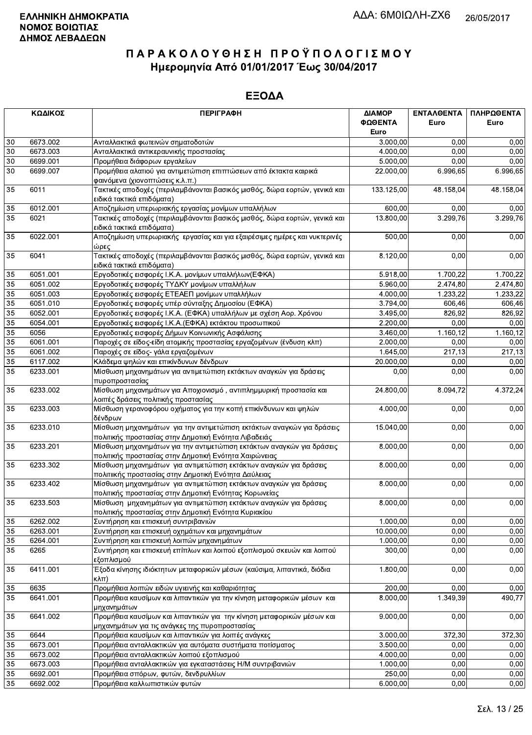**ΕΛΛΗΝΙΚΗ ΔΗΜΟΚΡΑΤΙΑ**
**ΝΟΜΟΣ ΒΟΙΩΤΙΑΣ**
**ΔΗΜΟΣ ΛΕΒΑΔΕΩΝ**

ΑΔΑ: 6Μ0ΙΩΛΗ-ΖΧ6 26/05/2017

# ΠΑΡΑΚΟΛΟΥΘΗΣΗ ΠΡΟΫΠΟΛΟΓΙΣΜΟΥ
## Ημερομηνία Από 01/01/2017 Έως 30/04/2017

## ΕΞΟΔΑ

| ΚΩΔΙΚΟΣ | | ΠΕΡΙΓΡΑΦΗ | ΔΙΑΜΟΡ ΦΩΘΕΝΤΑ Euro | ΕΝΤΑΛΘΕΝΤΑ Euro | ΠΛΗΡΩΘΕΝΤΑ Euro |
|---|---|---|---|---|---|
| 30 | 6673.002 | Ανταλλακτικά φωτεινών σηματοδοτών | 3.000,00 | 0,00 | 0,00 |
| 30 | 6673.003 | Ανταλλακτικά αντικεραυνικής προστασίας | 4.000,00 | 0,00 | 0,00 |
| 30 | 6699.001 | Προμήθεια διάφορων εργαλείων | 5.000,00 | 0,00 | 0,00 |
| 30 | 6699.007 | Προμήθεια αλατιού για αντιμετώπιση επιπτώσεων από έκτακτα καιρικά φαινόμενα (χιονοπτώσεις κ.λ.π.) | 22.000,00 | 6.996,65 | 6.996,65 |
| 35 | 6011 | Τακτικές αποδοχές (περιλαμβάνονται βασικός μισθός, δώρα εορτών, γενικά και ειδικά τακτικά επιδόματα) | 133.125,00 | 48.158,04 | 48.158,04 |
| 35 | 6012.001 | Αποζημίωση υπερωριακής εργασίας μονίμων υπαλλήλων | 600,00 | 0,00 | 0,00 |
| 35 | 6021 | Τακτικές αποδοχές (περιλαμβάνονται βασικός μισθός, δώρα εορτών, γενικά και ειδικά τακτικά επιδόματα) | 13.800,00 | 3.299,76 | 3.299,76 |
| 35 | 6022.001 | Αποζημίωση υπερωριακής εργασίας και για εξαιρέσιμες ημέρες και νυκτερινές ώρες | 500,00 | 0,00 | 0,00 |
| 35 | 6041 | Τακτικές αποδοχές (περιλαμβάνονται βασικός μισθός, δώρα εορτών, γενικά και ειδικά τακτικά επιδόματα) | 8.120,00 | 0,00 | 0,00 |
| 35 | 6051.001 | Εργοδοτικές εισφορές Ι.Κ.Α. μονίμων υπαλλήλων(ΕΦΚΑ) | 5.918,00 | 1.700,22 | 1.700,22 |
| 35 | 6051.002 | Εργοδοτικές εισφορές ΤΥΔΚΥ μονίμων υπαλλήλων | 5.960,00 | 2.474,80 | 2.474,80 |
| 35 | 6051.003 | Εργοδοτικές εισφορές ΕΤΕΑΕΠ μονίμων υπαλλήλων | 4.000,00 | 1.233,22 | 1.233,22 |
| 35 | 6051.010 | Εργοδοτικές εισφορές υπέρ σύνταξης Δημοσίου (ΕΦΚΑ) | 3.794,00 | 606,46 | 606,46 |
| 35 | 6052.001 | Εργοδοτικές εισφορές Ι.Κ.Α. (ΕΦΚΑ) υπαλλήλων με σχέση Αορ. Χρόνου | 3.495,00 | 826,92 | 826,92 |
| 35 | 6054.001 | Εργοδοτικές εισφορές Ι.Κ.Α.(ΕΦΚΑ) εκτάκτου προσωπικού | 2.200,00 | 0,00 | 0,00 |
| 35 | 6056 | Εργοδοτικές εισφορές Δήμων Κοινωνικής Ασφάλισης | 3.460,00 | 1.160,12 | 1.160,12 |
| 35 | 6061.001 | Παροχές σε είδος-είδη ατομικής προστασίας εργαζομένων (ένδυση κλπ) | 2.000,00 | 0,00 | 0,00 |
| 35 | 6061.002 | Παροχές σε είδος- γάλα εργαζομένων | 1.645,00 | 217,13 | 217,13 |
| 35 | 6117.002 | Κλάδεμα ψηλών και επικίνδυνων δένδρων | 20.000,00 | 0,00 | 0,00 |
| 35 | 6233.001 | Μίσθωση μηχανημάτων για αντιμετώπιση εκτάκτων αναγκών για δράσεις πυροπροστασίας | 0,00 | 0,00 | 0,00 |
| 35 | 6233.002 | Μίσθωση μηχανημάτων για Αποχιονισμό , αντιπλημμυρική προστασία και λοιπές δράσεις πολιτικής προστασίας | 24.800,00 | 8.094,72 | 4.372,24 |
| 35 | 6233.003 | Μίσθωση γερανοφόρου οχήματος για την κοπή επικίνδυνων και ψηλών δένδρων | 4.000,00 | 0,00 | 0,00 |
| 35 | 6233.010 | Μίσθωση μηχανημάτων για την αντιμετώπιση εκτάκτων αναγκών για δράσεις πολιτικής προστασίας στην Δημοτική Ενότητα Λιβαδειάς | 15.040,00 | 0,00 | 0,00 |
| 35 | 6233.201 | Μίσθωση μηχανημάτων για την αντιμετώπιση εκτάκτων αναγκών για δράσεις πολιτικής προστασίας στην Δημοτική Ενότητα Χαιρώνειας | 8.000,00 | 0,00 | 0,00 |
| 35 | 6233.302 | Μίσθωση μηχανημάτων για αντιμετώπιση εκτάκτων αναγκών για δράσεις πολιτιικής προστασίας στην Δημοτική Ενότητα Δαύλειας | 8.000,00 | 0,00 | 0,00 |
| 35 | 6233.402 | Μίσθωση μηχανημάτων για αντιμετώπιση εκτάκτων αναγκών για δράσεις πολιτικής προστασίας στην Δημοτική Ενότητας Κορωνείας | 8.000,00 | 0,00 | 0,00 |
| 35 | 6233.503 | Μίσθωση μηχανημάτων για αντιμετώπιση εκτάκτων αναγκών για δράσεις πολιτικής προστασίας στην Δημοτική Ενότητα Κυριακίου | 8.000,00 | 0,00 | 0,00 |
| 35 | 6262.002 | Συντήρηση και επισκευή συντριβανιών | 1.000,00 | 0,00 | 0,00 |
| 35 | 6263.001 | Συντήρηση και επισκευή οχημάτων και μηχανημάτων | 10.000,00 | 0,00 | 0,00 |
| 35 | 6264.001 | Συντήρηση και επισκευή λοιπών μηχανημάτων | 1.000,00 | 0,00 | 0,00 |
| 35 | 6265 | Συντήρηση και επισκευή επίπλων και λοιπού εξοπλισμού σκευών και λοιπού εξοπλισμού | 300,00 | 0,00 | 0,00 |
| 35 | 6411.001 | Έξοδα κίνησης ιδιόκτητων μεταφορικών μέσων (καύσιμα, λιπαντικά, διόδια κλπ) | 1.800,00 | 0,00 | 0,00 |
| 35 | 6635 | Προμήθεια λοιπών ειδών υγιεινής και καθαριότητας | 200,00 | 0,00 | 0,00 |
| 35 | 6641.001 | Προμήθεια καυσίμων και λιπαντικών για την κίνηση μεταφορικών μέσων και μηχανημάτων | 8.000,00 | 1.349,39 | 490,77 |
| 35 | 6641.002 | Προμήθεια καυσίμων και λιπαντικών για την κίνηση μεταφορικών μέσων και μηχανημάτων για τις ανάγκες της πυροπροστασίας | 9.000,00 | 0,00 | 0,00 |
| 35 | 6644 | Προμήθεια καυσίμων και λιπαντικών για λοιπές ανάγκες | 3.000,00 | 372,30 | 372,30 |
| 35 | 6673.001 | Προμήθεια ανταλλακτικών για αυτόματα συστήματα ποτίσματος | 3.500,00 | 0,00 | 0,00 |
| 35 | 6673.002 | Προμήθεια ανταλλακτικών λοιπού εξοπλισμού | 4.000,00 | 0,00 | 0,00 |
| 35 | 6673.003 | Προμήθεια ανταλλακτικών για εγκαταστάσεις Η/Μ συντριβανιών | 1.000,00 | 0,00 | 0,00 |
| 35 | 6692.001 | Προμήθεια σπόρων, φυτών, δενδρυλλίων | 250,00 | 0,00 | 0,00 |
| 35 | 6692.002 | Προμήθεια καλλωπιστικών φυτών | 6.000,00 | 0,00 | 0,00 |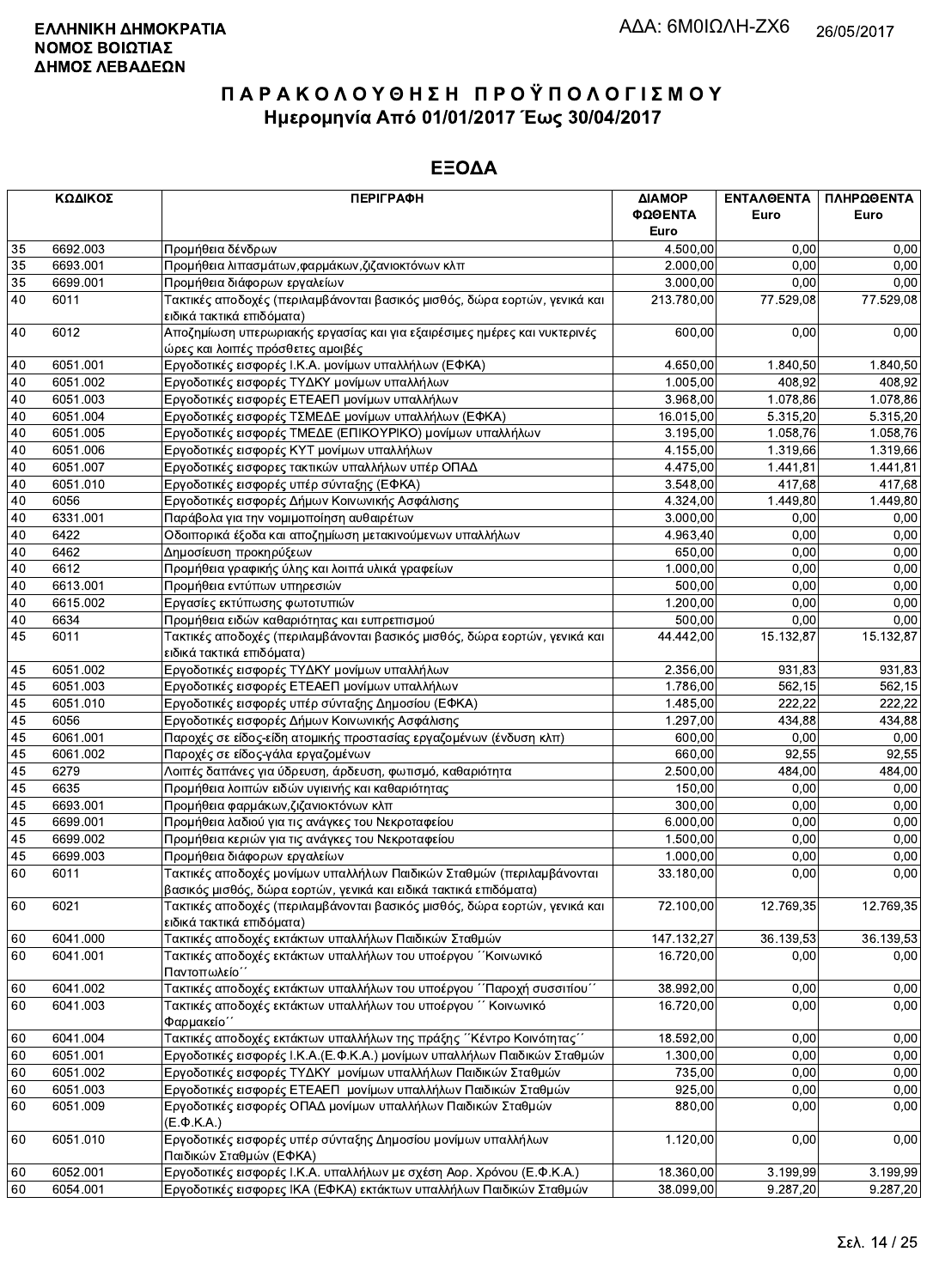**ΕΛΛΗΝΙΚΗ ΔΗΜΟΚΡΑΤΙΑ**
**ΝΟΜΟΣ ΒΟΙΩΤΙΑΣ**
**ΔΗΜΟΣ ΛΕΒΑΔΕΩΝ**

ΑΔΑ: 6Μ0ΙΩΛΗ-ΖΧ6 26/05/2017

# ΠΑΡΑΚΟΛΟΥΘΗΣΗ ΠΡΟΫΠΟΛΟΓΙΣΜΟΥ
## Ημερομηνία Από 01/01/2017 Έως 30/04/2017

## ΕΞΟΔΑ

| ΚΩΔΙΚΟΣ | | ΠΕΡΙΓΡΑΦΗ | ΔΙΑΜΟΡΦΩΘΕΝΤΑ Euro | ΕΝΤΑΛΘΕΝΤΑ Euro | ΠΛΗΡΩΘΕΝΤΑ Euro |
|---|---|---|---|---|---|
| 35 | 6692.003 | Προμήθεια δένδρων | 4.500,00 | 0,00 | 0,00 |
| 35 | 6693.001 | Προμήθεια λιπασμάτων,φαρμάκων,ζιζανιοκτόνων κλπ | 2.000,00 | 0,00 | 0,00 |
| 35 | 6699.001 | Προμήθεια διάφορων εργαλείων | 3.000,00 | 0,00 | 0,00 |
| 40 | 6011 | Τακτικές αποδοχές (περιλαμβάνονται βασικός μισθός, δώρα εορτών, γενικά και ειδικά τακτικά επιδόματα) | 213.780,00 | 77.529,08 | 77.529,08 |
| 40 | 6012 | Αποζημίωση υπερωριακής εργασίας και για εξαιρέσιμες ημέρες και νυκτερινές ώρες και λοιπές πρόσθετες αμοιβές | 600,00 | 0,00 | 0,00 |
| 40 | 6051.001 | Εργοδοτικές εισφορές Ι.Κ.Α. μονίμων υπαλλήλων (ΕΦΚΑ) | 4.650,00 | 1.840,50 | 1.840,50 |
| 40 | 6051.002 | Εργοδοτικές εισφορές ΤΥΔΚΥ μονίμων υπαλλήλων | 1.005,00 | 408,92 | 408,92 |
| 40 | 6051.003 | Εργοδοτικές εισφορές ΕΤΕΑΕΠ μονίμων υπαλλήλων | 3.968,00 | 1.078,86 | 1.078,86 |
| 40 | 6051.004 | Εργοδοτικές εισφορές ΤΣΜΕΔΕ μονίμων υπαλλήλων (ΕΦΚΑ) | 16.015,00 | 5.315,20 | 5.315,20 |
| 40 | 6051.005 | Εργοδοτικές εισφορές ΤΜΕΔΕ (ΕΠΙΚΟΥΡΙΚΟ) μονίμων υπαλλήλων | 3.195,00 | 1.058,76 | 1.058,76 |
| 40 | 6051.006 | Εργοδοτικές εισφορές ΚΥΤ μονίμων υπαλλήλων | 4.155,00 | 1.319,66 | 1.319,66 |
| 40 | 6051.007 | Εργοδοτικές εισφορες τακτικών υπαλλήλων υπέρ ΟΠΑΔ | 4.475,00 | 1.441,81 | 1.441,81 |
| 40 | 6051.010 | Εργοδοτικές εισφορές υπέρ σύνταξης (ΕΦΚΑ) | 3.548,00 | 417,68 | 417,68 |
| 40 | 6056 | Εργοδοτικές εισφορές Δήμων Κοινωνικής Ασφάλισης | 4.324,00 | 1.449,80 | 1.449,80 |
| 40 | 6331.001 | Παράβολα για την νομιμοποίηση αυθαιρέτων | 3.000,00 | 0,00 | 0,00 |
| 40 | 6422 | Οδοιπορικά έξοδα και αποζημίωση μετακινούμενων υπαλλήλων | 4.963,40 | 0,00 | 0,00 |
| 40 | 6462 | Δημοσίευση προκηρύξεων | 650,00 | 0,00 | 0,00 |
| 40 | 6612 | Προμήθεια γραφικής ύλης και λοιπά υλικά γραφείων | 1.000,00 | 0,00 | 0,00 |
| 40 | 6613.001 | Προμήθεια εντύπων υπηρεσιών | 500,00 | 0,00 | 0,00 |
| 40 | 6615.002 | Εργασίες εκτύπωσης φωτοτυπιών | 1.200,00 | 0,00 | 0,00 |
| 40 | 6634 | Προμήθεια ειδών καθαριότητας και ευπρεπισμού | 500,00 | 0,00 | 0,00 |
| 45 | 6011 | Τακτικές αποδοχές (περιλαμβάνονται βασικός μισθός, δώρα εορτών, γενικά και ειδικά τακτικά επιδόματα) | 44.442,00 | 15.132,87 | 15.132,87 |
| 45 | 6051.002 | Εργοδοτικές εισφορές ΤΥΔΚΥ μονίμων υπαλλήλων | 2.356,00 | 931,83 | 931,83 |
| 45 | 6051.003 | Εργοδοτικές εισφορές ΕΤΕΑΕΠ μονίμων υπαλλήλων | 1.786,00 | 562,15 | 562,15 |
| 45 | 6051.010 | Εργοδοτικές εισφορές υπέρ σύνταξης Δημοσίου (ΕΦΚΑ) | 1.485,00 | 222,22 | 222,22 |
| 45 | 6056 | Εργοδοτικές εισφορές Δήμων Κοινωνικής Ασφάλισης | 1.297,00 | 434,88 | 434,88 |
| 45 | 6061.001 | Παροχές σε είδος-είδη ατομικής προστασίας εργαζομένων (ένδυση κλπ) | 600,00 | 0,00 | 0,00 |
| 45 | 6061.002 | Παροχές σε είδος-γάλα εργαζομένων | 660,00 | 92,55 | 92,55 |
| 45 | 6279 | Λοιπές δαπάνες για ύδρευση, άρδευση, φωτισμό, καθαριότητα | 2.500,00 | 484,00 | 484,00 |
| 45 | 6635 | Προμήθεια λοιπών ειδών υγιεινής και καθαριότητας | 150,00 | 0,00 | 0,00 |
| 45 | 6693.001 | Προμήθεια φαρμάκων,ζιζανιοκτόνων κλπ | 300,00 | 0,00 | 0,00 |
| 45 | 6699.001 | Προμήθεια λαδιού για τις ανάγκες του Νεκροταφείου | 6.000,00 | 0,00 | 0,00 |
| 45 | 6699.002 | Προμήθεια κεριών για τις ανάγκες του Νεκροταφείου | 1.500,00 | 0,00 | 0,00 |
| 45 | 6699.003 | Προμήθεια διάφορων εργαλείων | 1.000,00 | 0,00 | 0,00 |
| 60 | 6011 | Τακτικές αποδοχές μονίμων υπαλλήλων Παιδικών Σταθμών (περιλαμβάνονται βασικός μισθός, δώρα εορτών, γενικά και ειδικά τακτικά επιδόματα) | 33.180,00 | 0,00 | 0,00 |
| 60 | 6021 | Τακτικές αποδοχές (περιλαμβάνονται βασικός μισθός, δώρα εορτών, γενικά και ειδικά τακτικά επιδόματα) | 72.100,00 | 12.769,35 | 12.769,35 |
| 60 | 6041.000 | Τακτικές αποδοχές εκτάκτων υπαλλήλων Παιδικών Σταθμών | 147.132,27 | 36.139,53 | 36.139,53 |
| 60 | 6041.001 | Τακτικές αποδοχές εκτάκτων υπαλλήλων του υποέργου ΄΄Κοινωνικό Παντοπωλείο΄΄ | 16.720,00 | 0,00 | 0,00 |
| 60 | 6041.002 | Τακτικές αποδοχές εκτάκτων υπαλλήλων του υποέργου ΄΄Παροχή συσσιτίου΄΄ | 38.992,00 | 0,00 | 0,00 |
| 60 | 6041.003 | Τακτικές αποδοχές εκτάκτων υπαλλήλων του υποέργου ΄΄ Κοινωνικό Φαρμακείο΄΄ | 16.720,00 | 0,00 | 0,00 |
| 60 | 6041.004 | Τακτικές αποδοχές εκτάκτων υπαλλήλων της πράξης ΄΄Κέντρο Κοινότητας΄΄ | 18.592,00 | 0,00 | 0,00 |
| 60 | 6051.001 | Εργοδοτικές εισφορές Ι.Κ.Α.(Ε.Φ.Κ.Α.) μονίμων υπαλλήλων Παιδικών Σταθμών | 1.300,00 | 0,00 | 0,00 |
| 60 | 6051.002 | Εργοδοτικές εισφορές ΤΥΔΚΥ μονίμων υπαλλήλων Παιδικών Σταθμών | 735,00 | 0,00 | 0,00 |
| 60 | 6051.003 | Εργοδοτικές εισφορές ΕΤΕΑΕΠ μονίμων υπαλλήλων Παιδικών Σταθμών | 925,00 | 0,00 | 0,00 |
| 60 | 6051.009 | Εργοδοτικές εισφορές ΟΠΑΔ μονίμων υπαλλήλων Παιδικών Σταθμών (Ε.Φ.Κ.Α.) | 880,00 | 0,00 | 0,00 |
| 60 | 6051.010 | Εργοδοτικές εισφορές υπέρ σύνταξης Δημοσίου μονίμων υπαλλήλων Παιδικών Σταθμών (ΕΦΚΑ) | 1.120,00 | 0,00 | 0,00 |
| 60 | 6052.001 | Εργοδοτικές εισφορές Ι.Κ.Α. υπαλλήλων με σχέση Αορ. Χρόνου (Ε.Φ.Κ.Α.) | 18.360,00 | 3.199,99 | 3.199,99 |
| 60 | 6054.001 | Εργοδοτικές εισφορες ΙΚΑ (ΕΦΚΑ) εκτάκτων υπαλλήλων Παιδικών Σταθμών | 38.099,00 | 9.287,20 | 9.287,20 |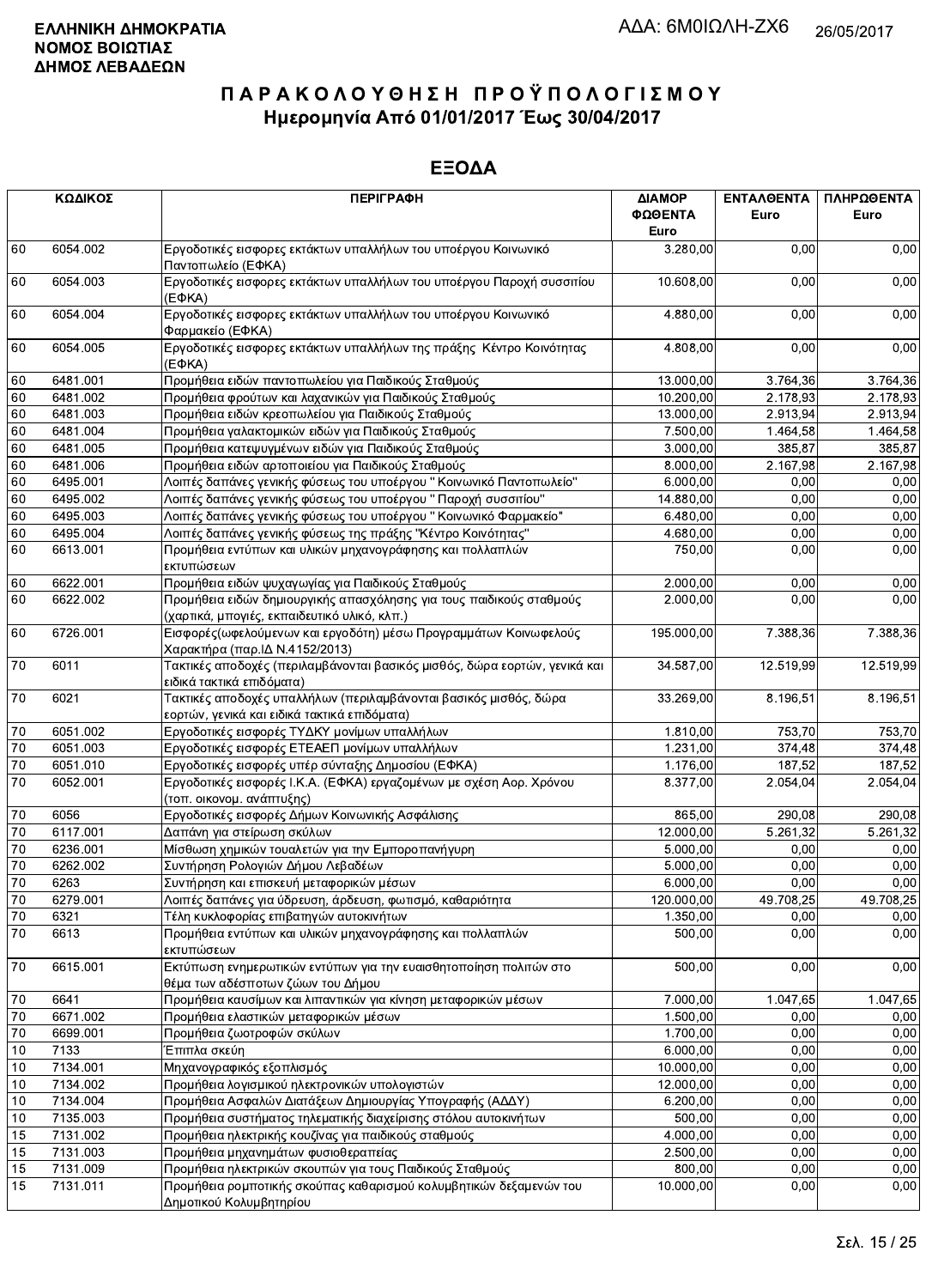**ΕΛΛΗΝΙΚΗ ΔΗΜΟΚΡΑΤΙΑ**
**ΝΟΜΟΣ ΒΟΙΩΤΙΑΣ**
**ΔΗΜΟΣ ΛΕΒΑΔΕΩΝ**

ΑΔΑ: 6Μ0ΙΩΛΗ-ΖΧ6 26/05/2017

# ΠΑΡΑΚΟΛΟΥΘΗΣΗ ΠΡΟΫΠΟΛΟΓΙΣΜΟΥ
## Ημερομηνία Από 01/01/2017 Έως 30/04/2017

## ΕΞΟΔΑ

| ΚΩΔΙΚΟΣ | | ΠΕΡΙΓΡΑΦΗ | ΔΙΑΜΟΡΦΩΘΕΝΤΑ Euro | ΕΝΤΑΛΘΕΝΤΑ Euro | ΠΛΗΡΩΘΕΝΤΑ Euro |
|---|---|---|---|---|---|
| 60 | 6054.002 | Εργοδοτικές εισφορες εκτάκτων υπαλλήλων του υποέργου Κοινωνικό Παντοπωλείο (ΕΦΚΑ) | 3.280,00 | 0,00 | 0,00 |
| 60 | 6054.003 | Εργοδοτικές εισφορες εκτάκτων υπαλλήλων του υποέργου Παροχή συσσιτίου (ΕΦΚΑ) | 10.608,00 | 0,00 | 0,00 |
| 60 | 6054.004 | Εργοδοτικές εισφορες εκτάκτων υπαλλήλων του υποέργου Κοινωνικό Φαρμακείο (ΕΦΚΑ) | 4.880,00 | 0,00 | 0,00 |
| 60 | 6054.005 | Εργοδοτικές εισφορες εκτάκτων υπαλλήλων της πράξης Κέντρο Κοινότητας (ΕΦΚΑ) | 4.808,00 | 0,00 | 0,00 |
| 60 | 6481.001 | Προμήθεια ειδών παντοπωλείου για Παιδικούς Σταθμούς | 13.000,00 | 3.764,36 | 3.764,36 |
| 60 | 6481.002 | Προμήθεια φρούτων και λαχανικών για Παιδικούς Σταθμούς | 10.200,00 | 2.178,93 | 2.178,93 |
| 60 | 6481.003 | Προμήθεια ειδών κρεοπωλείου για Παιδικούς Σταθμούς | 13.000,00 | 2.913,94 | 2.913,94 |
| 60 | 6481.004 | Προμήθεια γαλακτομικών ειδών για Παιδικούς Σταθμούς | 7.500,00 | 1.464,58 | 1.464,58 |
| 60 | 6481.005 | Προμήθεια κατεψυγμένων ειδών για Παιδικούς Σταθμούς | 3.000,00 | 385,87 | 385,87 |
| 60 | 6481.006 | Προμήθεια ειδών αρτοποιείου για Παιδικούς Σταθμούς | 8.000,00 | 2.167,98 | 2.167,98 |
| 60 | 6495.001 | Λοιπές δαπάνες γενικής φύσεως του υποέργου " Κοινωνικό Παντοπωλείο" | 6.000,00 | 0,00 | 0,00 |
| 60 | 6495.002 | Λοιπές δαπάνες γενικής φύσεως του υποέργου " Παροχή συσσιτίου" | 14.880,00 | 0,00 | 0,00 |
| 60 | 6495.003 | Λοιπές δαπάνες γενικής φύσεως του υποέργου " Κοινωνικό Φαρμακείο" | 6.480,00 | 0,00 | 0,00 |
| 60 | 6495.004 | Λοιπές δαπάνες γενικής φύσεως της πράξης "Κέντρο Κοινότητας" | 4.680,00 | 0,00 | 0,00 |
| 60 | 6613.001 | Προμήθεια εντύπων και υλικών μηχανογράφησης και πολλαπλών εκτυπώσεων | 750,00 | 0,00 | 0,00 |
| 60 | 6622.001 | Προμήθεια ειδών ψυχαγωγίας για Παιδικούς Σταθμούς | 2.000,00 | 0,00 | 0,00 |
| 60 | 6622.002 | Προμήθεια ειδών δημιουργικής απασχόλησης για τους παιδικούς σταθμούς (χαρτικά, μπογιές, εκπαιδευτικό υλικό, κλπ.) | 2.000,00 | 0,00 | 0,00 |
| 60 | 6726.001 | Εισφορές(ωφελούμενων και εργοδότη) μέσω Προγραμμάτων Κοινωφελούς Χαρακτήρα (παρ.ΙΔ Ν.4152/2013) | 195.000,00 | 7.388,36 | 7.388,36 |
| 70 | 6011 | Τακτικές αποδοχές (περιλαμβάνονται βασικός μισθός, δώρα εορτών, γενικά και ειδικά τακτικά επιδόματα) | 34.587,00 | 12.519,99 | 12.519,99 |
| 70 | 6021 | Τακτικές αποδοχές υπαλλήλων (περιλαμβάνονται βασικός μισθός, δώρα εορτών, γενικά και ειδικά τακτικά επιδόματα) | 33.269,00 | 8.196,51 | 8.196,51 |
| 70 | 6051.002 | Εργοδοτικές εισφορές ΤΥΔΚΥ μονίμων υπαλλήλων | 1.810,00 | 753,70 | 753,70 |
| 70 | 6051.003 | Εργοδοτικές εισφορές ΕΤΕΑΕΠ μονίμων υπαλλήλων | 1.231,00 | 374,48 | 374,48 |
| 70 | 6051.010 | Εργοδοτικές εισφορές υπέρ σύνταξης Δημοσίου (ΕΦΚΑ) | 1.176,00 | 187,52 | 187,52 |
| 70 | 6052.001 | Εργοδοτικές εισφορές Ι.Κ.Α. (ΕΦΚΑ) εργαζομένων με σχέση Αορ. Χρόνου (τοπ. οικονομ. ανάπτυξης) | 8.377,00 | 2.054,04 | 2.054,04 |
| 70 | 6056 | Εργοδοτικές εισφορές Δήμων Κοινωνικής Ασφάλισης | 865,00 | 290,08 | 290,08 |
| 70 | 6117.001 | Δαπάνη για στείρωση σκύλων | 12.000,00 | 5.261,32 | 5.261,32 |
| 70 | 6236.001 | Μίσθωση χημικών τουαλετών για την Εμποροπανήγυρη | 5.000,00 | 0,00 | 0,00 |
| 70 | 6262.002 | Συντήρηση Ρολογιών Δήμου Λεβαδέων | 5.000,00 | 0,00 | 0,00 |
| 70 | 6263 | Συντήρηση και επισκευή μεταφορικών μέσων | 6.000,00 | 0,00 | 0,00 |
| 70 | 6279.001 | Λοιπές δαπάνες για ύδρευση, άρδευση, φωτισμό, καθαριότητα | 120.000,00 | 49.708,25 | 49.708,25 |
| 70 | 6321 | Τέλη κυκλοφορίας επιβατηγών αυτοκινήτων | 1.350,00 | 0,00 | 0,00 |
| 70 | 6613 | Προμήθεια εντύπων και υλικών μηχανογράφησης και πολλαπλών εκτυπώσεων | 500,00 | 0,00 | 0,00 |
| 70 | 6615.001 | Εκτύπωση ενημερωτικών εντύπων για την ευαισθητοποίηση πολιτών στο θέμα των αδέσποτων ζώων του Δήμου | 500,00 | 0,00 | 0,00 |
| 70 | 6641 | Προμήθεια καυσίμων και λιπαντικών για κίνηση μεταφορικών μέσων | 7.000,00 | 1.047,65 | 1.047,65 |
| 70 | 6671.002 | Προμήθεια ελαστικών μεταφορικών μέσων | 1.500,00 | 0,00 | 0,00 |
| 70 | 6699.001 | Προμήθεια ζωοτροφών σκύλων | 1.700,00 | 0,00 | 0,00 |
| 10 | 7133 | Έπιπλα σκεύη | 6.000,00 | 0,00 | 0,00 |
| 10 | 7134.001 | Μηχανογραφικός εξοπλισμός | 10.000,00 | 0,00 | 0,00 |
| 10 | 7134.002 | Προμήθεια λογισμικού ηλεκτρονικών υπολογιστών | 12.000,00 | 0,00 | 0,00 |
| 10 | 7134.004 | Προμήθεια Ασφαλών Διατάξεων Δημιουργίας Υπογραφής (ΑΔΔΥ) | 6.200,00 | 0,00 | 0,00 |
| 10 | 7135.003 | Προμήθεια συστήματος τηλεματικής διαχείρισης στόλου αυτοκινήτων | 500,00 | 0,00 | 0,00 |
| 15 | 7131.002 | Προμήθεια ηλεκτρικής κουζίνας για παιδικούς σταθμούς | 4.000,00 | 0,00 | 0,00 |
| 15 | 7131.003 | Προμήθεια μηχανημάτων φυσιοθεραπείας | 2.500,00 | 0,00 | 0,00 |
| 15 | 7131.009 | Προμήθεια ηλεκτρικών σκουπών για τους Παιδικούς Σταθμούς | 800,00 | 0,00 | 0,00 |
| 15 | 7131.011 | Προμήθεια ρομποτικής σκούπας καθαρισμού κολυμβητικών δεξαμενών του Δημοτικού Κολυμβητηρίου | 10.000,00 | 0,00 | 0,00 |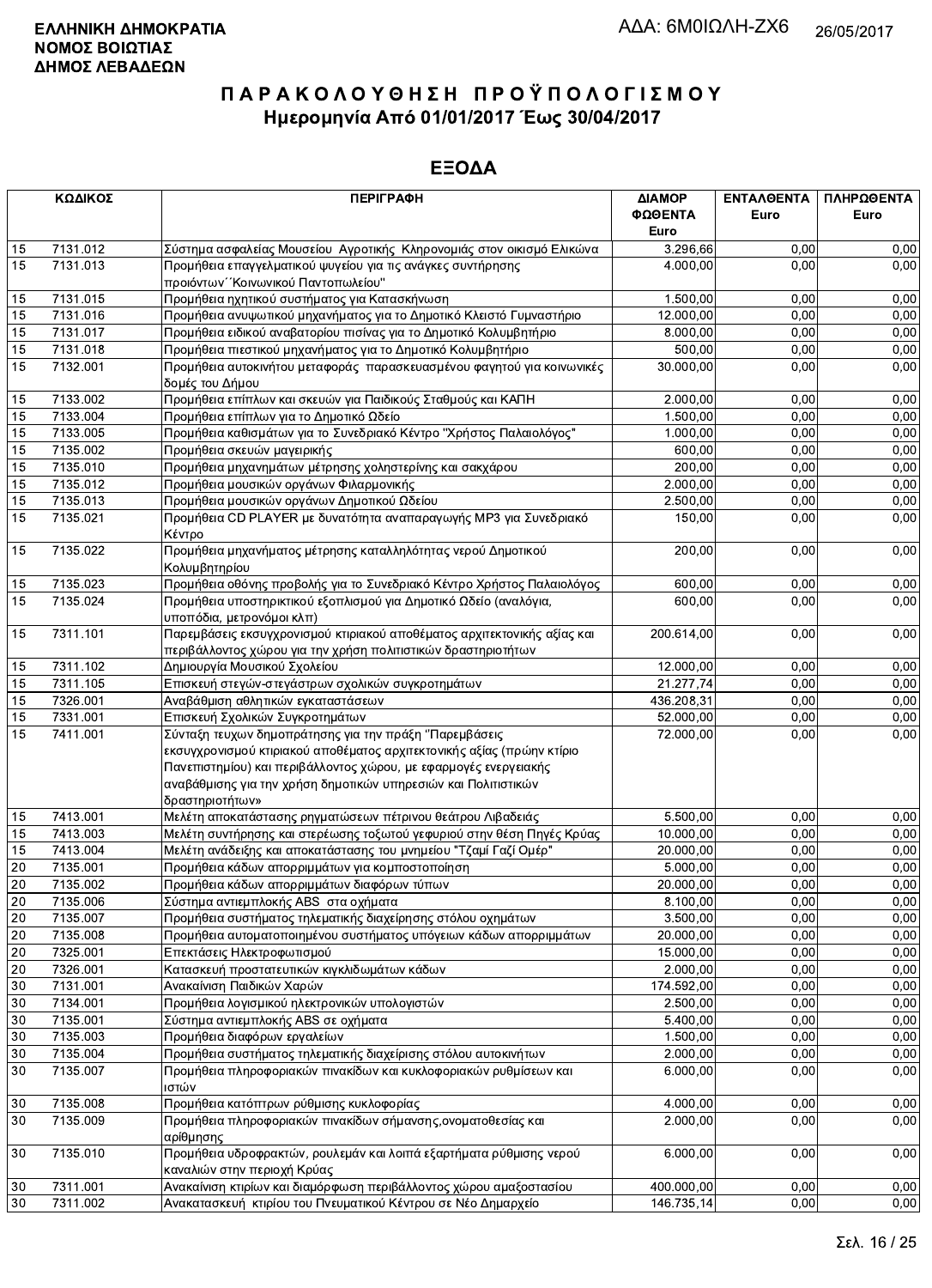**ΕΛΛΗΝΙΚΗ ΔΗΜΟΚΡΑΤΙΑ**
**ΝΟΜΟΣ ΒΟΙΩΤΙΑΣ**
**ΔΗΜΟΣ ΛΕΒΑΔΕΩΝ**

ΑΔΑ: 6Μ0ΙΩΛΗ-ΖΧ6 26/05/2017

# ΠΑΡΑΚΟΛΟΥΘΗΣΗ ΠΡΟΫΠΟΛΟΓΙΣΜΟΥ
## Ημερομηνία Από 01/01/2017 Έως 30/04/2017

## ΕΞΟΔΑ

| ΚΩΔΙΚΟΣ | | ΠΕΡΙΓΡΑΦΗ | ΔΙΑΜΟΡΦΩΘΕΝΤΑ Euro | ΕΝΤΑΛΘΕΝΤΑ Euro | ΠΛΗΡΩΘΕΝΤΑ Euro |
|---|---|---|---|---|---|
| 15 | 7131.012 | Σύστημα ασφαλείας Μουσείου Αγροτικής Κληρονομιάς στον οικισμό Ελικώνα | 3.296,66 | 0,00 | 0,00 |
| 15 | 7131.013 | Προμήθεια επαγγελματικού ψυγείου για τις ανάγκες συντήρησης προιόντων΄΄Κοινωνικού Παντοπωλείου" | 4.000,00 | 0,00 | 0,00 |
| 15 | 7131.015 | Προμήθεια ηχητικού συστήματος για Κατασκήνωση | 1.500,00 | 0,00 | 0,00 |
| 15 | 7131.016 | Προμήθεια ανυψωτικού μηχανήματος για το Δημοτικό Κλειστό Γυμναστήριο | 12.000,00 | 0,00 | 0,00 |
| 15 | 7131.017 | Προμήθεια ειδικού αναβατορίου πισίνας για το Δημοτικό Κολυμβητήριο | 8.000,00 | 0,00 | 0,00 |
| 15 | 7131.018 | Προμήθεια πιεστικού μηχανήματος για το Δημοτικό Κολυμβητήριο | 500,00 | 0,00 | 0,00 |
| 15 | 7132.001 | Προμήθεια αυτοκινήτου μεταφοράς παρασκευασμένου φαγητού για κοινωνικές δομές του Δήμου | 30.000,00 | 0,00 | 0,00 |
| 15 | 7133.002 | Προμήθεια επίπλων και σκευών για Παιδικούς Σταθμούς και ΚΑΠΗ | 2.000,00 | 0,00 | 0,00 |
| 15 | 7133.004 | Προμήθεια επίπλων για το Δημοτικό Ωδείο | 1.500,00 | 0,00 | 0,00 |
| 15 | 7133.005 | Προμήθεια καθισμάτων για το Συνεδριακό Κέντρο "Χρήστος Παλαιολόγος" | 1.000,00 | 0,00 | 0,00 |
| 15 | 7135.002 | Προμήθεια σκευών μαγειρικής | 600,00 | 0,00 | 0,00 |
| 15 | 7135.010 | Προμήθεια μηχανημάτων μέτρησης χοληστερίνης και σακχάρου | 200,00 | 0,00 | 0,00 |
| 15 | 7135.012 | Προμήθεια μουσικών οργάνων Φιλαρμονικής | 2.000,00 | 0,00 | 0,00 |
| 15 | 7135.013 | Προμήθεια μουσικών οργάνων Δημοτικού Ωδείου | 2.500,00 | 0,00 | 0,00 |
| 15 | 7135.021 | Προμήθεια CD PLAYER με δυνατότητα αναπαραγωγής MP3 για Συνεδριακό Κέντρο | 150,00 | 0,00 | 0,00 |
| 15 | 7135.022 | Προμήθεια μηχανήματος μέτρησης καταλληλότητας νερού Δημοτικού Κολυμβητηρίου | 200,00 | 0,00 | 0,00 |
| 15 | 7135.023 | Προμήθεια οθόνης προβολής για το Συνεδριακό Κέντρο Χρήστος Παλαιολόγος | 600,00 | 0,00 | 0,00 |
| 15 | 7135.024 | Προμήθεια υποστηρικτικού εξοπλισμού για Δημοτικό Ωδείο (αναλόγια, υποπόδια, μετρονόμοι κλπ) | 600,00 | 0,00 | 0,00 |
| 15 | 7311.101 | Παρεμβάσεις εκσυγχρονισμού κτιριακού αποθέματος αρχιτεκτονικής αξίας και περιβάλλοντος χώρου για την χρήση πολιτιστικών δραστηριοτήτων | 200.614,00 | 0,00 | 0,00 |
| 15 | 7311.102 | Δημιουργία Μουσικού Σχολείου | 12.000,00 | 0,00 | 0,00 |
| 15 | 7311.105 | Επισκευή στεγών-στεγάστρων σχολικών συγκροτημάτων | 21.277,74 | 0,00 | 0,00 |
| 15 | 7326.001 | Αναβάθμιση αθλητικών εγκαταστάσεων | 436.208,31 | 0,00 | 0,00 |
| 15 | 7331.001 | Επισκευή Σχολικών Συγκροτημάτων | 52.000,00 | 0,00 | 0,00 |
| 15 | 7411.001 | Σύνταξη τευχων δημοπράτησης για την πράξη "Παρεμβάσεις εκσυγχρονισμού κτιριακού αποθέματος αρχιτεκτονικής αξίας (πρώην κτίριο Πανεπιστημίου) και περιβάλλοντος χώρου, με εφαρμογές ενεργειακής αναβάθμισης για την χρήση δημοτικών υπηρεσιών και Πολιτιστικών δραστηριοτήτων» | 72.000,00 | 0,00 | 0,00 |
| 15 | 7413.001 | Μελέτη αποκατάστασης ρηγματώσεων πέτρινου θεάτρου Λιβαδειάς | 5.500,00 | 0,00 | 0,00 |
| 15 | 7413.003 | Μελέτη συντήρησης και στερέωσης τοξωτού γεφυριού στην θέση Πηγές Κρύας | 10.000,00 | 0,00 | 0,00 |
| 15 | 7413.004 | Μελέτη ανάδειξης και αποκατάστασης του μνημείου "Τζαμί Γαζί Ομέρ" | 20.000,00 | 0,00 | 0,00 |
| 20 | 7135.001 | Προμήθεια κάδων απορριμμάτων για κομποστοποίηση | 5.000,00 | 0,00 | 0,00 |
| 20 | 7135.002 | Προμήθεια κάδων απορριμμάτων διαφόρων τύπων | 20.000,00 | 0,00 | 0,00 |
| 20 | 7135.006 | Σύστημα αντιεμπλοκής ABS στα οχήματα | 8.100,00 | 0,00 | 0,00 |
| 20 | 7135.007 | Προμήθεια συστήματος τηλεματικής διαχείρησης στόλου οχημάτων | 3.500,00 | 0,00 | 0,00 |
| 20 | 7135.008 | Προμήθεια αυτοματοποιημένου συστήματος υπόγειων κάδων απορριμμάτων | 20.000,00 | 0,00 | 0,00 |
| 20 | 7325.001 | Επεκτάσεις Ηλεκτροφωτισμού | 15.000,00 | 0,00 | 0,00 |
| 20 | 7326.001 | Κατασκευή προστατευτικών κιγκλιδωμάτων κάδων | 2.000,00 | 0,00 | 0,00 |
| 30 | 7131.001 | Ανακαίνιση Παιδικών Χαρών | 174.592,00 | 0,00 | 0,00 |
| 30 | 7134.001 | Προμήθεια λογισμικού ηλεκτρονικών υπολογιστών | 2.500,00 | 0,00 | 0,00 |
| 30 | 7135.001 | Σύστημα αντιεμπλοκής ABS σε οχήματα | 5.400,00 | 0,00 | 0,00 |
| 30 | 7135.003 | Προμήθεια διαφόρων εργαλείων | 1.500,00 | 0,00 | 0,00 |
| 30 | 7135.004 | Προμήθεια συστήματος τηλεματικής διαχείρισης στόλου αυτοκινήτων | 2.000,00 | 0,00 | 0,00 |
| 30 | 7135.007 | Προμήθεια πληροφοριακών πινακίδων και κυκλοφοριακών ρυθμίσεων και ιστών | 6.000,00 | 0,00 | 0,00 |
| 30 | 7135.008 | Προμήθεια κατόπτρων ρύθμισης κυκλοφορίας | 4.000,00 | 0,00 | 0,00 |
| 30 | 7135.009 | Προμήθεια πληροφοριακών πινακίδων σήμανσης,ονοματοθεσίας και αρίθμησης | 2.000,00 | 0,00 | 0,00 |
| 30 | 7135.010 | Προμήθεια υδροφρακτών, ρουλεμάν και λοιπά εξαρτήματα ρύθμισης νερού καναλιών στην περιοχή Κρύας | 6.000,00 | 0,00 | 0,00 |
| 30 | 7311.001 | Ανακαίνιση κτιρίων και διαμόρφωση περιβάλλοντος χώρου αμαξοστασίου | 400.000,00 | 0,00 | 0,00 |
| 30 | 7311.002 | Ανακατασκευή κτιρίου του Πνευματικού Κέντρου σε Νέο Δημαρχείο | 146.735,14 | 0,00 | 0,00 |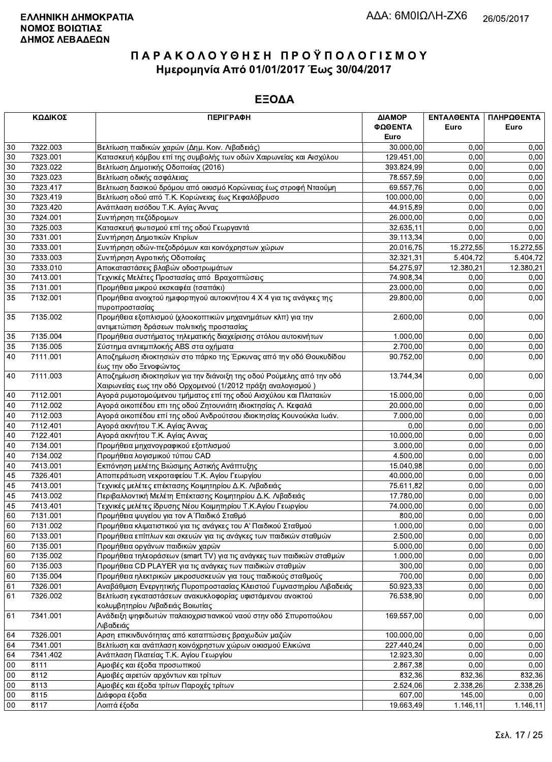**ΕΛΛΗΝΙΚΗ ΔΗΜΟΚΡΑΤΙΑ**
**ΝΟΜΟΣ ΒΟΙΩΤΙΑΣ**
**ΔΗΜΟΣ ΛΕΒΑΔΕΩΝ**

ΑΔΑ: 6Μ0ΙΩΛΗ-ΖΧ6 26/05/2017

# ΠΑΡΑΚΟΛΟΥΘΗΣΗ ΠΡΟΫΠΟΛΟΓΙΣΜΟΥ
## Ημερομηνία Από 01/01/2017 Έως 30/04/2017

## ΕΞΟΔΑ

| ΚΩΔΙΚΟΣ | | ΠΕΡΙΓΡΑΦΗ | ΔΙΑΜΟΡ ΦΩΘΕΝΤΑ Euro | ΕΝΤΑΛΘΕΝΤΑ Euro | ΠΛΗΡΩΘΕΝΤΑ Euro |
|---|---|---|---|---|---|
| 30 | 7322.003 | Βελτίωση παιδικών χαρών (Δημ. Κοιν. Λιβαδειάς) | 30.000,00 | 0,00 | 0,00 |
| 30 | 7323.001 | Κατασκευή κόμβου επί της συμβολής των οδών Χαιρωνείας και Αισχύλου | 129.451,00 | 0,00 | 0,00 |
| 30 | 7323.022 | Βελτίωση Δημοτικής Οδοποιίας (2016) | 393.824,99 | 0,00 | 0,00 |
| 30 | 7323.023 | Βελτίωση οδικής ασφάλειας | 78.557,59 | 0,00 | 0,00 |
| 30 | 7323.417 | Βελτιωση δασικού δρόμου από οικισμό Κορώνειας έως στροφή Νταούμη | 69.557,76 | 0,00 | 0,00 |
| 30 | 7323.419 | Βελτίωση οδού από Τ.Κ. Κορώνειας έως Κεφαλόβρυσο | 100.000,00 | 0,00 | 0,00 |
| 30 | 7323.420 | Ανάπλαση εισόδου Τ.Κ. Αγίας Άννας | 44.915,89 | 0,00 | 0,00 |
| 30 | 7324.001 | Συντήρηση πεζόδρομων | 26.000,00 | 0,00 | 0,00 |
| 30 | 7325.003 | Κατασκευή φωτισμού επί της οδού Γεωργαντά | 32.635,11 | 0,00 | 0,00 |
| 30 | 7331.001 | Συντήρηση Δημοτικών Κτιρίων | 39.113,34 | 0,00 | 0,00 |
| 30 | 7333.001 | Συντήρηση οδών-πεζοδρόμων και κοινόχρηστων χώρων | 20.016,75 | 15.272,55 | 15.272,55 |
| 30 | 7333.003 | Συντήρηση Αγροτικής Οδοποιίας | 32.321,31 | 5.404,72 | 5.404,72 |
| 30 | 7333.010 | Αποκαταστάσεις βλαβών οδοστρωμάτων | 54.275,97 | 12.380,21 | 12.380,21 |
| 30 | 7413.001 | Τεχνικές Μελέτες Προστασίας από Βραχοπτώσεις | 74.908,34 | 0,00 | 0,00 |
| 35 | 7131.001 | Προμήθεια μικρού εκσκαφέα (τσαπάκι) | 23.000,00 | 0,00 | 0,00 |
| 35 | 7132.001 | Προμήθεια ανοιχτού ημιφορτηγού αυτοκινήτου 4 Χ 4 για τις ανάγκες της πυροπροστασίας | 29.800,00 | 0,00 | 0,00 |
| 35 | 7135.002 | Προμήθεια εξοπλισμού (χλοοκοπτικών μηχανημάτων κλπ) για την αντιμετώπιση δράσεων πολιτικής προστασίας | 2.600,00 | 0,00 | 0,00 |
| 35 | 7135.004 | Προμήθεια συστήματος τηλεματικής διαχείρισης στόλου αυτοκινήτων | 1.000,00 | 0,00 | 0,00 |
| 35 | 7135.005 | Σύστημα αντιεμπλοκής ABS στα οχήματα | 2.700,00 | 0,00 | 0,00 |
| 40 | 7111.001 | Αποζημίωση ιδιοκτησιών στο πάρκο της Έρκυνας από την οδό Θουκυδίδου έως την οδο Ξενοφώντος | 90.752,00 | 0,00 | 0,00 |
| 40 | 7111.003 | Αποζημίωση ιδιοκτησίων για την διάνοιξη της οδού Ρούμελης από την οδό Χαιρωνείας εως την οδό Ορχομενού (1/2012 πράξη αναλογισμού ) | 13.744,34 | 0,00 | 0,00 |
| 40 | 7112.001 | Αγορά ρυμοτομούμενου τμήματος επί της οδού Αισχύλου και Πλαταιών | 15.000,00 | 0,00 | 0,00 |
| 40 | 7112.002 | Αγορά οικοπέδου επι της οδού Ζητουνιάτη ιδιοκτησίας Λ. Κεφαλά | 20.000,00 | 0,00 | 0,00 |
| 40 | 7112.003 | Αγορά οικοπέδου επί της οδού Ανδρούτσου ιδιοκτησίας Κουνούκλα Ιωάν. | 7.000,00 | 0,00 | 0,00 |
| 40 | 7112.401 | Αγορά ακινήτου Τ.Κ. Αγίας Άννας | 0,00 | 0,00 | 0,00 |
| 40 | 7122.401 | Αγορά ακινήτου Τ.Κ. Αγίας Αννας | 10.000,00 | 0,00 | 0,00 |
| 40 | 7134.001 | Προμήθεια μηχανογραφικού εξοπλισμού | 3.000,00 | 0,00 | 0,00 |
| 40 | 7134.002 | Προμήθεια λογισμικού τύπου CAD | 4.500,00 | 0,00 | 0,00 |
| 40 | 7413.001 | Εκπόνηση μελέτης Βιώσιμης Αστικής Ανάπτυξης | 15.040,98 | 0,00 | 0,00 |
| 45 | 7326.401 | Αποπεράτωση νεκροταφείου Τ.Κ. Αγίου Γεωργίου | 40.000,00 | 0,00 | 0,00 |
| 45 | 7413.001 | Τεχνικές μελέτες επέκτασης Κοιμητηρίου Δ.Κ. Λιβαδειάς | 75.611,82 | 0,00 | 0,00 |
| 45 | 7413.002 | Περιβαλλοντική Μελέτη Επέκτασης Κοιμητηρίου Δ.Κ. Λιβαδειάς | 17.780,00 | 0,00 | 0,00 |
| 45 | 7413.401 | Τεχνικές μελέτες ίδρυσης Νέου Κοιμητηρίου Τ.Κ.Αγίου Γεωργίου | 74.000,00 | 0,00 | 0,00 |
| 60 | 7131.001 | Προμήθεια ψυγείου για τον Α΄Παιδικό Σταθμό | 800,00 | 0,00 | 0,00 |
| 60 | 7131.002 | Προμήθεια κλιματιστικού για τις ανάγκες του Α' Παιδικού Σταθμού | 1.000,00 | 0,00 | 0,00 |
| 60 | 7133.001 | Προμήθεια επίπλων και σκευών για τις ανάγκες των παιδικών σταθμών | 2.500,00 | 0,00 | 0,00 |
| 60 | 7135.001 | Προμήθεια οργάνων παιδικών χαρών | 5.000,00 | 0,00 | 0,00 |
| 60 | 7135.002 | Προμήθεια τηλεοράσεων (smart TV) για τις ανάγκες των παιδικών σταθμών | 1.000,00 | 0,00 | 0,00 |
| 60 | 7135.003 | Προμήθεια CD PLAYER για τις ανάγκες των παιδικών σταθμών | 300,00 | 0,00 | 0,00 |
| 60 | 7135.004 | Προμήθεια ηλεκτρικών μικροσυσκευών για τους παιδικούς σταθμούς | 700,00 | 0,00 | 0,00 |
| 61 | 7326.001 | Αναβάθμιση Ενεργητικής Πυροπροστασίας Κλειστού Γυμναστηρίου Λιβαδειάς | 50.923,33 | 0,00 | 0,00 |
| 61 | 7326.002 | Βελτίωση εγκαταστάσεων ανακυκλοφορίας υφιστάμενου ανοικτού κολυμβητηρίου Λιβαδειάς Βοιωτίας | 76.538,90 | 0,00 | 0,00 |
| 61 | 7341.001 | Ανάδειξη ψηφιδωτών παλαιοχριστιανικού ναού στην οδό Σπυροπούλου Λιβαδειάς | 169.557,00 | 0,00 | 0,00 |
| 64 | 7326.001 | Αρση επικινδυνότητας από καταπτώσεις βραχωδών μαζών | 100.000,00 | 0,00 | 0,00 |
| 64 | 7341.001 | Βελτίωση και ανάπλαση κοινόχρηστων χώρων οικισμού Ελικώνα | 227.440,24 | 0,00 | 0,00 |
| 64 | 7341.402 | Ανάπλαση Πλατείας Τ.Κ. Αγίου Γεωργίου | 12.923,30 | 0,00 | 0,00 |
| 00 | 8111 | Αμοιβές και έξοδα προσωπικού | 2.867,38 | 0,00 | 0,00 |
| 00 | 8112 | Αμοιβές αιρετών αρχόντων και τρίτων | 832,36 | 832,36 | 832,36 |
| 00 | 8113 | Αμοιβές και έξοδα τρίτων Παροχές τρίτων | 2.524,06 | 2.338,26 | 2.338,26 |
| 00 | 8115 | Διάφορα έξοδα | 607,00 | 145,00 | 0,00 |
| 00 | 8117 | Λοιπά έξοδα | 19.663,49 | 1.146,11 | 1.146,11 |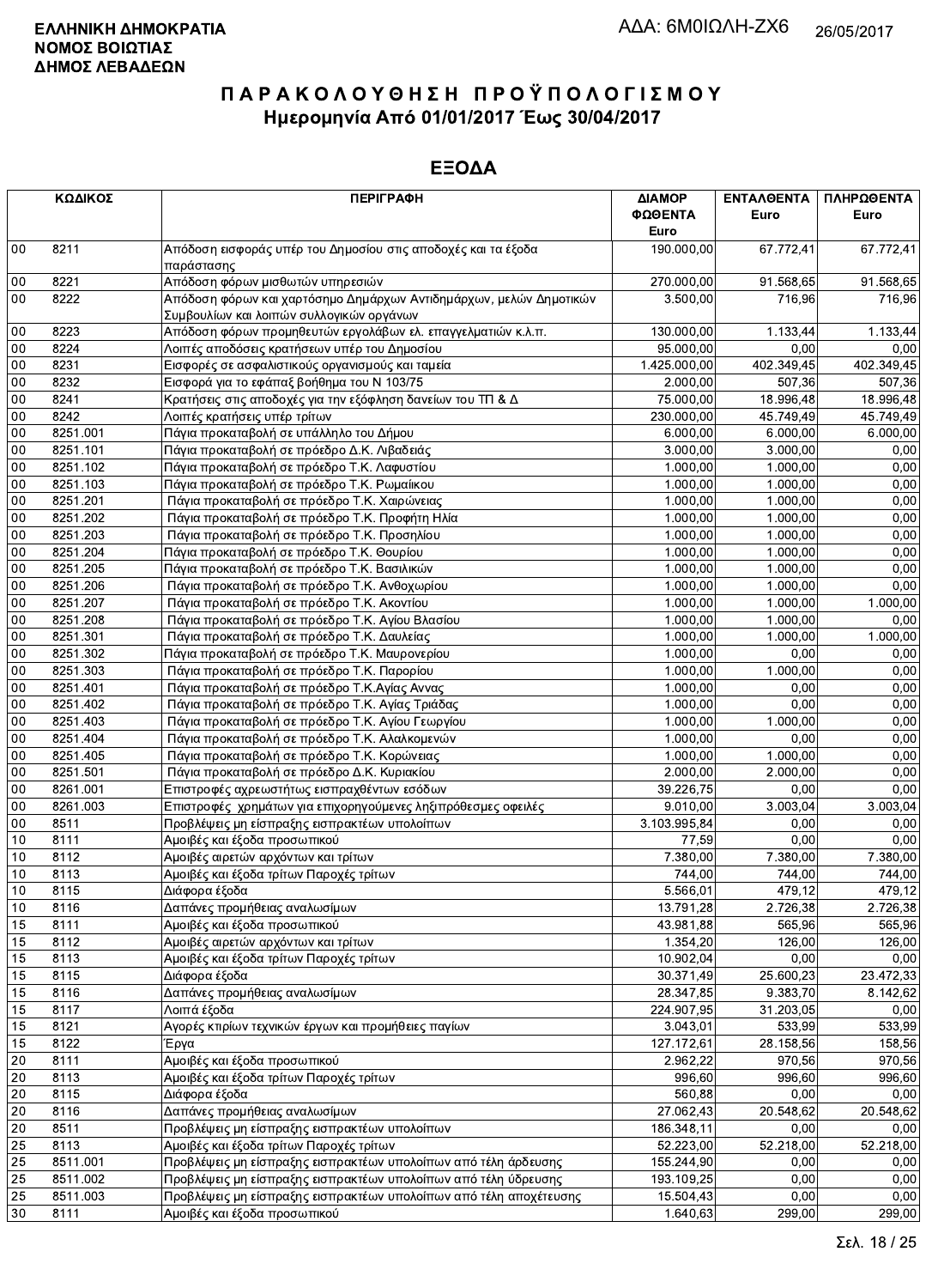**ΕΛΛΗΝΙΚΗ ΔΗΜΟΚΡΑΤΙΑ**
**ΝΟΜΟΣ ΒΟΙΩΤΙΑΣ**
**ΔΗΜΟΣ ΛΕΒΑΔΕΩΝ**

ΑΔΑ: 6Μ0ΙΩΛΗ-ΖΧ6 26/05/2017

# ΠΑΡΑΚΟΛΟΥΘΗΣΗ ΠΡΟΫΠΟΛΟΓΙΣΜΟΥ
## Ημερομηνία Από 01/01/2017 Έως 30/04/2017

## ΕΞΟΔΑ

| ΚΩΔΙΚΟΣ | | ΠΕΡΙΓΡΑΦΗ | ΔΙΑΜΟΡ ΦΩΘΕΝΤΑ Euro | ΕΝΤΑΛΘΕΝΤΑ Euro | ΠΛΗΡΩΘΕΝΤΑ Euro |
|---|---|---|---|---|---|
| 00 | 8211 | Απόδοση εισφοράς υπέρ του Δημοσίου στις αποδοχές και τα έξοδα παράστασης | 190.000,00 | 67.772,41 | 67.772,41 |
| 00 | 8221 | Απόδοση φόρων μισθωτών υπηρεσιών | 270.000,00 | 91.568,65 | 91.568,65 |
| 00 | 8222 | Απόδοση φόρων και χαρτόσημο Δημάρχων Αντιδημάρχων, μελών Δημοτικών Συμβουλίων και λοιπών συλλογικών οργάνων | 3.500,00 | 716,96 | 716,96 |
| 00 | 8223 | Απόδοση φόρων προμηθευτών εργολάβων ελ. επαγγελματιών κ.λ.π. | 130.000,00 | 1.133,44 | 1.133,44 |
| 00 | 8224 | Λοιπές αποδόσεις κρατήσεων υπέρ του Δημοσίου | 95.000,00 | 0,00 | 0,00 |
| 00 | 8231 | Εισφορές σε ασφαλιστικούς οργανισμούς και ταμεία | 1.425.000,00 | 402.349,45 | 402.349,45 |
| 00 | 8232 | Εισφορά για το εφάπαξ βοήθημα του Ν 103/75 | 2.000,00 | 507,36 | 507,36 |
| 00 | 8241 | Κρατήσεις στις αποδοχές για την εξόφληση δανείων του ΤΠ & Δ | 75.000,00 | 18.996,48 | 18.996,48 |
| 00 | 8242 | Λοιπές κρατήσεις υπέρ τρίτων | 230.000,00 | 45.749,49 | 45.749,49 |
| 00 | 8251.001 | Πάγια προκαταβολή σε υπάλληλο του Δήμου | 6.000,00 | 6.000,00 | 6.000,00 |
| 00 | 8251.101 | Πάγια προκαταβολή σε πρόεδρο Δ.Κ. Λιβαδειάς | 3.000,00 | 3.000,00 | 0,00 |
| 00 | 8251.102 | Πάγια προκαταβολή σε πρόεδρο Τ.Κ. Λαφυστίου | 1.000,00 | 1.000,00 | 0,00 |
| 00 | 8251.103 | Πάγια προκαταβολή σε πρόεδρο Τ.Κ. Ρωμαίικου | 1.000,00 | 1.000,00 | 0,00 |
| 00 | 8251.201 | Πάγια προκαταβολή σε πρόεδρο Τ.Κ. Χαιρώνειας | 1.000,00 | 1.000,00 | 0,00 |
| 00 | 8251.202 | Πάγια προκαταβολή σε πρόεδρο Τ.Κ. Προφήτη Ηλία | 1.000,00 | 1.000,00 | 0,00 |
| 00 | 8251.203 | Πάγια προκαταβολή σε πρόεδρο Τ.Κ. Προσηλίου | 1.000,00 | 1.000,00 | 0,00 |
| 00 | 8251.204 | Πάγια προκαταβολή σε πρόεδρο Τ.Κ. Θουρίου | 1.000,00 | 1.000,00 | 0,00 |
| 00 | 8251.205 | Πάγια προκαταβολή σε πρόεδρο Τ.Κ. Βασιλικών | 1.000,00 | 1.000,00 | 0,00 |
| 00 | 8251.206 | Πάγια προκαταβολή σε πρόεδρο Τ.Κ. Ανθοχωρίου | 1.000,00 | 1.000,00 | 0,00 |
| 00 | 8251.207 | Πάγια προκαταβολή σε πρόεδρο Τ.Κ. Ακοντίου | 1.000,00 | 1.000,00 | 1.000,00 |
| 00 | 8251.208 | Πάγια προκαταβολή σε πρόεδρο Τ.Κ. Αγίου Βλασίου | 1.000,00 | 1.000,00 | 0,00 |
| 00 | 8251.301 | Πάγια προκαταβολή σε πρόεδρο Τ.Κ. Δαυλείας | 1.000,00 | 1.000,00 | 1.000,00 |
| 00 | 8251.302 | Πάγια προκαταβολή σε πρόεδρο Τ.Κ. Μαυρονερίου | 1.000,00 | 0,00 | 0,00 |
| 00 | 8251.303 | Πάγια προκαταβολή σε πρόεδρο Τ.Κ. Παρορίου | 1.000,00 | 1.000,00 | 0,00 |
| 00 | 8251.401 | Πάγια προκαταβολή σε πρόεδρο Τ.Κ.Αγίας Αννας | 1.000,00 | 0,00 | 0,00 |
| 00 | 8251.402 | Πάγια προκαταβολή σε πρόεδρο Τ.Κ. Αγίας Τριάδας | 1.000,00 | 0,00 | 0,00 |
| 00 | 8251.403 | Πάγια προκαταβολή σε πρόεδρο Τ.Κ. Αγίου Γεωργίου | 1.000,00 | 1.000,00 | 0,00 |
| 00 | 8251.404 | Πάγια προκαταβολή σε πρόεδρο Τ.Κ. Αλαλκομενών | 1.000,00 | 0,00 | 0,00 |
| 00 | 8251.405 | Πάγια προκαταβολή σε πρόεδρο Τ.Κ. Κορώνειας | 1.000,00 | 1.000,00 | 0,00 |
| 00 | 8251.501 | Πάγια προκαταβολή σε πρόεδρο Δ.Κ. Κυριακίου | 2.000,00 | 2.000,00 | 0,00 |
| 00 | 8261.001 | Επιστροφές αχρεωστήτως εισπραχθέντων εσόδων | 39.226,75 | 0,00 | 0,00 |
| 00 | 8261.003 | Επιστροφές χρημάτων για επιχορηγούμενες ληξιπρόθεσμες οφειλές | 9.010,00 | 3.003,04 | 3.003,04 |
| 00 | 8511 | Προβλέψεις μη είσπραξης εισπρακτέων υπολοίπων | 3.103.995,84 | 0,00 | 0,00 |
| 10 | 8111 | Αμοιβές και έξοδα προσωπικού | 77,59 | 0,00 | 0,00 |
| 10 | 8112 | Αμοιβές αιρετών αρχόντων και τρίτων | 7.380,00 | 7.380,00 | 7.380,00 |
| 10 | 8113 | Αμοιβές και έξοδα τρίτων Παροχές τρίτων | 744,00 | 744,00 | 744,00 |
| 10 | 8115 | Διάφορα έξοδα | 5.566,01 | 479,12 | 479,12 |
| 10 | 8116 | Δαπάνες προμήθειας αναλωσίμων | 13.791,28 | 2.726,38 | 2.726,38 |
| 15 | 8111 | Αμοιβές και έξοδα προσωπικού | 43.981,88 | 565,96 | 565,96 |
| 15 | 8112 | Αμοιβές αιρετών αρχόντων και τρίτων | 1.354,20 | 126,00 | 126,00 |
| 15 | 8113 | Αμοιβές και έξοδα τρίτων Παροχές τρίτων | 10.902,04 | 0,00 | 0,00 |
| 15 | 8115 | Διάφορα έξοδα | 30.371,49 | 25.600,23 | 23.472,33 |
| 15 | 8116 | Δαπάνες προμήθειας αναλωσίμων | 28.347,85 | 9.383,70 | 8.142,62 |
| 15 | 8117 | Λοιπά έξοδα | 224.907,95 | 31.203,05 | 0,00 |
| 15 | 8121 | Αγορές κτιρίων τεχνικών έργων και προμήθειες παγίων | 3.043,01 | 533,99 | 533,99 |
| 15 | 8122 | Έργα | 127.172,61 | 28.158,56 | 158,56 |
| 20 | 8111 | Αμοιβές και έξοδα προσωπικού | 2.962,22 | 970,56 | 970,56 |
| 20 | 8113 | Αμοιβές και έξοδα τρίτων Παροχές τρίτων | 996,60 | 996,60 | 996,60 |
| 20 | 8115 | Διάφορα έξοδα | 560,88 | 0,00 | 0,00 |
| 20 | 8116 | Δαπάνες προμήθειας αναλωσίμων | 27.062,43 | 20.548,62 | 20.548,62 |
| 20 | 8511 | Προβλέψεις μη είσπραξης εισπρακτέων υπολοίπων | 186.348,11 | 0,00 | 0,00 |
| 25 | 8113 | Αμοιβές και έξοδα τρίτων Παροχές τρίτων | 52.223,00 | 52.218,00 | 52.218,00 |
| 25 | 8511.001 | Προβλέψεις μη είσπραξης εισπρακτέων υπολοίπων από τέλη άρδευσης | 155.244,90 | 0,00 | 0,00 |
| 25 | 8511.002 | Προβλέψεις μη είσπραξης εισπρακτέων υπολοίπων από τέλη ύδρευσης | 193.109,25 | 0,00 | 0,00 |
| 25 | 8511.003 | Προβλέψεις μη είσπραξης εισπρακτέων υπολοίπων από τέλη αποχέτευσης | 15.504,43 | 0,00 | 0,00 |
| 30 | 8111 | Αμοιβές και έξοδα προσωπικού | 1.640,63 | 299,00 | 299,00 |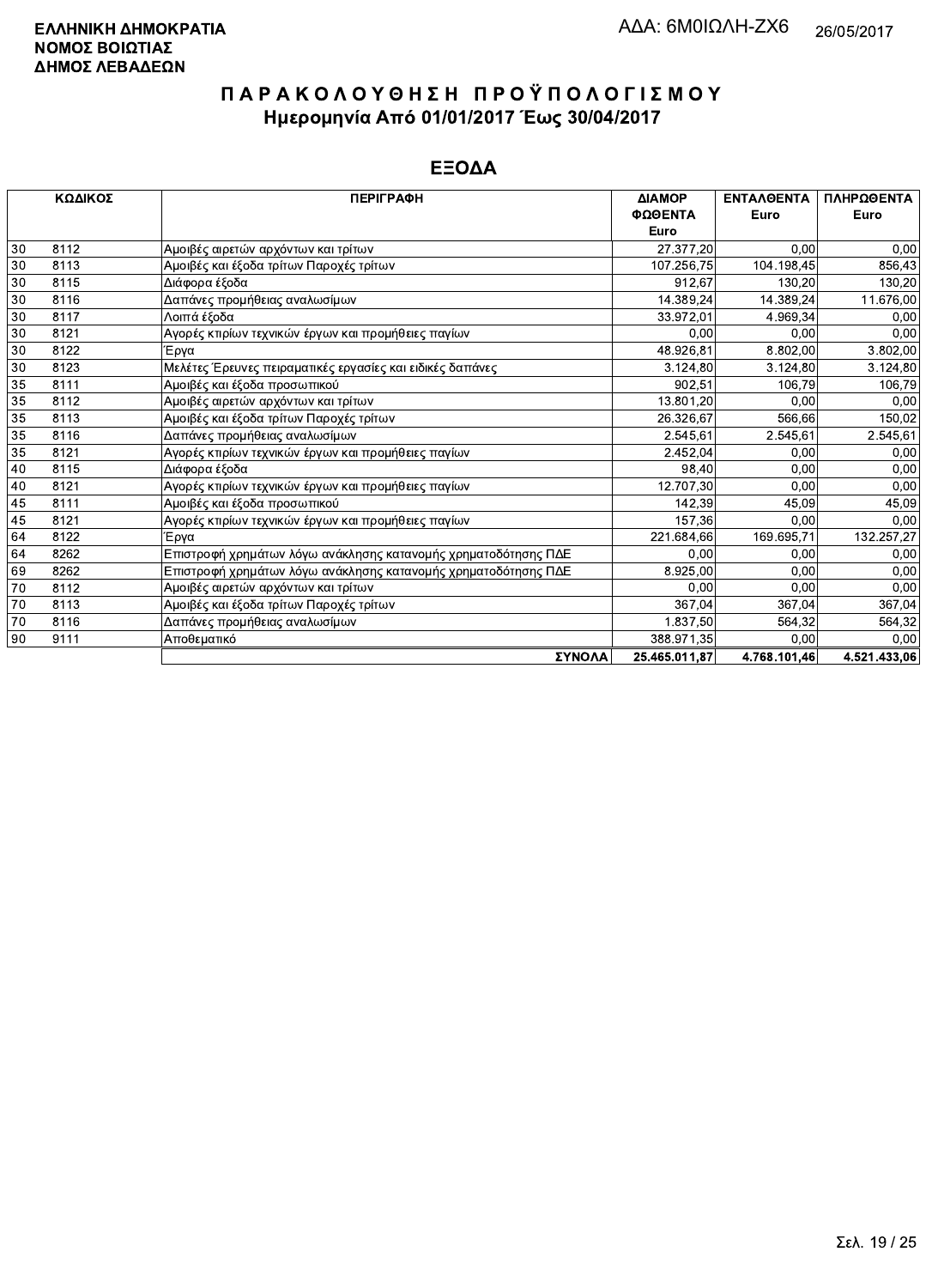**ΕΛΛΗΝΙΚΗ ΔΗΜΟΚΡΑΤΙΑ**
**ΝΟΜΟΣ ΒΟΙΩΤΙΑΣ**
**ΔΗΜΟΣ ΛΕΒΑΔΕΩΝ**

ΑΔΑ: 6Μ0ΙΩΛΗ-ΖΧ6 26/05/2017

# ΠΑΡΑΚΟΛΟΥΘΗΣΗ ΠΡΟΫΠΟΛΟΓΙΣΜΟΥ

## Ημερομηνία Από 01/01/2017 Έως 30/04/2017

## ΕΞΟΔΑ

| ΚΩΔΙΚΟΣ | | ΠΕΡΙΓΡΑΦΗ | ΔΙΑΜΟΡ ΦΩΘΕΝΤΑ Euro | ΕΝΤΑΛΘΕΝΤΑ Euro | ΠΛΗΡΩΘΕΝΤΑ Euro |
|---|---|---|---|---|---|
| 30 | 8112 | Αμοιβές αιρετών αρχόντων και τρίτων | 27.377,20 | 0,00 | 0,00 |
| 30 | 8113 | Αμοιβές και έξοδα τρίτων Παροχές τρίτων | 107.256,75 | 104.198,45 | 856,43 |
| 30 | 8115 | Διάφορα έξοδα | 912,67 | 130,20 | 130,20 |
| 30 | 8116 | Δαπάνες προμήθειας αναλωσίμων | 14.389,24 | 14.389,24 | 11.676,00 |
| 30 | 8117 | Λοιπά έξοδα | 33.972,01 | 4.969,34 | 0,00 |
| 30 | 8121 | Αγορές κτιρίων τεχνικών έργων και προμήθειες παγίων | 0,00 | 0,00 | 0,00 |
| 30 | 8122 | Έργα | 48.926,81 | 8.802,00 | 3.802,00 |
| 30 | 8123 | Μελέτες Έρευνες πειραματικές εργασίες και ειδικές δαπάνες | 3.124,80 | 3.124,80 | 3.124,80 |
| 35 | 8111 | Αμοιβές και έξοδα προσωπικού | 902,51 | 106,79 | 106,79 |
| 35 | 8112 | Αμοιβές αιρετών αρχόντων και τρίτων | 13.801,20 | 0,00 | 0,00 |
| 35 | 8113 | Αμοιβές και έξοδα τρίτων Παροχές τρίτων | 26.326,67 | 566,66 | 150,02 |
| 35 | 8116 | Δαπάνες προμήθειας αναλωσίμων | 2.545,61 | 2.545,61 | 2.545,61 |
| 35 | 8121 | Αγορές κτιρίων τεχνικών έργων και προμήθειες παγίων | 2.452,04 | 0,00 | 0,00 |
| 40 | 8115 | Διάφορα έξοδα | 98,40 | 0,00 | 0,00 |
| 40 | 8121 | Αγορές κτιρίων τεχνικών έργων και προμήθειες παγίων | 12.707,30 | 0,00 | 0,00 |
| 45 | 8111 | Αμοιβές και έξοδα προσωπικού | 142,39 | 45,09 | 45,09 |
| 45 | 8121 | Αγορές κτιρίων τεχνικών έργων και προμήθειες παγίων | 157,36 | 0,00 | 0,00 |
| 64 | 8122 | Έργα | 221.684,66 | 169.695,71 | 132.257,27 |
| 64 | 8262 | Επιστροφή χρημάτων λόγω ανάκλησης κατανομής χρηματοδότησης ΠΔΕ | 0,00 | 0,00 | 0,00 |
| 69 | 8262 | Επιστροφή χρημάτων λόγω ανάκλησης κατανομής χρηματοδότησης ΠΔΕ | 8.925,00 | 0,00 | 0,00 |
| 70 | 8112 | Αμοιβές αιρετών αρχόντων και τρίτων | 0,00 | 0,00 | 0,00 |
| 70 | 8113 | Αμοιβές και έξοδα τρίτων Παροχές τρίτων | 367,04 | 367,04 | 367,04 |
| 70 | 8116 | Δαπάνες προμήθειας αναλωσίμων | 1.837,50 | 564,32 | 564,32 |
| 90 | 9111 | Αποθεματικό | 388.971,35 | 0,00 | 0,00 |
| | | **ΣΥΝΟΛΑ** | **25.465.011,87** | **4.768.101,46** | **4.521.433,06** |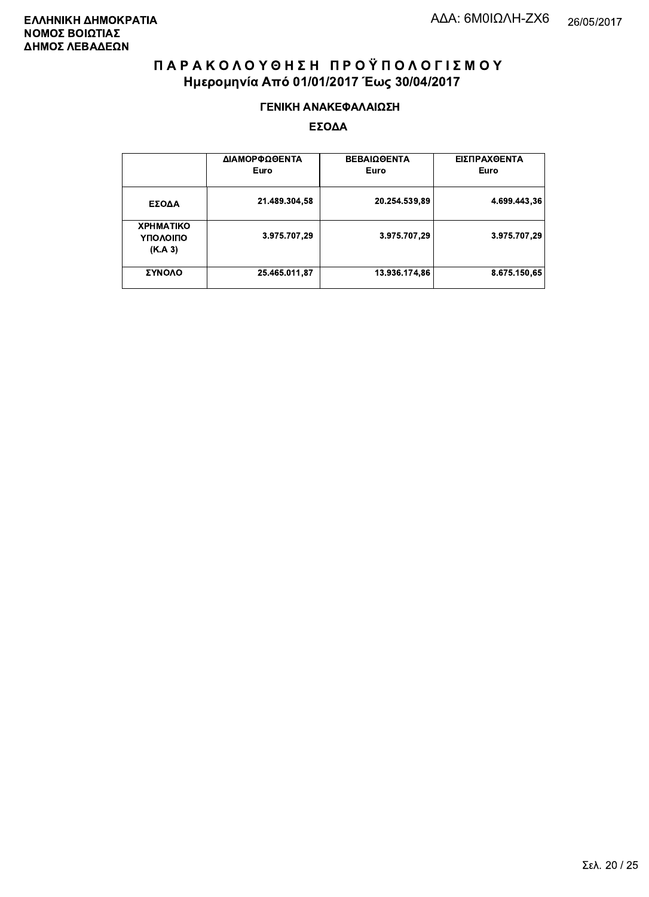**ΕΛΛΗΝΙΚΗ ΔΗΜΟΚΡΑΤΙΑ**
**ΝΟΜΟΣ ΒΟΙΩΤΙΑΣ**
**ΔΗΜΟΣ ΛΕΒΑΔΕΩΝ**

ΑΔΑ: 6Μ0ΙΩΛΗ-ΖΧ6 26/05/2017

# ΠΑΡΑΚΟΛΟΥΘΗΣΗ ΠΡΟΫΠΟΛΟΓΙΣΜΟΥ
## Ημερομηνία Από 01/01/2017 Έως 30/04/2017

### ΓΕΝΙΚΗ ΑΝΑΚΕΦΑΛΑΙΩΣΗ

### ΕΣΟΔΑ

| | ΔΙΑΜΟΡΦΩΘΕΝΤΑ Euro | ΒΕΒΑΙΩΘΕΝΤΑ Euro | ΕΙΣΠΡΑΧΘΕΝΤΑ Euro |
|---|---|---|---|
| ΕΣΟΔΑ | 21.489.304,58 | 20.254.539,89 | 4.699.443,36 |
| ΧΡΗΜΑΤΙΚΟ ΥΠΟΛΟΙΠΟ (Κ.Α 3) | 3.975.707,29 | 3.975.707,29 | 3.975.707,29 |
| ΣΥΝΟΛΟ | 25.465.011,87 | 13.936.174,86 | 8.675.150,65 |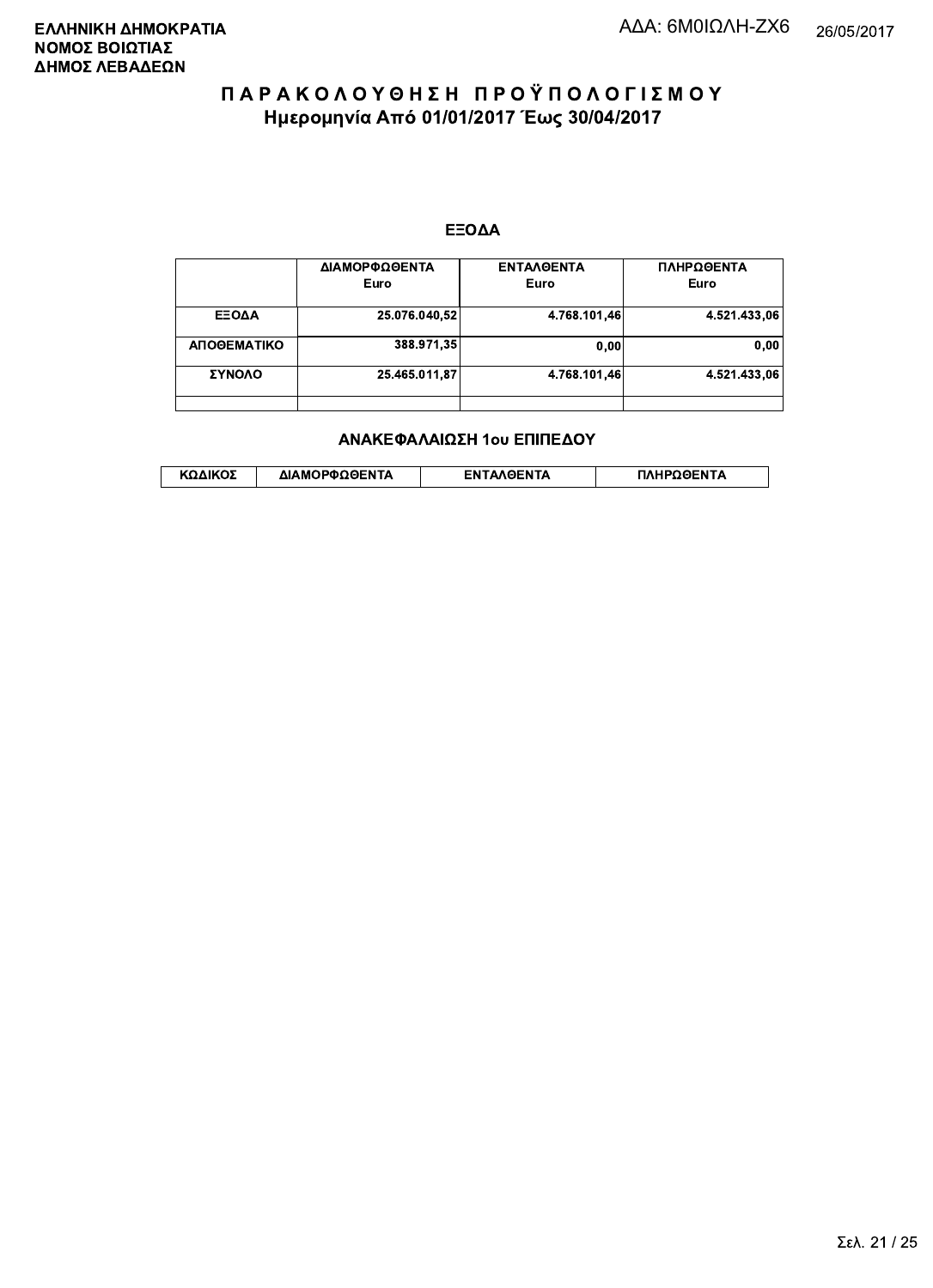**ΕΛΛΗΝΙΚΗ ΔΗΜΟΚΡΑΤΙΑ**
**ΝΟΜΟΣ ΒΟΙΩΤΙΑΣ**
**ΔΗΜΟΣ ΛΕΒΑΔΕΩΝ**

ΑΔΑ: 6Μ0ΙΩΛΗ-ΖΧ6 26/05/2017

# Π Α Ρ Α Κ Ο Λ Ο Υ Θ Η Σ Η  Π Ρ Ο Ϋ Π Ο Λ Ο Γ Ι Σ Μ Ο Υ
## Ημερομηνία Από 01/01/2017 Έως 30/04/2017

### ΕΞΟΔΑ

| | ΔΙΑΜΟΡΦΩΘΕΝΤΑ Euro | ΕΝΤΑΛΘΕΝΤΑ Euro | ΠΛΗΡΩΘΕΝΤΑ Euro |
|---|---|---|---|
| ΕΞΟΔΑ | 25.076.040,52 | 4.768.101,46 | 4.521.433,06 |
| ΑΠΟΘΕΜΑΤΙΚΟ | 388.971,35 | 0,00 | 0,00 |
| ΣΥΝΟΛΟ | 25.465.011,87 | 4.768.101,46 | 4.521.433,06 |
| | | | |

### ΑΝΑΚΕΦΑΛΑΙΩΣΗ 1ου ΕΠΙΠΕΔΟΥ

| ΚΩΔΙΚΟΣ | ΔΙΑΜΟΡΦΩΘΕΝΤΑ | ΕΝΤΑΛΘΕΝΤΑ | ΠΛΗΡΩΘΕΝΤΑ |
|---|---|---|---|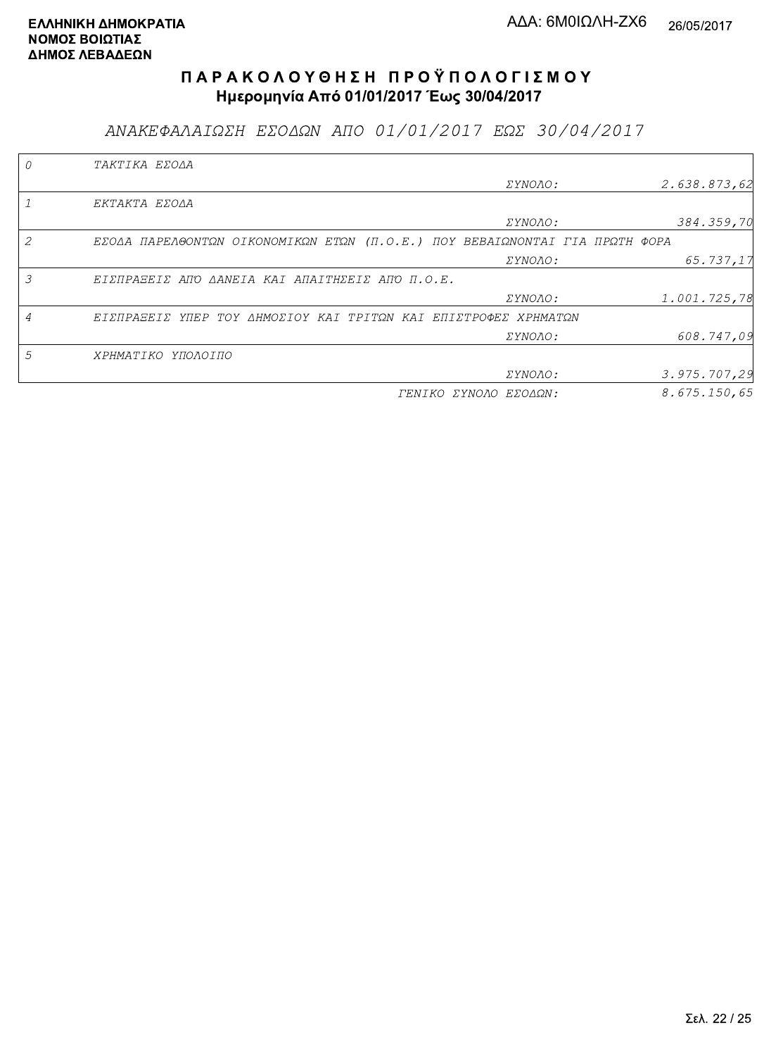**ΕΛΛΗΝΙΚΗ ΔΗΜΟΚΡΑΤΙΑ**
**ΝΟΜΟΣ ΒΟΙΩΤΙΑΣ**
**ΔΗΜΟΣ ΛΕΒΑΔΕΩΝ**

ΑΔΑ: 6Μ0ΙΩΛΗ-ΖΧ6 26/05/2017

# Π Α Ρ Α Κ Ο Λ Ο Υ Θ Η Σ Η   Π Ρ Ο Ϋ Π Ο Λ Ο Γ Ι Σ Μ Ο Υ

## Ημερομηνία Από 01/01/2017 Έως 30/04/2017

*ΑΝΑΚΕΦΑΛΑΙΩΣΗ ΕΣΟΔΩΝ ΑΠΟ 01/01/2017 ΕΩΣ 30/04/2017*

| Κωδ. | Περιγραφή | | Ποσό |
|---|---|---|---|
| 0 | ΤΑΚΤΙΚΑ ΕΣΟΔΑ | | |
| | | ΣΥΝΟΛΟ: | 2.638.873,62 |
| 1 | ΕΚΤΑΚΤΑ ΕΣΟΔΑ | | |
| | | ΣΥΝΟΛΟ: | 384.359,70 |
| 2 | ΕΣΟΔΑ ΠΑΡΕΛΘΟΝΤΩΝ ΟΙΚΟΝΟΜΙΚΩΝ ΕΤΩΝ (Π.Ο.Ε.) ΠΟΥ ΒΕΒΑΙΩΝΟΝΤΑΙ ΓΙΑ ΠΡΩΤΗ ΦΟΡΑ | | |
| | | ΣΥΝΟΛΟ: | 65.737,17 |
| 3 | ΕΙΣΠΡΑΞΕΙΣ ΑΠΟ ΔΑΝΕΙΑ ΚΑΙ ΑΠΑΙΤΗΣΕΙΣ ΑΠΟ Π.Ο.Ε. | | |
| | | ΣΥΝΟΛΟ: | 1.001.725,78 |
| 4 | ΕΙΣΠΡΑΞΕΙΣ ΥΠΕΡ ΤΟΥ ΔΗΜΟΣΙΟΥ ΚΑΙ ΤΡΙΤΩΝ ΚΑΙ ΕΠΙΣΤΡΟΦΕΣ ΧΡΗΜΑΤΩΝ | | |
| | | ΣΥΝΟΛΟ: | 608.747,09 |
| 5 | ΧΡΗΜΑΤΙΚΟ ΥΠΟΛΟΙΠΟ | | |
| | | ΣΥΝΟΛΟ: | 3.975.707,29 |
| | | ΓΕΝΙΚΟ ΣΥΝΟΛΟ ΕΣΟΔΩΝ: | 8.675.150,65 |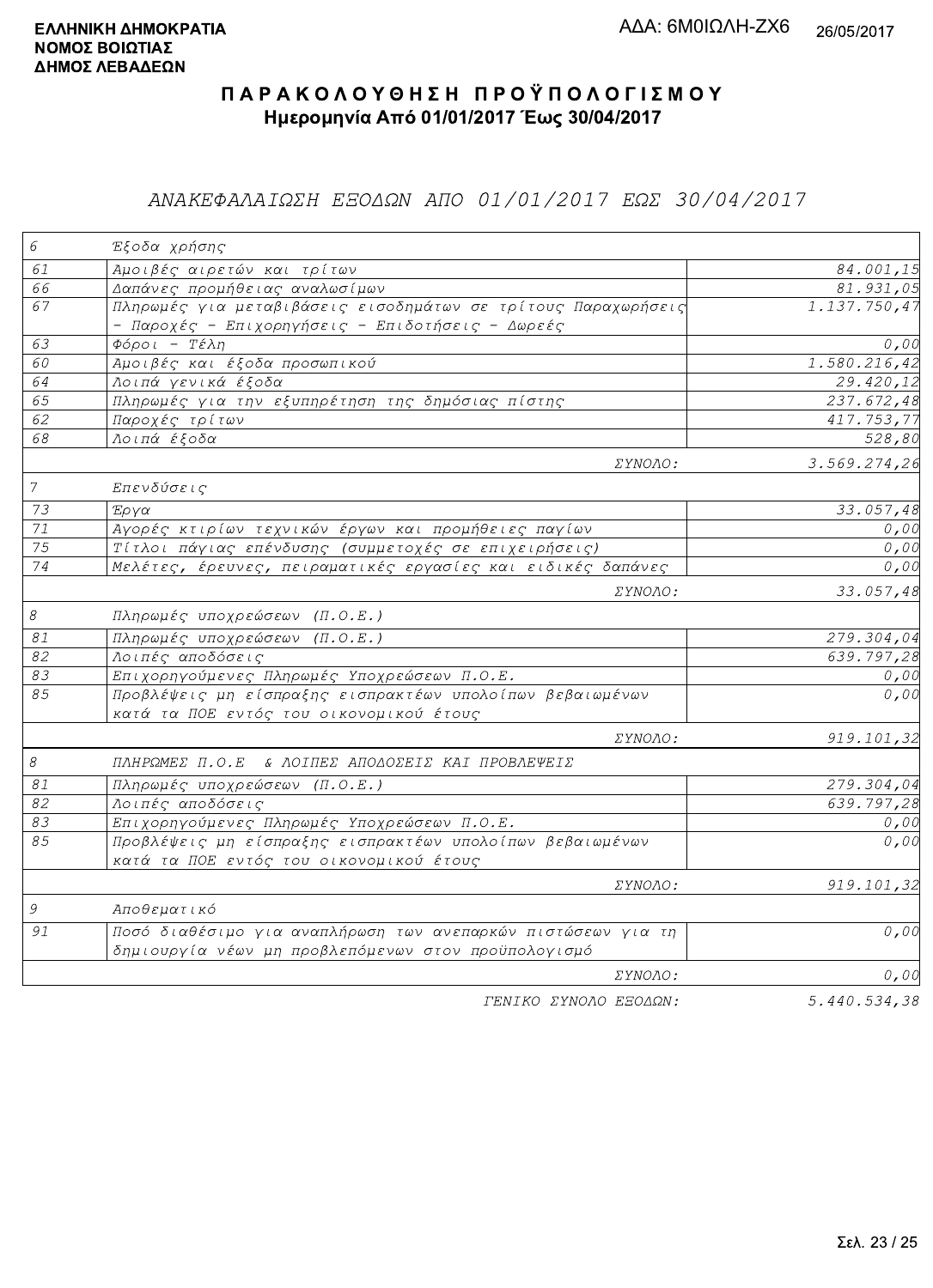**ΕΛΛΗΝΙΚΗ ΔΗΜΟΚΡΑΤΙΑ**
**ΝΟΜΟΣ ΒΟΙΩΤΙΑΣ**
**ΔΗΜΟΣ ΛΕΒΑΔΕΩΝ**

ΑΔΑ: 6Μ0ΙΩΛΗ-ΖΧ6 26/05/2017

# ΠΑΡΑΚΟΛΟΥΘΗΣΗ ΠΡΟΫΠΟΛΟΓΙΣΜΟΥ

**Ημερομηνία Από 01/01/2017 Έως 30/04/2017**

## ΑΝΑΚΕΦΑΛΑΙΩΣΗ ΕΞΟΔΩΝ ΑΠΟ 01/01/2017 ΕΩΣ 30/04/2017

| | | |
|---|---|---|
| 6 | Έξοδα χρήσης | |
| 61 | Αμοιβές αιρετών και τρίτων | 84.001,15 |
| 66 | Δαπάνες προμήθειας αναλωσίμων | 81.931,05 |
| 67 | Πληρωμές για μεταβιβάσεις εισοδημάτων σε τρίτους Παραχωρήσεις - Παροχές - Επιχορηγήσεις - Επιδοτήσεις - Δωρεές | 1.137.750,47 |
| 63 | Φόροι - Τέλη | 0,00 |
| 60 | Αμοιβές και έξοδα προσωπικού | 1.580.216,42 |
| 64 | Λοιπά γενικά έξοδα | 29.420,12 |
| 65 | Πληρωμές για την εξυπηρέτηση της δημόσιας πίστης | 237.672,48 |
| 62 | Παροχές τρίτων | 417.753,77 |
| 68 | Λοιπά έξοδα | 528,80 |
| | ΣΥΝΟΛΟ: | 3.569.274,26 |
| 7 | Επενδύσεις | |
| 73 | Έργα | 33.057,48 |
| 71 | Αγορές κτιρίων τεχνικών έργων και προμήθειες παγίων | 0,00 |
| 75 | Τίτλοι πάγιας επένδυσης (συμμετοχές σε επιχειρήσεις) | 0,00 |
| 74 | Μελέτες, έρευνες, πειραματικές εργασίες και ειδικές δαπάνες | 0,00 |
| | ΣΥΝΟΛΟ: | 33.057,48 |
| 8 | Πληρωμές υποχρεώσεων (Π.Ο.Ε.) | |
| 81 | Πληρωμές υποχρεώσεων (Π.Ο.Ε.) | 279.304,04 |
| 82 | Λοιπές αποδόσεις | 639.797,28 |
| 83 | Επιχορηγούμενες Πληρωμές Υποχρεώσεων Π.Ο.Ε. | 0,00 |
| 85 | Προβλέψεις μη είσπραξης εισπρακτέων υπολοίπων βεβαιωμένων κατά τα ΠΟΕ εντός του οικονομικού έτους | 0,00 |
| | ΣΥΝΟΛΟ: | 919.101,32 |
| 8 | ΠΛΗΡΩΜΕΣ Π.Ο.Ε & ΛΟΙΠΕΣ ΑΠΟΔΟΣΕΙΣ ΚΑΙ ΠΡΟΒΛΕΨΕΙΣ | |
| 81 | Πληρωμές υποχρεώσεων (Π.Ο.Ε.) | 279.304,04 |
| 82 | Λοιπές αποδόσεις | 639.797,28 |
| 83 | Επιχορηγούμενες Πληρωμές Υποχρεώσεων Π.Ο.Ε. | 0,00 |
| 85 | Προβλέψεις μη είσπραξης εισπρακτέων υπολοίπων βεβαιωμένων κατά τα ΠΟΕ εντός του οικονομικού έτους | 0,00 |
| | ΣΥΝΟΛΟ: | 919.101,32 |
| 9 | Αποθεματικό | |
| 91 | Ποσό διαθέσιμο για αναπλήρωση των ανεπαρκών πιστώσεων για τη δημιουργία νέων μη προβλεπόμενων στον προϋπολογισμό | 0,00 |
| | ΣΥΝΟΛΟ: | 0,00 |
| | ΓΕΝΙΚΟ ΣΥΝΟΛΟ ΕΞΟΔΩΝ: | 5.440.534,38 |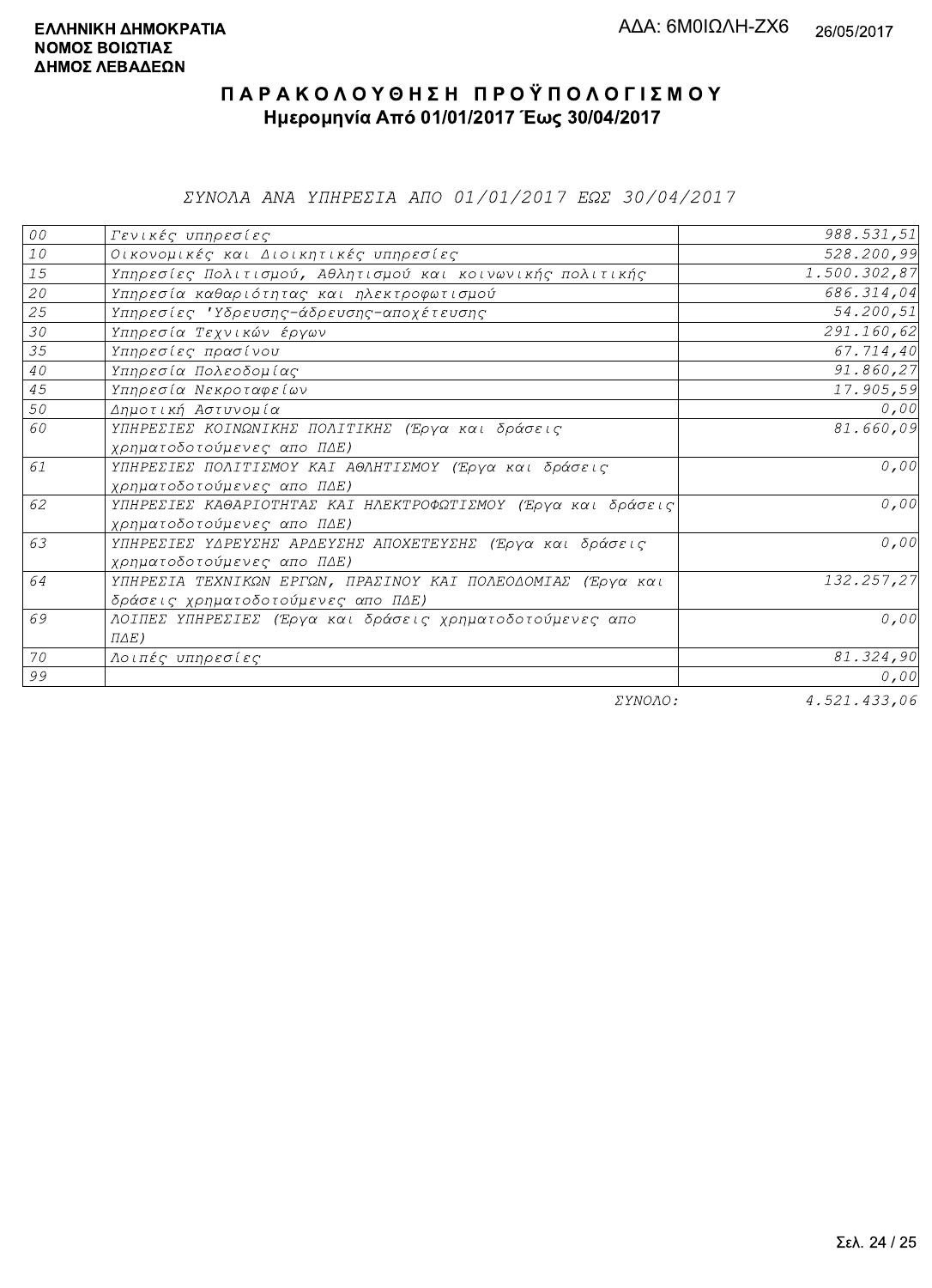ΕΛΛΗΝΙΚΗ ΔΗΜΟΚΡΑΤΙΑ
ΝΟΜΟΣ ΒΟΙΩΤΙΑΣ
ΔΗΜΟΣ ΛΕΒΑΔΕΩΝ

ΑΔΑ: 6Μ0ΙΩΛΗ-ΖΧ6 26/05/2017

# ΠΑΡΑΚΟΛΟΥΘΗΣΗ ΠΡΟΫΠΟΛΟΓΙΣΜΟΥ

## Ημερομηνία Από 01/01/2017 Έως 30/04/2017

*ΣΥΝΟΛΑ ΑΝΑ ΥΠΗΡΕΣΙΑ ΑΠΟ 01/01/2017 ΕΩΣ 30/04/2017*

| | | |
|---|---|---|
| 00 | Γενικές υπηρεσίες | 988.531,51 |
| 10 | Οικονομικές και Διοικητικές υπηρεσίες | 528.200,99 |
| 15 | Υπηρεσίες Πολιτισμού, Αθλητισμού και κοινωνικής πολιτικής | 1.500.302,87 |
| 20 | Υπηρεσία καθαριότητας και ηλεκτροφωτισμού | 686.314,04 |
| 25 | Υπηρεσίες 'Υδρευσης-άδρευσης-αποχέτευσης | 54.200,51 |
| 30 | Υπηρεσία Τεχνικών έργων | 291.160,62 |
| 35 | Υπηρεσίες πρασίνου | 67.714,40 |
| 40 | Υπηρεσία Πολεοδομίας | 91.860,27 |
| 45 | Υπηρεσία Νεκροταφείων | 17.905,59 |
| 50 | Δημοτική Αστυνομία | 0,00 |
| 60 | ΥΠΗΡΕΣΙΕΣ ΚΟΙΝΩΝΙΚΗΣ ΠΟΛΙΤΙΚΗΣ (Έργα και δράσεις χρηματοδοτούμενες απο ΠΔΕ) | 81.660,09 |
| 61 | ΥΠΗΡΕΣΙΕΣ ΠΟΛΙΤΙΣΜΟΥ ΚΑΙ ΑΘΛΗΤΙΣΜΟΥ (Έργα και δράσεις χρηματοδοτούμενες απο ΠΔΕ) | 0,00 |
| 62 | ΥΠΗΡΕΣΙΕΣ ΚΑΘΑΡΙΟΤΗΤΑΣ ΚΑΙ ΗΛΕΚΤΡΟΦΩΤΙΣΜΟΥ (Έργα και δράσεις χρηματοδοτούμενες απο ΠΔΕ) | 0,00 |
| 63 | ΥΠΗΡΕΣΙΕΣ ΥΔΡΕΥΣΗΣ ΑΡΔΕΥΣΗΣ ΑΠΟΧΕΤΕΥΣΗΣ (Έργα και δράσεις χρηματοδοτούμενες απο ΠΔΕ) | 0,00 |
| 64 | ΥΠΗΡΕΣΙΑ ΤΕΧΝΙΚΩΝ ΕΡΓΩΝ, ΠΡΑΣΙΝΟΥ ΚΑΙ ΠΟΛΕΟΔΟΜΙΑΣ (Έργα και δράσεις χρηματοδοτούμενες απο ΠΔΕ) | 132.257,27 |
| 69 | ΛΟΙΠΕΣ ΥΠΗΡΕΣΙΕΣ (Έργα και δράσεις χρηματοδοτούμενες απο ΠΔΕ) | 0,00 |
| 70 | Λοιπές υπηρεσίες | 81.324,90 |
| 99 | | 0,00 |
| | ΣΥΝΟΛΟ: | 4.521.433,06 |